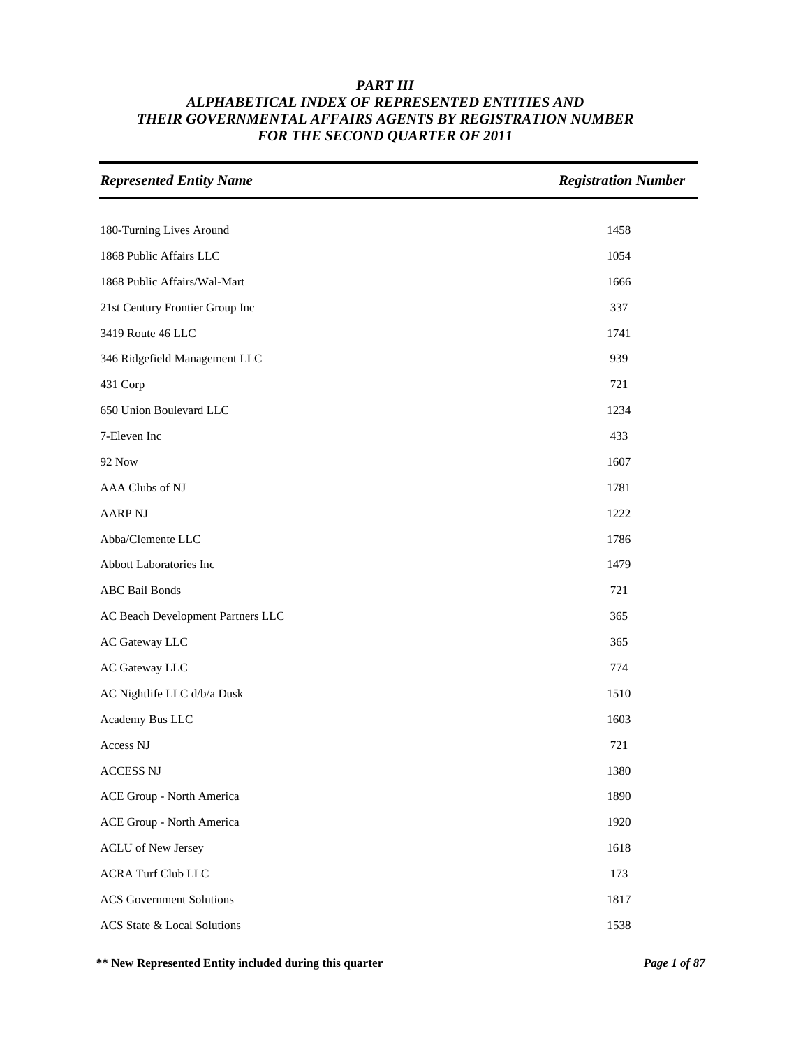***PART III***
***ALPHABETICAL INDEX OF REPRESENTED ENTITIES AND***
***THEIR GOVERNMENTAL AFFAIRS AGENTS BY REGISTRATION NUMBER***
***FOR THE SECOND QUARTER OF 2011***

| *Represented Entity Name* | *Registration Number* |
|---|---|
| 180-Turning Lives Around | 1458 |
| 1868 Public Affairs LLC | 1054 |
| 1868 Public Affairs/Wal-Mart | 1666 |
| 21st Century Frontier Group Inc | 337 |
| 3419 Route 46 LLC | 1741 |
| 346 Ridgefield Management LLC | 939 |
| 431 Corp | 721 |
| 650 Union Boulevard LLC | 1234 |
| 7-Eleven Inc | 433 |
| 92 Now | 1607 |
| AAA Clubs of NJ | 1781 |
| AARP NJ | 1222 |
| Abba/Clemente LLC | 1786 |
| Abbott Laboratories Inc | 1479 |
| ABC Bail Bonds | 721 |
| AC Beach Development Partners LLC | 365 |
| AC Gateway LLC | 365 |
| AC Gateway LLC | 774 |
| AC Nightlife LLC d/b/a Dusk | 1510 |
| Academy Bus LLC | 1603 |
| Access NJ | 721 |
| ACCESS NJ | 1380 |
| ACE Group - North America | 1890 |
| ACE Group - North America | 1920 |
| ACLU of New Jersey | 1618 |
| ACRA Turf Club LLC | 173 |
| ACS Government Solutions | 1817 |
| ACS State & Local Solutions | 1538 |

**\*\* New Represented Entity included during this quarter**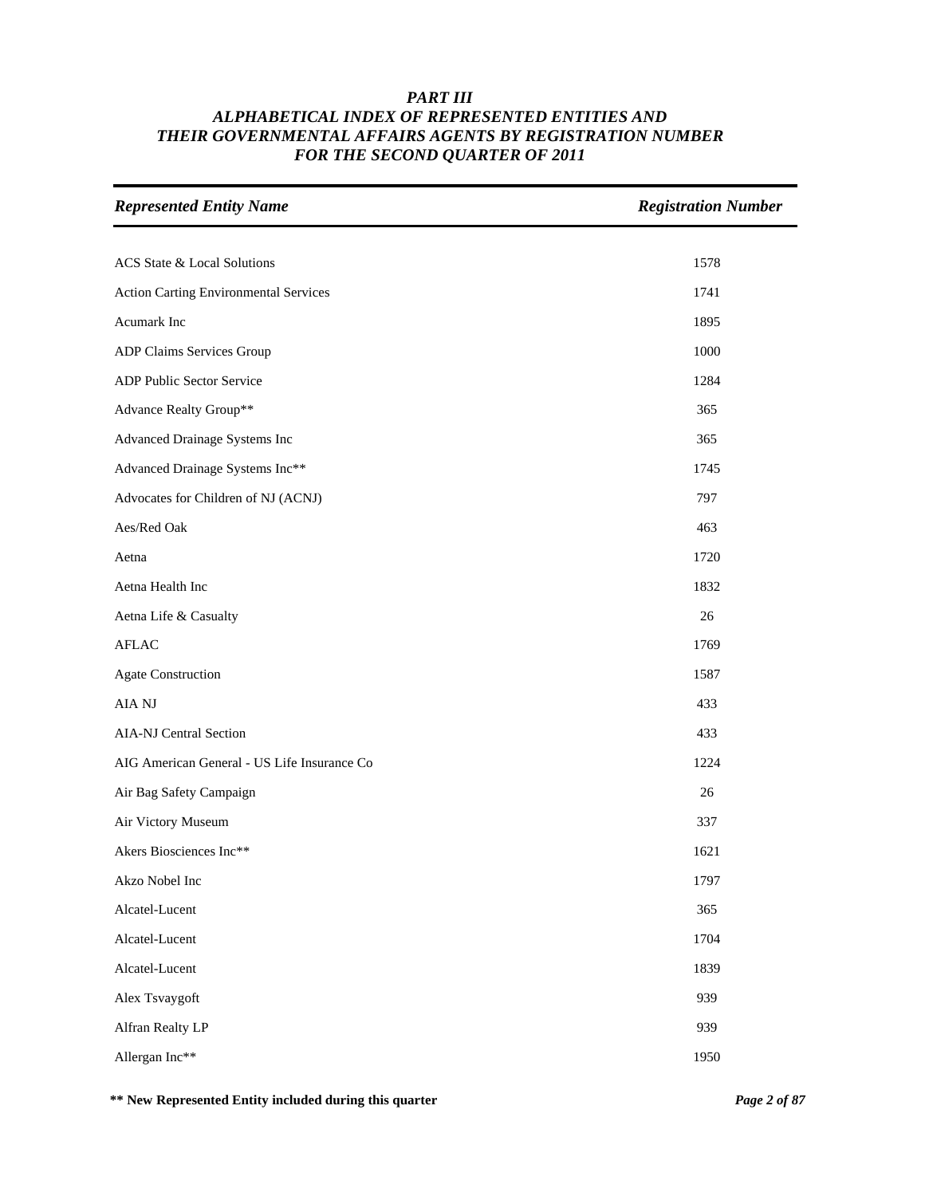# PART III
# ALPHABETICAL INDEX OF REPRESENTED ENTITIES AND THEIR GOVERNMENTAL AFFAIRS AGENTS BY REGISTRATION NUMBER FOR THE SECOND QUARTER OF 2011

| *Represented Entity Name* | *Registration Number* |
|---|---|
| ACS State & Local Solutions | 1578 |
| Action Carting Environmental Services | 1741 |
| Acumark Inc | 1895 |
| ADP Claims Services Group | 1000 |
| ADP Public Sector Service | 1284 |
| Advance Realty Group** | 365 |
| Advanced Drainage Systems Inc | 365 |
| Advanced Drainage Systems Inc** | 1745 |
| Advocates for Children of NJ (ACNJ) | 797 |
| Aes/Red Oak | 463 |
| Aetna | 1720 |
| Aetna Health Inc | 1832 |
| Aetna Life & Casualty | 26 |
| AFLAC | 1769 |
| Agate Construction | 1587 |
| AIA NJ | 433 |
| AIA-NJ Central Section | 433 |
| AIG American General - US Life Insurance Co | 1224 |
| Air Bag Safety Campaign | 26 |
| Air Victory Museum | 337 |
| Akers Biosciences Inc** | 1621 |
| Akzo Nobel Inc | 1797 |
| Alcatel-Lucent | 365 |
| Alcatel-Lucent | 1704 |
| Alcatel-Lucent | 1839 |
| Alex Tsvaygoft | 939 |
| Alfran Realty LP | 939 |
| Allergan Inc** | 1950 |

**** New Represented Entity included during this quarter**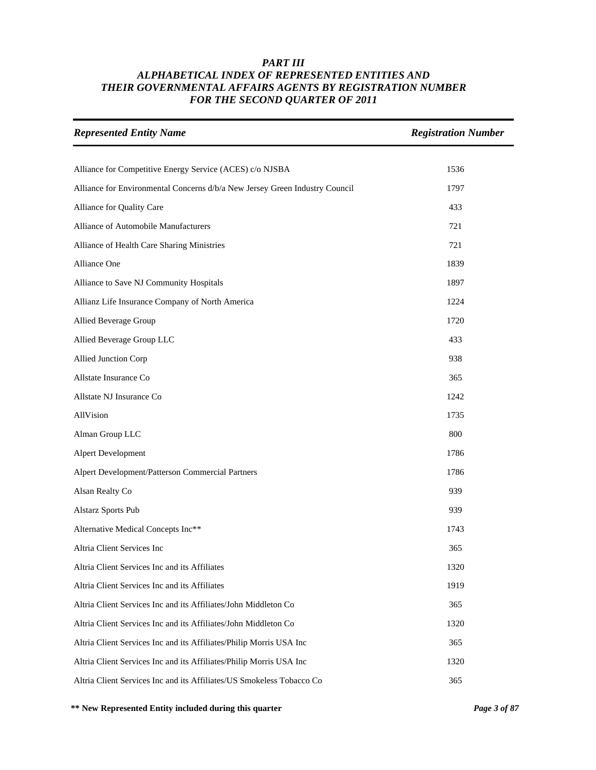# *PART III*
# *ALPHABETICAL INDEX OF REPRESENTED ENTITIES AND THEIR GOVERNMENTAL AFFAIRS AGENTS BY REGISTRATION NUMBER FOR THE SECOND QUARTER OF 2011*

| *Represented Entity Name* | *Registration Number* |
|---|---|
| Alliance for Competitive Energy Service (ACES) c/o NJSBA | 1536 |
| Alliance for Environmental Concerns d/b/a New Jersey Green Industry Council | 1797 |
| Alliance for Quality Care | 433 |
| Alliance of Automobile Manufacturers | 721 |
| Alliance of Health Care Sharing Ministries | 721 |
| Alliance One | 1839 |
| Alliance to Save NJ Community Hospitals | 1897 |
| Allianz Life Insurance Company of North America | 1224 |
| Allied Beverage Group | 1720 |
| Allied Beverage Group LLC | 433 |
| Allied Junction Corp | 938 |
| Allstate Insurance Co | 365 |
| Allstate NJ Insurance Co | 1242 |
| AllVision | 1735 |
| Alman Group LLC | 800 |
| Alpert Development | 1786 |
| Alpert Development/Patterson Commercial Partners | 1786 |
| Alsan Realty Co | 939 |
| Alstarz Sports Pub | 939 |
| Alternative Medical Concepts Inc** | 1743 |
| Altria Client Services Inc | 365 |
| Altria Client Services Inc and its Affiliates | 1320 |
| Altria Client Services Inc and its Affiliates | 1919 |
| Altria Client Services Inc and its Affiliates/John Middleton Co | 365 |
| Altria Client Services Inc and its Affiliates/John Middleton Co | 1320 |
| Altria Client Services Inc and its Affiliates/Philip Morris USA Inc | 365 |
| Altria Client Services Inc and its Affiliates/Philip Morris USA Inc | 1320 |
| Altria Client Services Inc and its Affiliates/US Smokeless Tobacco Co | 365 |

**\*\* New Represented Entity included during this quarter**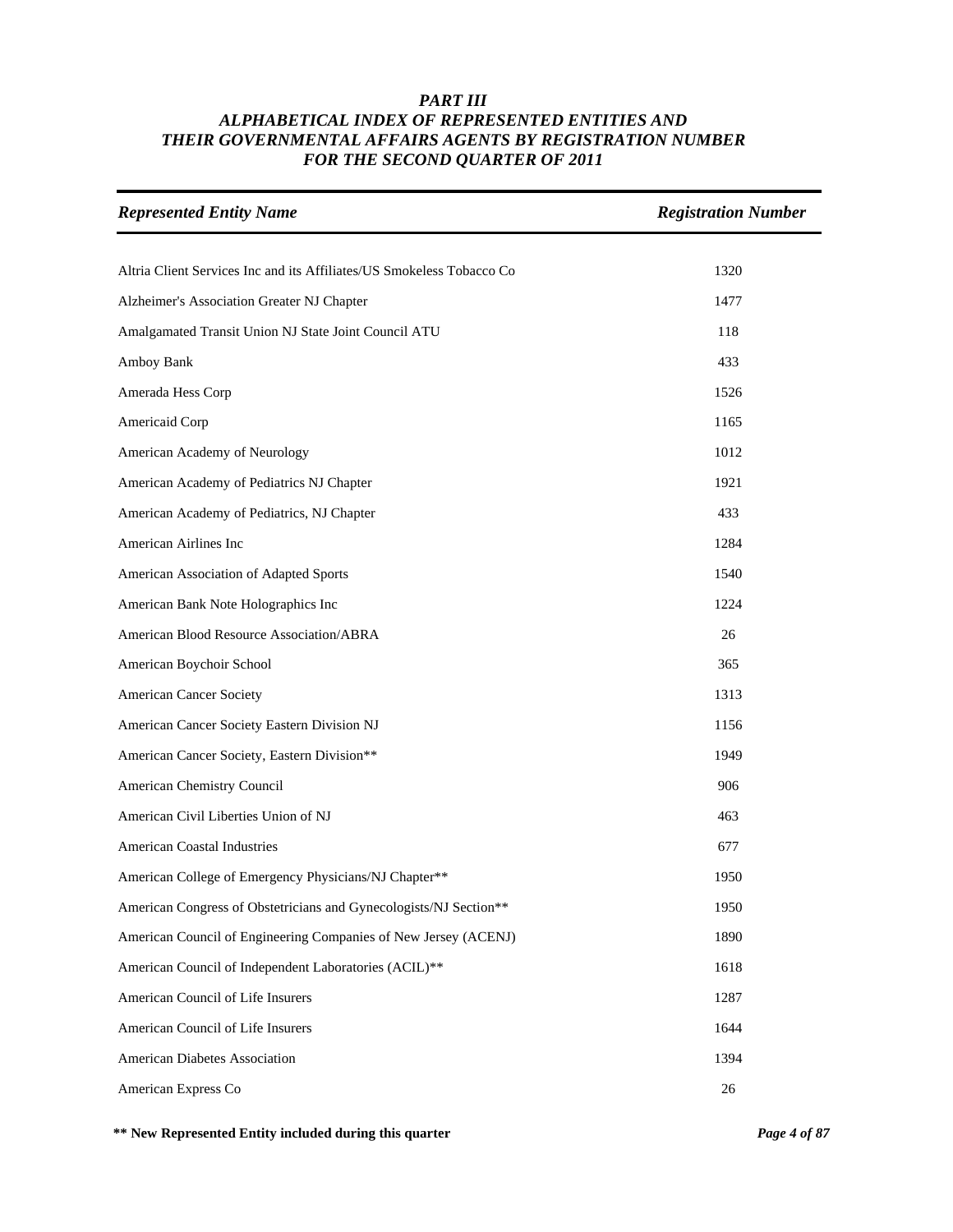# *PART III*
## *ALPHABETICAL INDEX OF REPRESENTED ENTITIES AND THEIR GOVERNMENTAL AFFAIRS AGENTS BY REGISTRATION NUMBER FOR THE SECOND QUARTER OF 2011*

| *Represented Entity Name* | *Registration Number* |
|---|---|
| Altria Client Services Inc and its Affiliates/US Smokeless Tobacco Co | 1320 |
| Alzheimer's Association Greater NJ Chapter | 1477 |
| Amalgamated Transit Union NJ State Joint Council ATU | 118 |
| Amboy Bank | 433 |
| Amerada Hess Corp | 1526 |
| Americaid Corp | 1165 |
| American Academy of Neurology | 1012 |
| American Academy of Pediatrics NJ Chapter | 1921 |
| American Academy of Pediatrics, NJ Chapter | 433 |
| American Airlines Inc | 1284 |
| American Association of Adapted Sports | 1540 |
| American Bank Note Holographics Inc | 1224 |
| American Blood Resource Association/ABRA | 26 |
| American Boychoir School | 365 |
| American Cancer Society | 1313 |
| American Cancer Society Eastern Division NJ | 1156 |
| American Cancer Society, Eastern Division** | 1949 |
| American Chemistry Council | 906 |
| American Civil Liberties Union of NJ | 463 |
| American Coastal Industries | 677 |
| American College of Emergency Physicians/NJ Chapter** | 1950 |
| American Congress of Obstetricians and Gynecologists/NJ Section** | 1950 |
| American Council of Engineering Companies of New Jersey (ACENJ) | 1890 |
| American Council of Independent Laboratories (ACIL)** | 1618 |
| American Council of Life Insurers | 1287 |
| American Council of Life Insurers | 1644 |
| American Diabetes Association | 1394 |
| American Express Co | 26 |

**** New Represented Entity included during this quarter**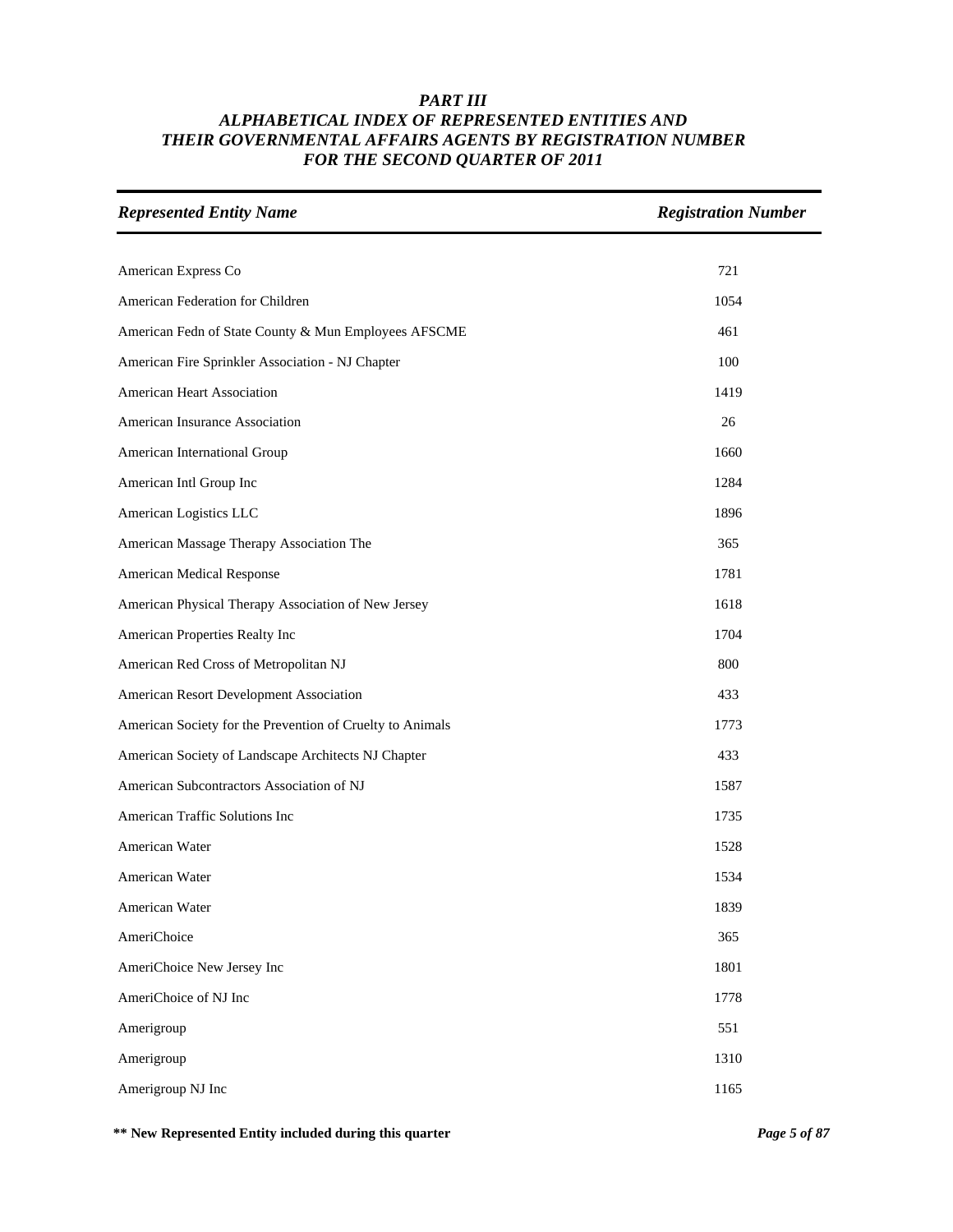# *PART III*
# *ALPHABETICAL INDEX OF REPRESENTED ENTITIES AND THEIR GOVERNMENTAL AFFAIRS AGENTS BY REGISTRATION NUMBER FOR THE SECOND QUARTER OF 2011*

| *Represented Entity Name* | *Registration Number* |
|---|---|
| American Express Co | 721 |
| American Federation for Children | 1054 |
| American Fedn of State County & Mun Employees AFSCME | 461 |
| American Fire Sprinkler Association - NJ Chapter | 100 |
| American Heart Association | 1419 |
| American Insurance Association | 26 |
| American International Group | 1660 |
| American Intl Group Inc | 1284 |
| American Logistics LLC | 1896 |
| American Massage Therapy Association The | 365 |
| American Medical Response | 1781 |
| American Physical Therapy Association of New Jersey | 1618 |
| American Properties Realty Inc | 1704 |
| American Red Cross of Metropolitan NJ | 800 |
| American Resort Development Association | 433 |
| American Society for the Prevention of Cruelty to Animals | 1773 |
| American Society of Landscape Architects NJ Chapter | 433 |
| American Subcontractors Association of NJ | 1587 |
| American Traffic Solutions Inc | 1735 |
| American Water | 1528 |
| American Water | 1534 |
| American Water | 1839 |
| AmeriChoice | 365 |
| AmeriChoice New Jersey Inc | 1801 |
| AmeriChoice of NJ Inc | 1778 |
| Amerigroup | 551 |
| Amerigroup | 1310 |
| Amerigroup NJ Inc | 1165 |

**\*\* New Represented Entity included during this quarter**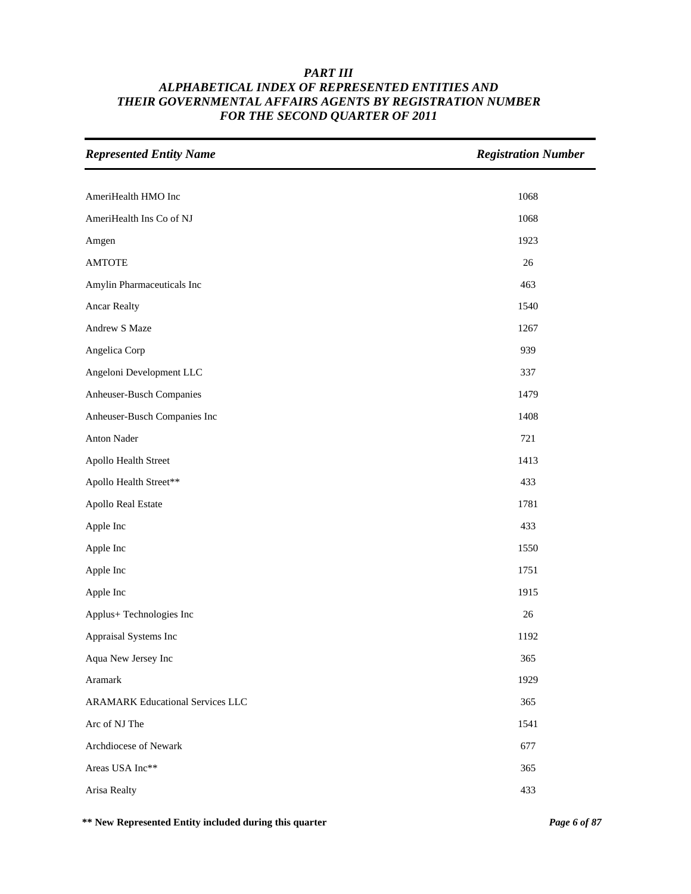# *PART III*
## *ALPHABETICAL INDEX OF REPRESENTED ENTITIES AND THEIR GOVERNMENTAL AFFAIRS AGENTS BY REGISTRATION NUMBER FOR THE SECOND QUARTER OF 2011*

| *Represented Entity Name* | *Registration Number* |
| --- | --- |
| AmeriHealth HMO Inc | 1068 |
| AmeriHealth Ins Co of NJ | 1068 |
| Amgen | 1923 |
| AMTOTE | 26 |
| Amylin Pharmaceuticals Inc | 463 |
| Ancar Realty | 1540 |
| Andrew S Maze | 1267 |
| Angelica Corp | 939 |
| Angeloni Development LLC | 337 |
| Anheuser-Busch Companies | 1479 |
| Anheuser-Busch Companies Inc | 1408 |
| Anton Nader | 721 |
| Apollo Health Street | 1413 |
| Apollo Health Street** | 433 |
| Apollo Real Estate | 1781 |
| Apple Inc | 433 |
| Apple Inc | 1550 |
| Apple Inc | 1751 |
| Apple Inc | 1915 |
| Applus+ Technologies Inc | 26 |
| Appraisal Systems Inc | 1192 |
| Aqua New Jersey Inc | 365 |
| Aramark | 1929 |
| ARAMARK Educational Services LLC | 365 |
| Arc of NJ The | 1541 |
| Archdiocese of Newark | 677 |
| Areas USA Inc** | 365 |
| Arisa Realty | 433 |

**\*\* New Represented Entity included during this quarter**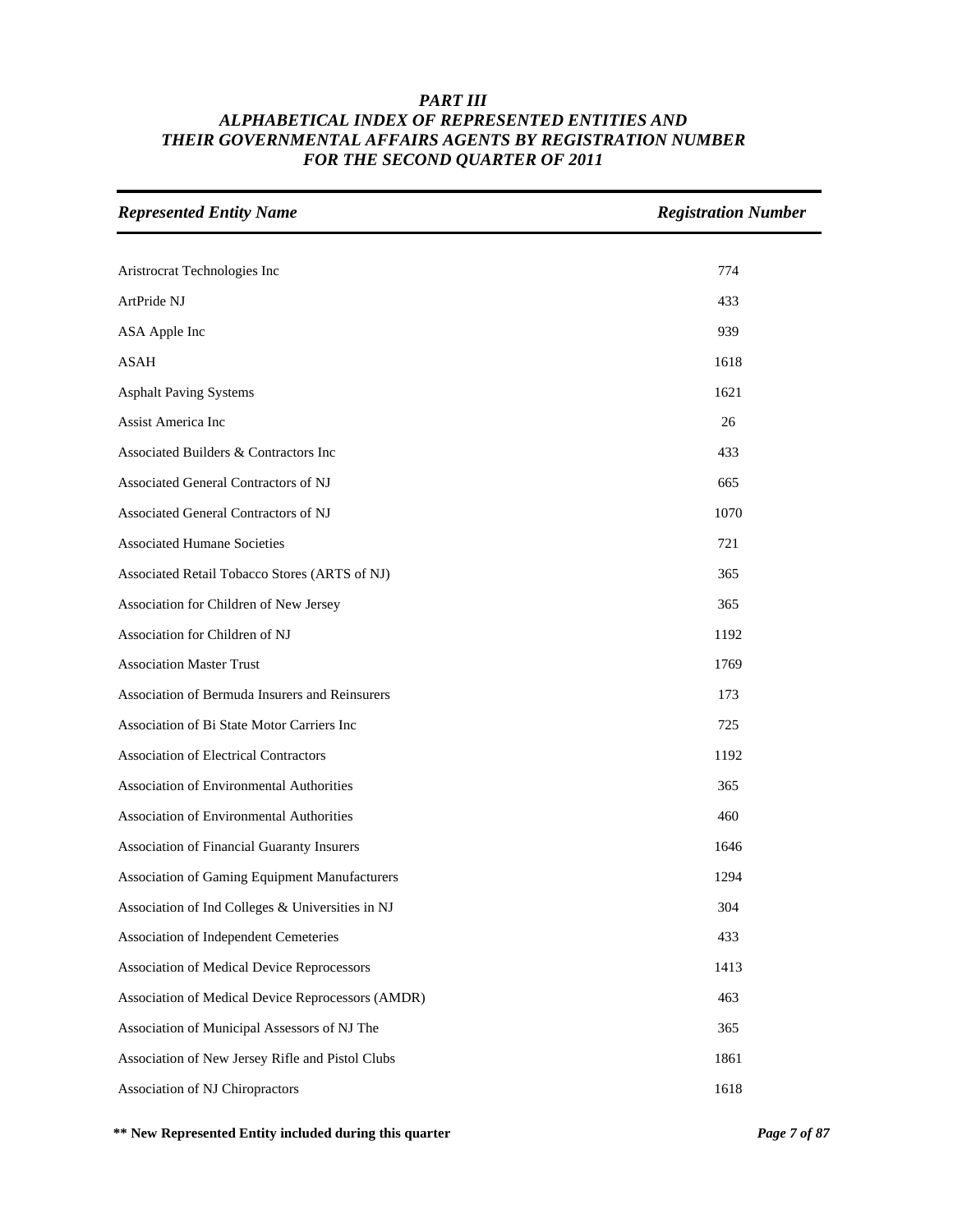# *PART III*
## *ALPHABETICAL INDEX OF REPRESENTED ENTITIES AND THEIR GOVERNMENTAL AFFAIRS AGENTS BY REGISTRATION NUMBER FOR THE SECOND QUARTER OF 2011*

| *Represented Entity Name* | *Registration Number* |
|---|---|
| Aristocrat Technologies Inc | 774 |
| ArtPride NJ | 433 |
| ASA Apple Inc | 939 |
| ASAH | 1618 |
| Asphalt Paving Systems | 1621 |
| Assist America Inc | 26 |
| Associated Builders & Contractors Inc | 433 |
| Associated General Contractors of NJ | 665 |
| Associated General Contractors of NJ | 1070 |
| Associated Humane Societies | 721 |
| Associated Retail Tobacco Stores (ARTS of NJ) | 365 |
| Association for Children of New Jersey | 365 |
| Association for Children of NJ | 1192 |
| Association Master Trust | 1769 |
| Association of Bermuda Insurers and Reinsurers | 173 |
| Association of Bi State Motor Carriers Inc | 725 |
| Association of Electrical Contractors | 1192 |
| Association of Environmental Authorities | 365 |
| Association of Environmental Authorities | 460 |
| Association of Financial Guaranty Insurers | 1646 |
| Association of Gaming Equipment Manufacturers | 1294 |
| Association of Ind Colleges & Universities in NJ | 304 |
| Association of Independent Cemeteries | 433 |
| Association of Medical Device Reprocessors | 1413 |
| Association of Medical Device Reprocessors (AMDR) | 463 |
| Association of Municipal Assessors of NJ The | 365 |
| Association of New Jersey Rifle and Pistol Clubs | 1861 |
| Association of NJ Chiropractors | 1618 |

**\*\* New Represented Entity included during this quarter**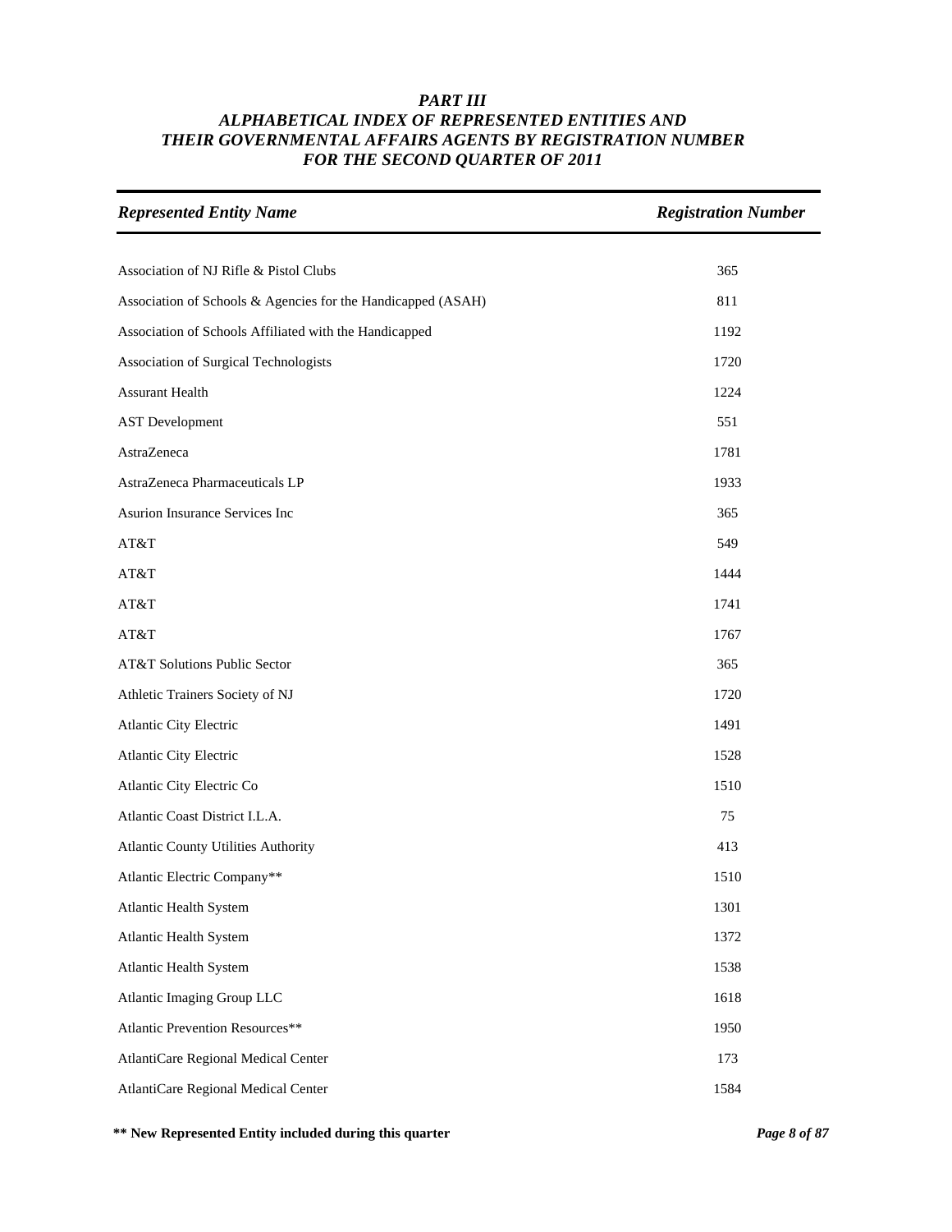# PART III
## ALPHABETICAL INDEX OF REPRESENTED ENTITIES AND THEIR GOVERNMENTAL AFFAIRS AGENTS BY REGISTRATION NUMBER FOR THE SECOND QUARTER OF 2011

| *Represented Entity Name* | *Registration Number* |
|---|---|
| Association of NJ Rifle & Pistol Clubs | 365 |
| Association of Schools & Agencies for the Handicapped (ASAH) | 811 |
| Association of Schools Affiliated with the Handicapped | 1192 |
| Association of Surgical Technologists | 1720 |
| Assurant Health | 1224 |
| AST Development | 551 |
| AstraZeneca | 1781 |
| AstraZeneca Pharmaceuticals LP | 1933 |
| Asurion Insurance Services Inc | 365 |
| AT&T | 549 |
| AT&T | 1444 |
| AT&T | 1741 |
| AT&T | 1767 |
| AT&T Solutions Public Sector | 365 |
| Athletic Trainers Society of NJ | 1720 |
| Atlantic City Electric | 1491 |
| Atlantic City Electric | 1528 |
| Atlantic City Electric Co | 1510 |
| Atlantic Coast District I.L.A. | 75 |
| Atlantic County Utilities Authority | 413 |
| Atlantic Electric Company** | 1510 |
| Atlantic Health System | 1301 |
| Atlantic Health System | 1372 |
| Atlantic Health System | 1538 |
| Atlantic Imaging Group LLC | 1618 |
| Atlantic Prevention Resources** | 1950 |
| AtlantiCare Regional Medical Center | 173 |
| AtlantiCare Regional Medical Center | 1584 |

**\** New Represented Entity included during this quarter**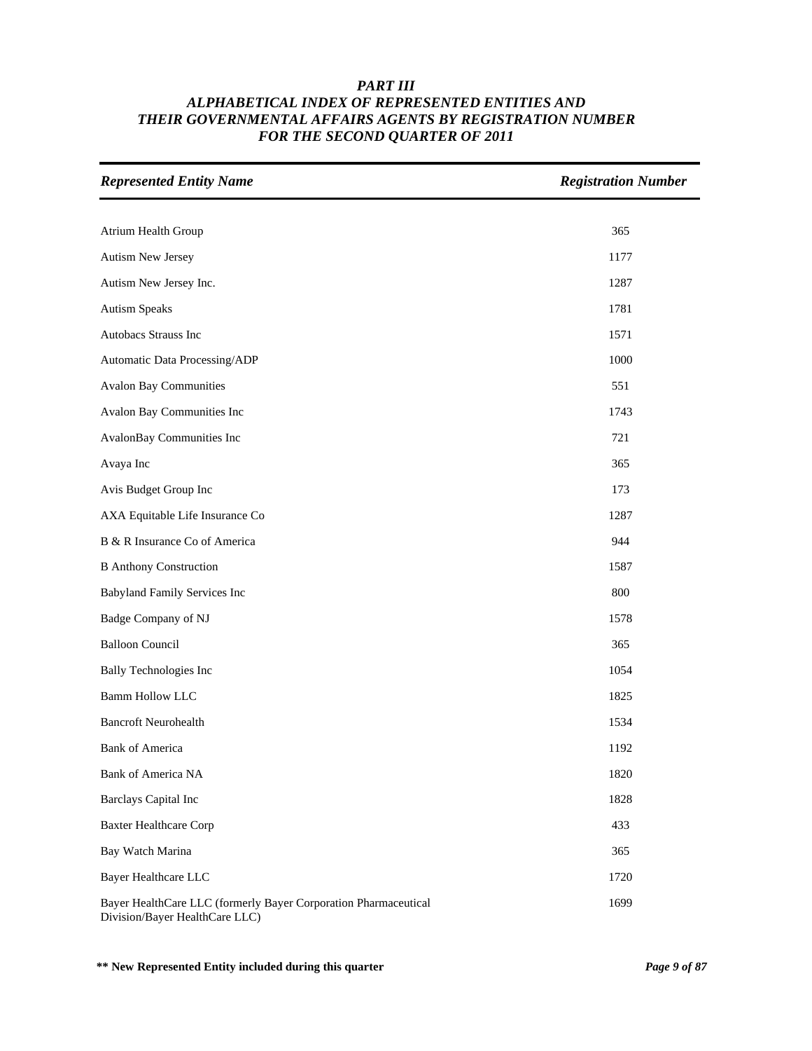# *PART III*
# *ALPHABETICAL INDEX OF REPRESENTED ENTITIES AND THEIR GOVERNMENTAL AFFAIRS AGENTS BY REGISTRATION NUMBER FOR THE SECOND QUARTER OF 2011*

| *Represented Entity Name* | *Registration Number* |
|---|---|
| Atrium Health Group | 365 |
| Autism New Jersey | 1177 |
| Autism New Jersey Inc. | 1287 |
| Autism Speaks | 1781 |
| Autobacs Strauss Inc | 1571 |
| Automatic Data Processing/ADP | 1000 |
| Avalon Bay Communities | 551 |
| Avalon Bay Communities Inc | 1743 |
| AvalonBay Communities Inc | 721 |
| Avaya Inc | 365 |
| Avis Budget Group Inc | 173 |
| AXA Equitable Life Insurance Co | 1287 |
| B & R Insurance Co of America | 944 |
| B Anthony Construction | 1587 |
| Babyland Family Services Inc | 800 |
| Badge Company of NJ | 1578 |
| Balloon Council | 365 |
| Bally Technologies Inc | 1054 |
| Bamm Hollow LLC | 1825 |
| Bancroft Neurohealth | 1534 |
| Bank of America | 1192 |
| Bank of America NA | 1820 |
| Barclays Capital Inc | 1828 |
| Baxter Healthcare Corp | 433 |
| Bay Watch Marina | 365 |
| Bayer Healthcare LLC | 1720 |
| Bayer HealthCare LLC (formerly Bayer Corporation Pharmaceutical Division/Bayer HealthCare LLC) | 1699 |

**\*\* New Represented Entity included during this quarter**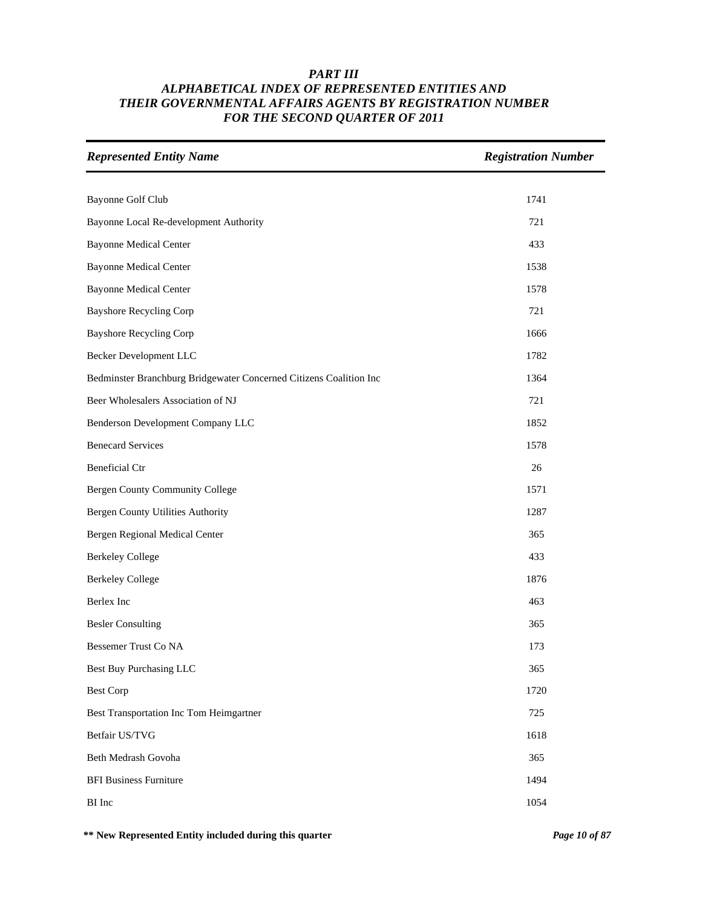# *PART III*
## *ALPHABETICAL INDEX OF REPRESENTED ENTITIES AND THEIR GOVERNMENTAL AFFAIRS AGENTS BY REGISTRATION NUMBER FOR THE SECOND QUARTER OF 2011*

| *Represented Entity Name* | *Registration Number* |
|---|---|
| Bayonne Golf Club | 1741 |
| Bayonne Local Re-development Authority | 721 |
| Bayonne Medical Center | 433 |
| Bayonne Medical Center | 1538 |
| Bayonne Medical Center | 1578 |
| Bayshore Recycling Corp | 721 |
| Bayshore Recycling Corp | 1666 |
| Becker Development LLC | 1782 |
| Bedminster Branchburg Bridgewater Concerned Citizens Coalition Inc | 1364 |
| Beer Wholesalers Association of NJ | 721 |
| Benderson Development Company LLC | 1852 |
| Benecard Services | 1578 |
| Beneficial Ctr | 26 |
| Bergen County Community College | 1571 |
| Bergen County Utilities Authority | 1287 |
| Bergen Regional Medical Center | 365 |
| Berkeley College | 433 |
| Berkeley College | 1876 |
| Berlex Inc | 463 |
| Besler Consulting | 365 |
| Bessemer Trust Co NA | 173 |
| Best Buy Purchasing LLC | 365 |
| Best Corp | 1720 |
| Best Transportation Inc Tom Heimgartner | 725 |
| Betfair US/TVG | 1618 |
| Beth Medrash Govoha | 365 |
| BFI Business Furniture | 1494 |
| BI Inc | 1054 |

**\*\* New Represented Entity included during this quarter**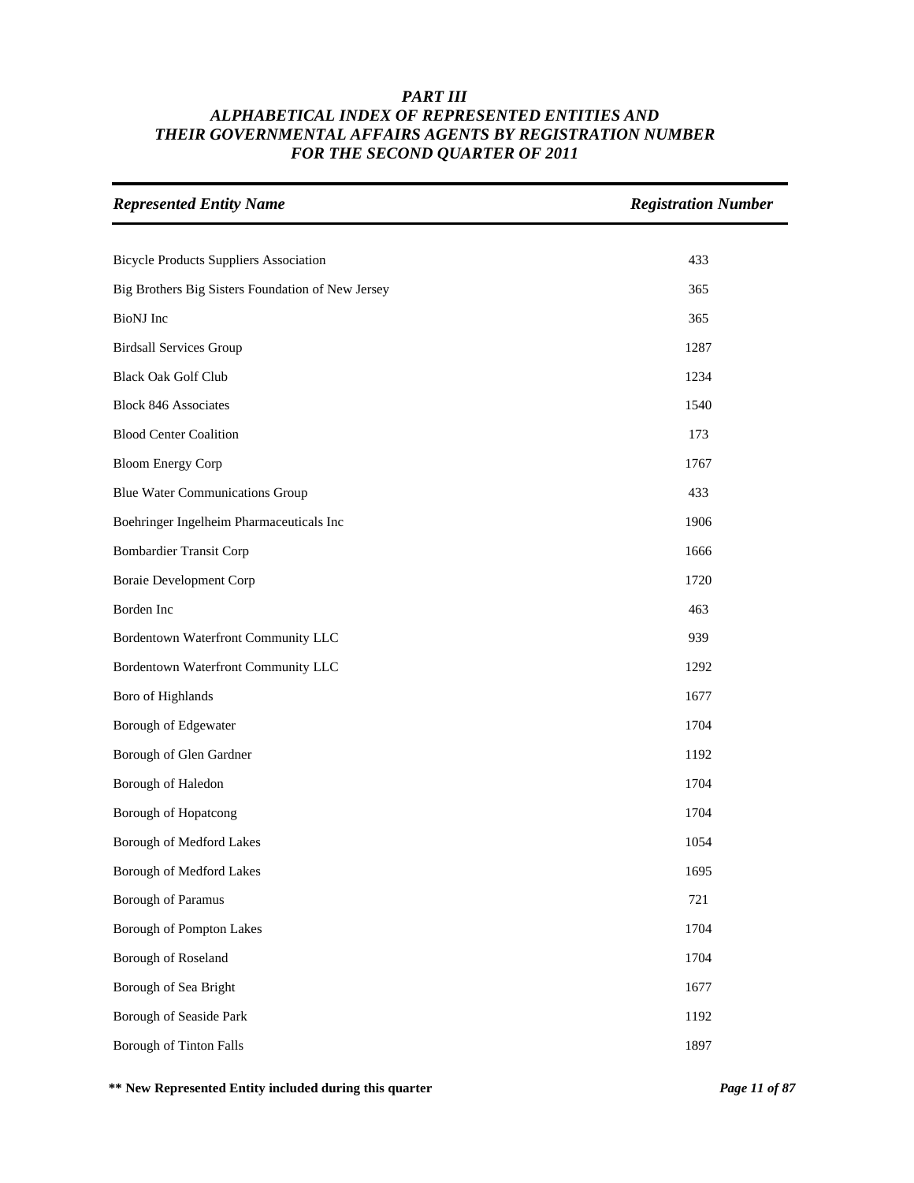# PART III
## ALPHABETICAL INDEX OF REPRESENTED ENTITIES AND THEIR GOVERNMENTAL AFFAIRS AGENTS BY REGISTRATION NUMBER FOR THE SECOND QUARTER OF 2011

| *Represented Entity Name* | *Registration Number* |
|---|---|
| Bicycle Products Suppliers Association | 433 |
| Big Brothers Big Sisters Foundation of New Jersey | 365 |
| BioNJ Inc | 365 |
| Birdsall Services Group | 1287 |
| Black Oak Golf Club | 1234 |
| Block 846 Associates | 1540 |
| Blood Center Coalition | 173 |
| Bloom Energy Corp | 1767 |
| Blue Water Communications Group | 433 |
| Boehringer Ingelheim Pharmaceuticals Inc | 1906 |
| Bombardier Transit Corp | 1666 |
| Boraie Development Corp | 1720 |
| Borden Inc | 463 |
| Bordentown Waterfront Community LLC | 939 |
| Bordentown Waterfront Community LLC | 1292 |
| Boro of Highlands | 1677 |
| Borough of Edgewater | 1704 |
| Borough of Glen Gardner | 1192 |
| Borough of Haledon | 1704 |
| Borough of Hopatcong | 1704 |
| Borough of Medford Lakes | 1054 |
| Borough of Medford Lakes | 1695 |
| Borough of Paramus | 721 |
| Borough of Pompton Lakes | 1704 |
| Borough of Roseland | 1704 |
| Borough of Sea Bright | 1677 |
| Borough of Seaside Park | 1192 |
| Borough of Tinton Falls | 1897 |

**** New Represented Entity included during this quarter**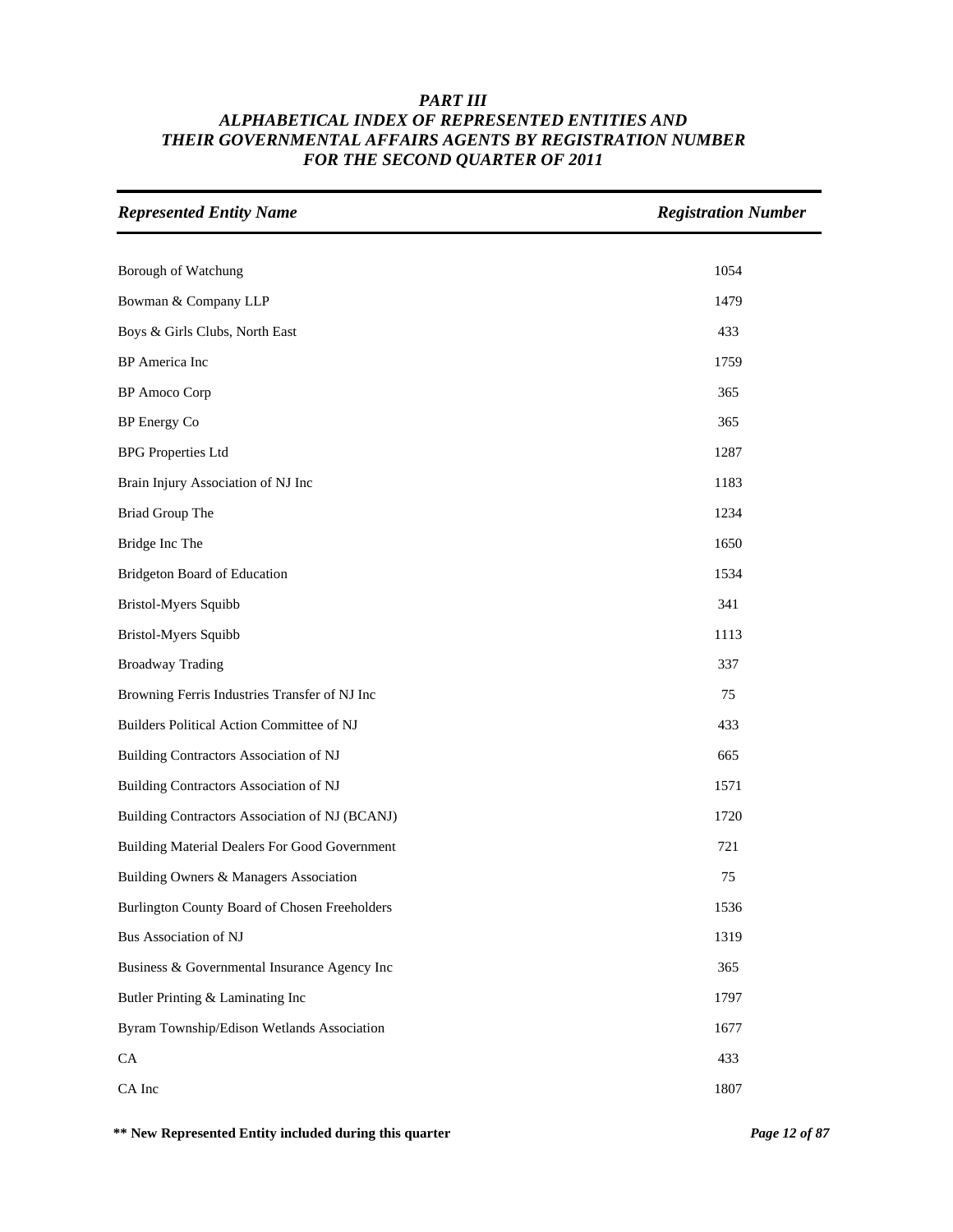# *PART III*
# *ALPHABETICAL INDEX OF REPRESENTED ENTITIES AND THEIR GOVERNMENTAL AFFAIRS AGENTS BY REGISTRATION NUMBER FOR THE SECOND QUARTER OF 2011*

| *Represented Entity Name* | *Registration Number* |
|---|---|
| Borough of Watchung | 1054 |
| Bowman & Company LLP | 1479 |
| Boys & Girls Clubs, North East | 433 |
| BP America Inc | 1759 |
| BP Amoco Corp | 365 |
| BP Energy Co | 365 |
| BPG Properties Ltd | 1287 |
| Brain Injury Association of NJ Inc | 1183 |
| Briad Group The | 1234 |
| Bridge Inc The | 1650 |
| Bridgeton Board of Education | 1534 |
| Bristol-Myers Squibb | 341 |
| Bristol-Myers Squibb | 1113 |
| Broadway Trading | 337 |
| Browning Ferris Industries Transfer of NJ Inc | 75 |
| Builders Political Action Committee of NJ | 433 |
| Building Contractors Association of NJ | 665 |
| Building Contractors Association of NJ | 1571 |
| Building Contractors Association of NJ (BCANJ) | 1720 |
| Building Material Dealers For Good Government | 721 |
| Building Owners & Managers Association | 75 |
| Burlington County Board of Chosen Freeholders | 1536 |
| Bus Association of NJ | 1319 |
| Business & Governmental Insurance Agency Inc | 365 |
| Butler Printing & Laminating Inc | 1797 |
| Byram Township/Edison Wetlands Association | 1677 |
| CA | 433 |
| CA Inc | 1807 |

**\*\* New Represented Entity included during this quarter**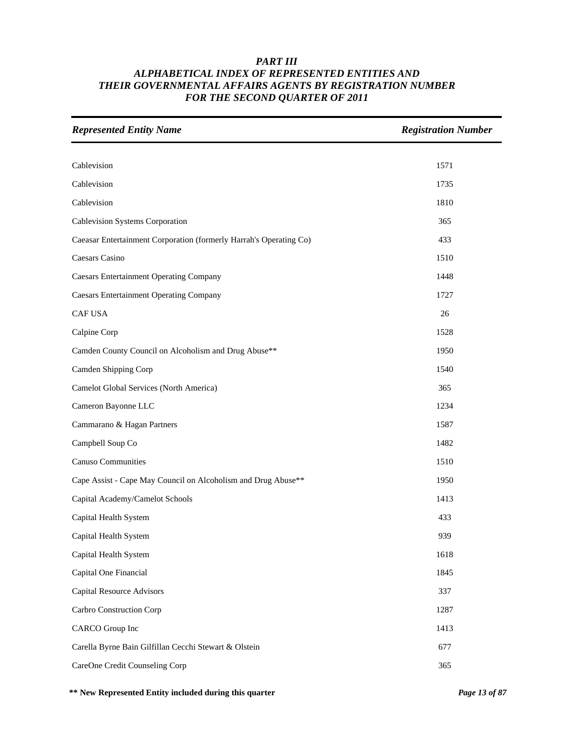# *PART III*
# *ALPHABETICAL INDEX OF REPRESENTED ENTITIES AND THEIR GOVERNMENTAL AFFAIRS AGENTS BY REGISTRATION NUMBER FOR THE SECOND QUARTER OF 2011*

| *Represented Entity Name* | *Registration Number* |
|---|---|
| Cablevision | 1571 |
| Cablevision | 1735 |
| Cablevision | 1810 |
| Cablevision Systems Corporation | 365 |
| Caeasar Entertainment Corporation (formerly Harrah's Operating Co) | 433 |
| Caesars Casino | 1510 |
| Caesars Entertainment Operating Company | 1448 |
| Caesars Entertainment Operating Company | 1727 |
| CAF USA | 26 |
| Calpine Corp | 1528 |
| Camden County Council on Alcoholism and Drug Abuse** | 1950 |
| Camden Shipping Corp | 1540 |
| Camelot Global Services (North America) | 365 |
| Cameron Bayonne LLC | 1234 |
| Cammarano & Hagan Partners | 1587 |
| Campbell Soup Co | 1482 |
| Canuso Communities | 1510 |
| Cape Assist - Cape May Council on Alcoholism and Drug Abuse** | 1950 |
| Capital Academy/Camelot Schools | 1413 |
| Capital Health System | 433 |
| Capital Health System | 939 |
| Capital Health System | 1618 |
| Capital One Financial | 1845 |
| Capital Resource Advisors | 337 |
| Carbro Construction Corp | 1287 |
| CARCO Group Inc | 1413 |
| Carella Byrne Bain Gilfillan Cecchi Stewart & Olstein | 677 |
| CareOne Credit Counseling Corp | 365 |

**** New Represented Entity included during this quarter**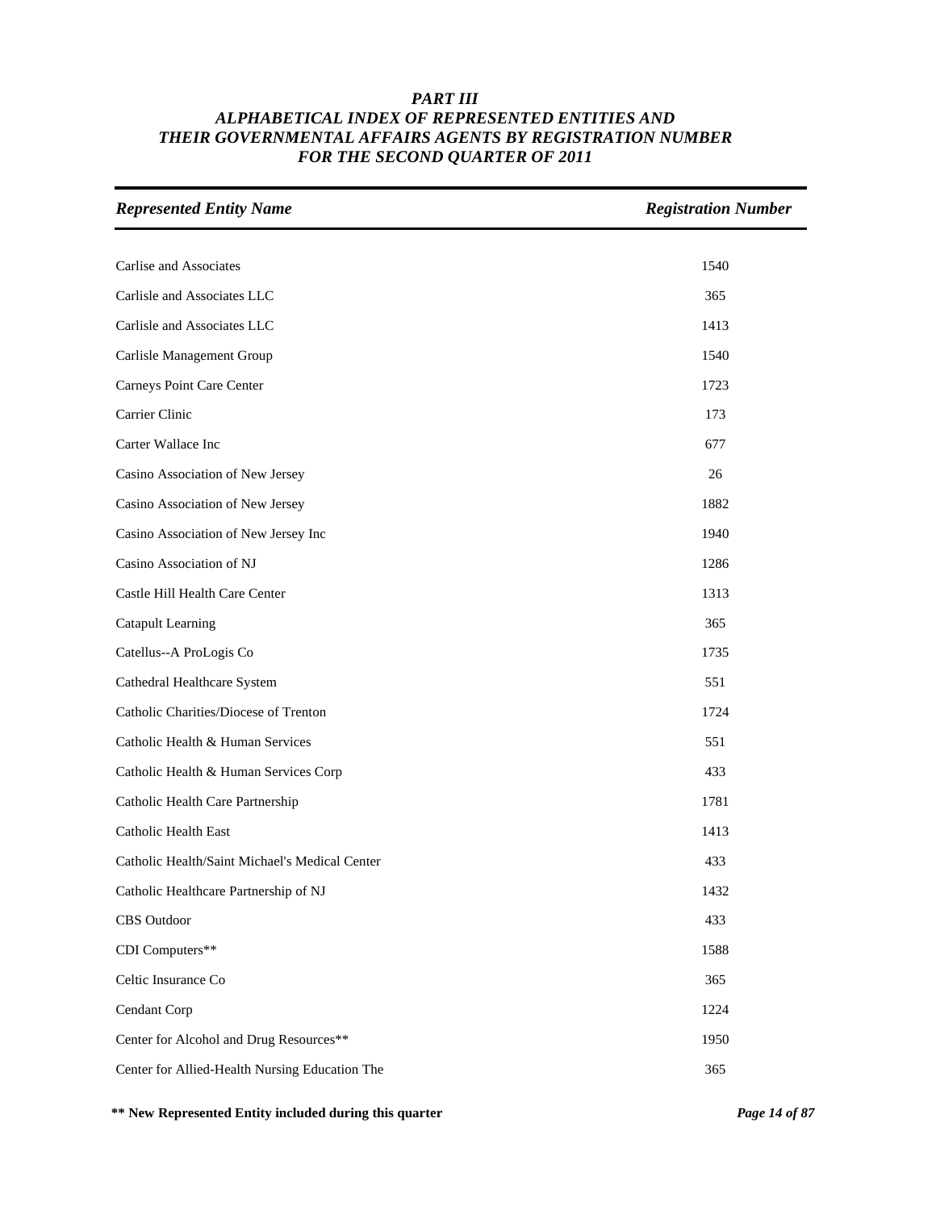# PART III
# ALPHABETICAL INDEX OF REPRESENTED ENTITIES AND THEIR GOVERNMENTAL AFFAIRS AGENTS BY REGISTRATION NUMBER FOR THE SECOND QUARTER OF 2011

| *Represented Entity Name* | *Registration Number* |
|---|---|
| Carlise and Associates | 1540 |
| Carlisle and Associates LLC | 365 |
| Carlisle and Associates LLC | 1413 |
| Carlisle Management Group | 1540 |
| Carneys Point Care Center | 1723 |
| Carrier Clinic | 173 |
| Carter Wallace Inc | 677 |
| Casino Association of New Jersey | 26 |
| Casino Association of New Jersey | 1882 |
| Casino Association of New Jersey Inc | 1940 |
| Casino Association of NJ | 1286 |
| Castle Hill Health Care Center | 1313 |
| Catapult Learning | 365 |
| Catellus--A ProLogis Co | 1735 |
| Cathedral Healthcare System | 551 |
| Catholic Charities/Diocese of Trenton | 1724 |
| Catholic Health & Human Services | 551 |
| Catholic Health & Human Services Corp | 433 |
| Catholic Health Care Partnership | 1781 |
| Catholic Health East | 1413 |
| Catholic Health/Saint Michael's Medical Center | 433 |
| Catholic Healthcare Partnership of NJ | 1432 |
| CBS Outdoor | 433 |
| CDI Computers** | 1588 |
| Celtic Insurance Co | 365 |
| Cendant Corp | 1224 |
| Center for Alcohol and Drug Resources** | 1950 |
| Center for Allied-Health Nursing Education The | 365 |

**\*\* New Represented Entity included during this quarter**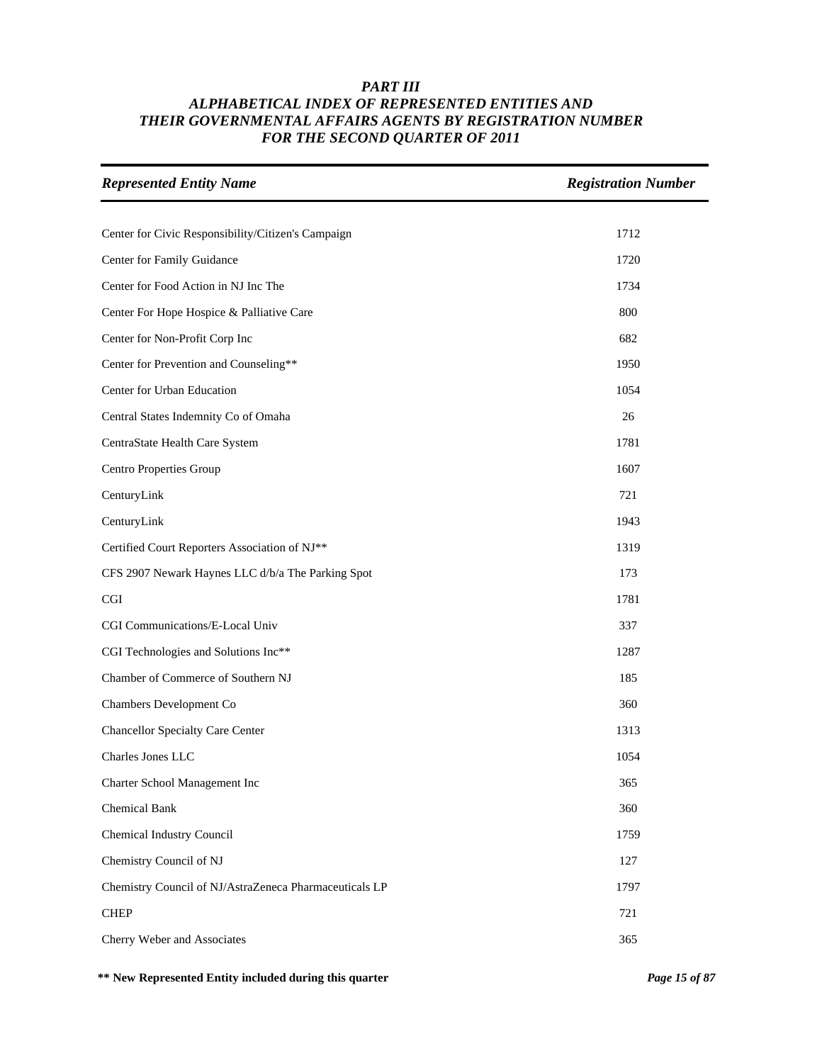### *PART III*
### *ALPHABETICAL INDEX OF REPRESENTED ENTITIES AND THEIR GOVERNMENTAL AFFAIRS AGENTS BY REGISTRATION NUMBER FOR THE SECOND QUARTER OF 2011*

| *Represented Entity Name* | *Registration Number* |
| --- | --- |
| Center for Civic Responsibility/Citizen's Campaign | 1712 |
| Center for Family Guidance | 1720 |
| Center for Food Action in NJ Inc The | 1734 |
| Center For Hope Hospice & Palliative Care | 800 |
| Center for Non-Profit Corp Inc | 682 |
| Center for Prevention and Counseling** | 1950 |
| Center for Urban Education | 1054 |
| Central States Indemnity Co of Omaha | 26 |
| CentraState Health Care System | 1781 |
| Centro Properties Group | 1607 |
| CenturyLink | 721 |
| CenturyLink | 1943 |
| Certified Court Reporters Association of NJ** | 1319 |
| CFS 2907 Newark Haynes LLC d/b/a The Parking Spot | 173 |
| CGI | 1781 |
| CGI Communications/E-Local Univ | 337 |
| CGI Technologies and Solutions Inc** | 1287 |
| Chamber of Commerce of Southern NJ | 185 |
| Chambers Development Co | 360 |
| Chancellor Specialty Care Center | 1313 |
| Charles Jones LLC | 1054 |
| Charter School Management Inc | 365 |
| Chemical Bank | 360 |
| Chemical Industry Council | 1759 |
| Chemistry Council of NJ | 127 |
| Chemistry Council of NJ/AstraZeneca Pharmaceuticals LP | 1797 |
| CHEP | 721 |
| Cherry Weber and Associates | 365 |

**** New Represented Entity included during this quarter**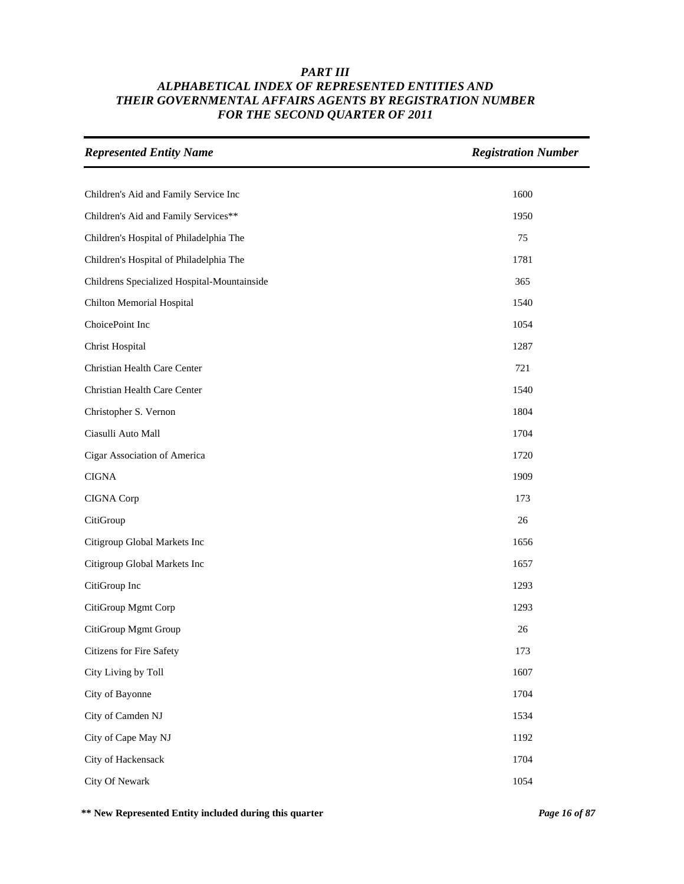### *PART III*
### *ALPHABETICAL INDEX OF REPRESENTED ENTITIES AND THEIR GOVERNMENTAL AFFAIRS AGENTS BY REGISTRATION NUMBER FOR THE SECOND QUARTER OF 2011*

| *Represented Entity Name* | *Registration Number* |
|---|---|
| Children's Aid and Family Service Inc | 1600 |
| Children's Aid and Family Services** | 1950 |
| Children's Hospital of Philadelphia The | 75 |
| Children's Hospital of Philadelphia The | 1781 |
| Childrens Specialized Hospital-Mountainside | 365 |
| Chilton Memorial Hospital | 1540 |
| ChoicePoint Inc | 1054 |
| Christ Hospital | 1287 |
| Christian Health Care Center | 721 |
| Christian Health Care Center | 1540 |
| Christopher S. Vernon | 1804 |
| Ciasulli Auto Mall | 1704 |
| Cigar Association of America | 1720 |
| CIGNA | 1909 |
| CIGNA Corp | 173 |
| CitiGroup | 26 |
| Citigroup Global Markets Inc | 1656 |
| Citigroup Global Markets Inc | 1657 |
| CitiGroup Inc | 1293 |
| CitiGroup Mgmt Corp | 1293 |
| CitiGroup Mgmt Group | 26 |
| Citizens for Fire Safety | 173 |
| City Living by Toll | 1607 |
| City of Bayonne | 1704 |
| City of Camden NJ | 1534 |
| City of Cape May NJ | 1192 |
| City of Hackensack | 1704 |
| City Of Newark | 1054 |

**** New Represented Entity included during this quarter**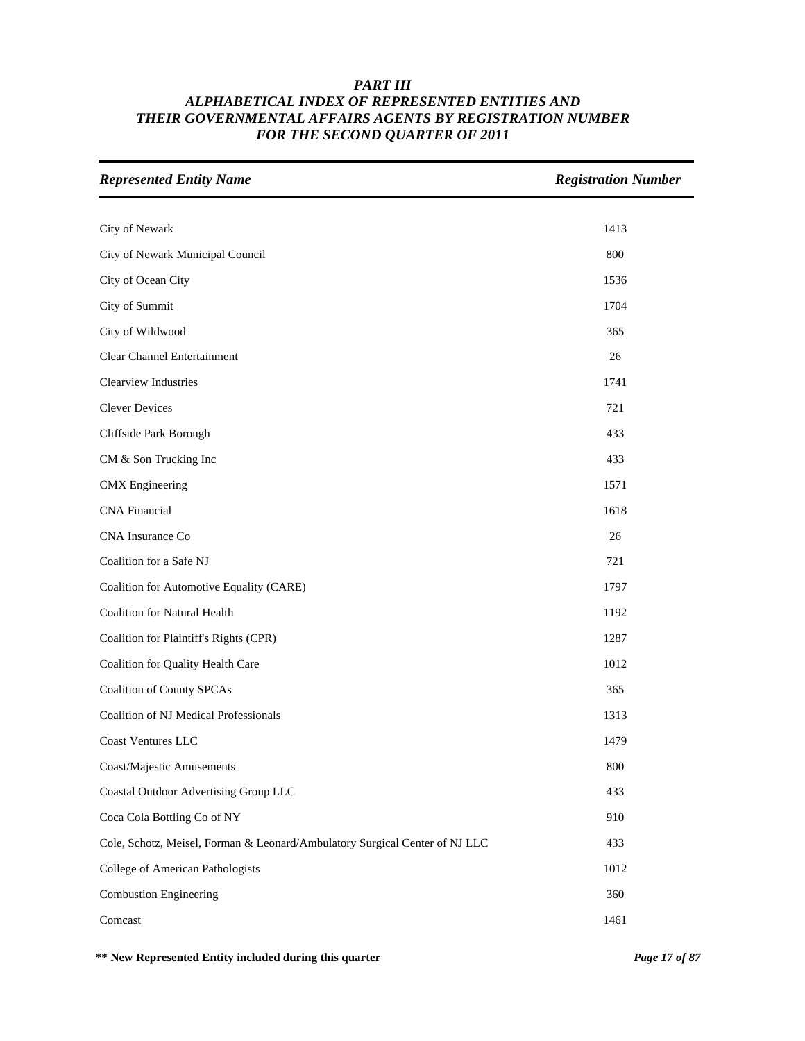***PART III***
***ALPHABETICAL INDEX OF REPRESENTED ENTITIES AND THEIR GOVERNMENTAL AFFAIRS AGENTS BY REGISTRATION NUMBER FOR THE SECOND QUARTER OF 2011***

| *Represented Entity Name* | *Registration Number* |
|---|---|
| City of Newark | 1413 |
| City of Newark Municipal Council | 800 |
| City of Ocean City | 1536 |
| City of Summit | 1704 |
| City of Wildwood | 365 |
| Clear Channel Entertainment | 26 |
| Clearview Industries | 1741 |
| Clever Devices | 721 |
| Cliffside Park Borough | 433 |
| CM & Son Trucking Inc | 433 |
| CMX Engineering | 1571 |
| CNA Financial | 1618 |
| CNA Insurance Co | 26 |
| Coalition for a Safe NJ | 721 |
| Coalition for Automotive Equality (CARE) | 1797 |
| Coalition for Natural Health | 1192 |
| Coalition for Plaintiff's Rights (CPR) | 1287 |
| Coalition for Quality Health Care | 1012 |
| Coalition of County SPCAs | 365 |
| Coalition of NJ Medical Professionals | 1313 |
| Coast Ventures LLC | 1479 |
| Coast/Majestic Amusements | 800 |
| Coastal Outdoor Advertising Group LLC | 433 |
| Coca Cola Bottling Co of NY | 910 |
| Cole, Schotz, Meisel, Forman & Leonard/Ambulatory Surgical Center of NJ LLC | 433 |
| College of American Pathologists | 1012 |
| Combustion Engineering | 360 |
| Comcast | 1461 |

**\*\* New Represented Entity included during this quarter**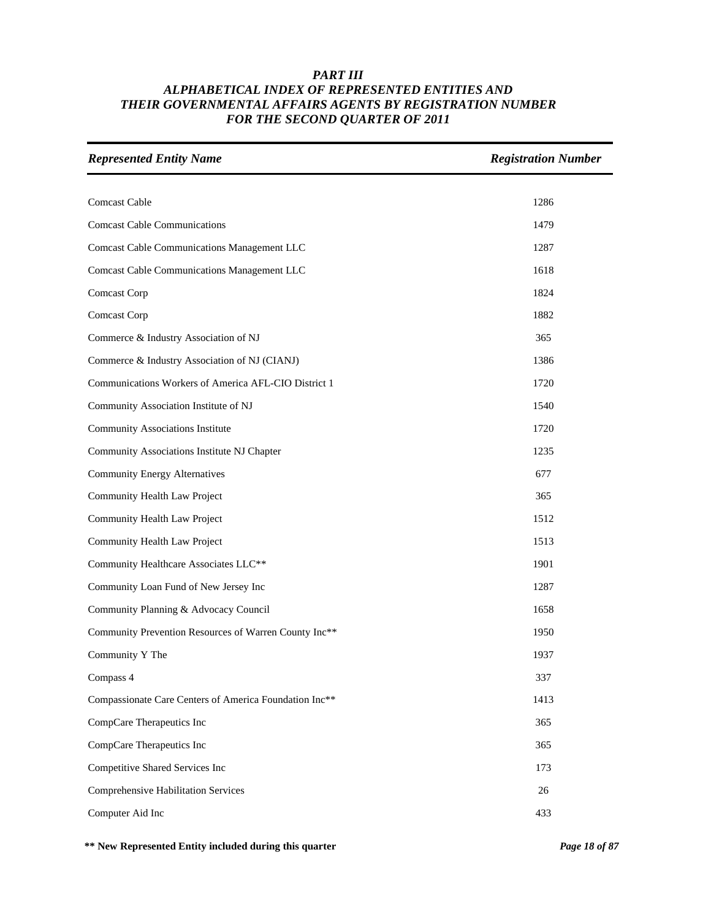# *PART III*
# *ALPHABETICAL INDEX OF REPRESENTED ENTITIES AND THEIR GOVERNMENTAL AFFAIRS AGENTS BY REGISTRATION NUMBER FOR THE SECOND QUARTER OF 2011*

| *Represented Entity Name* | *Registration Number* |
|---|---|
| Comcast Cable | 1286 |
| Comcast Cable Communications | 1479 |
| Comcast Cable Communications Management LLC | 1287 |
| Comcast Cable Communications Management LLC | 1618 |
| Comcast Corp | 1824 |
| Comcast Corp | 1882 |
| Commerce & Industry Association of NJ | 365 |
| Commerce & Industry Association of NJ (CIANJ) | 1386 |
| Communications Workers of America AFL-CIO District 1 | 1720 |
| Community Association Institute of NJ | 1540 |
| Community Associations Institute | 1720 |
| Community Associations Institute NJ Chapter | 1235 |
| Community Energy Alternatives | 677 |
| Community Health Law Project | 365 |
| Community Health Law Project | 1512 |
| Community Health Law Project | 1513 |
| Community Healthcare Associates LLC** | 1901 |
| Community Loan Fund of New Jersey Inc | 1287 |
| Community Planning & Advocacy Council | 1658 |
| Community Prevention Resources of Warren County Inc** | 1950 |
| Community Y The | 1937 |
| Compass 4 | 337 |
| Compassionate Care Centers of America Foundation Inc** | 1413 |
| CompCare Therapeutics Inc | 365 |
| CompCare Therapeutics Inc | 365 |
| Competitive Shared Services Inc | 173 |
| Comprehensive Habilitation Services | 26 |
| Computer Aid Inc | 433 |

**\*\* New Represented Entity included during this quarter**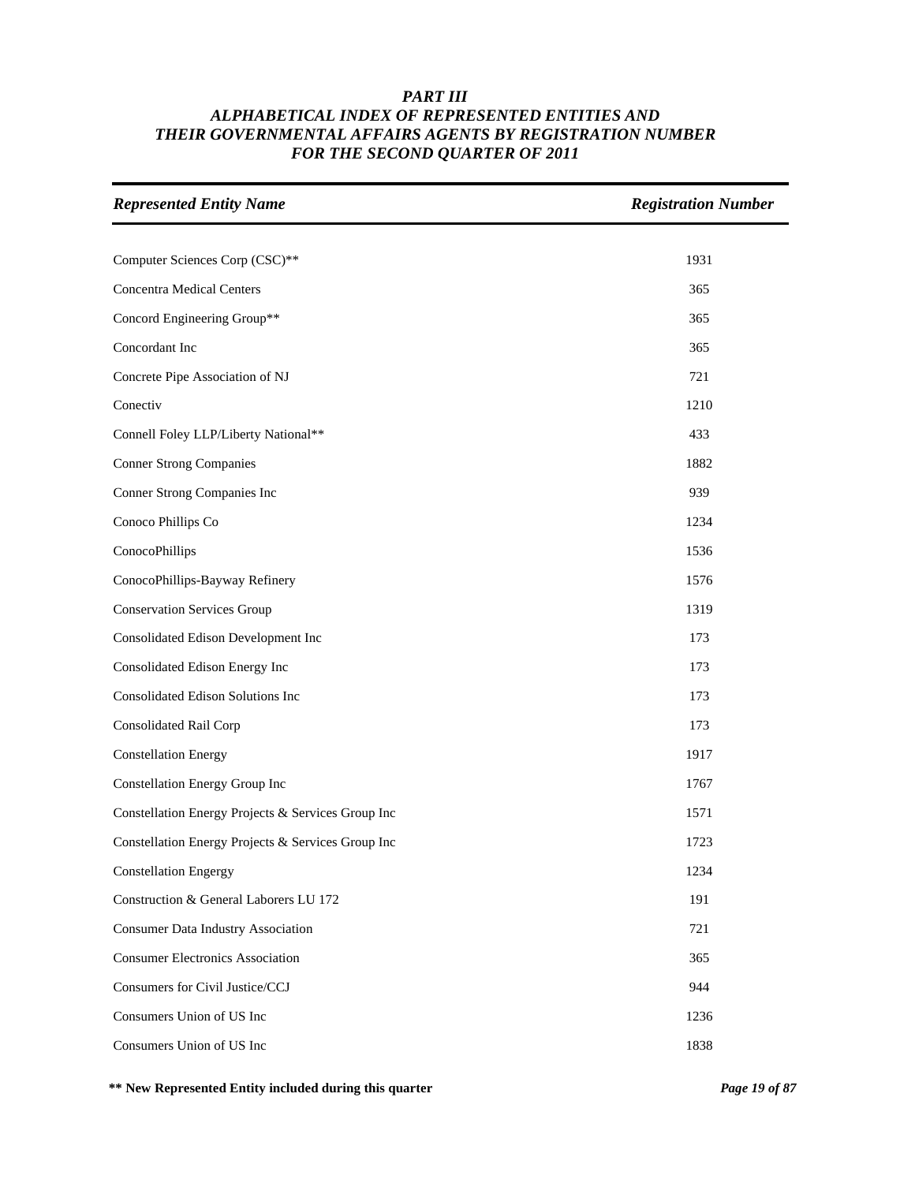# PART III
## ALPHABETICAL INDEX OF REPRESENTED ENTITIES AND THEIR GOVERNMENTAL AFFAIRS AGENTS BY REGISTRATION NUMBER FOR THE SECOND QUARTER OF 2011

| *Represented Entity Name* | *Registration Number* |
|---|---|
| Computer Sciences Corp (CSC)** | 1931 |
| Concentra Medical Centers | 365 |
| Concord Engineering Group** | 365 |
| Concordant Inc | 365 |
| Concrete Pipe Association of NJ | 721 |
| Conectiv | 1210 |
| Connell Foley LLP/Liberty National** | 433 |
| Conner Strong Companies | 1882 |
| Conner Strong Companies Inc | 939 |
| Conoco Phillips Co | 1234 |
| ConocoPhillips | 1536 |
| ConocoPhillips-Bayway Refinery | 1576 |
| Conservation Services Group | 1319 |
| Consolidated Edison Development Inc | 173 |
| Consolidated Edison Energy Inc | 173 |
| Consolidated Edison Solutions Inc | 173 |
| Consolidated Rail Corp | 173 |
| Constellation Energy | 1917 |
| Constellation Energy Group Inc | 1767 |
| Constellation Energy Projects & Services Group Inc | 1571 |
| Constellation Energy Projects & Services Group Inc | 1723 |
| Constellation Engergy | 1234 |
| Construction & General Laborers LU 172 | 191 |
| Consumer Data Industry Association | 721 |
| Consumer Electronics Association | 365 |
| Consumers for Civil Justice/CCJ | 944 |
| Consumers Union of US Inc | 1236 |
| Consumers Union of US Inc | 1838 |

**** New Represented Entity included during this quarter**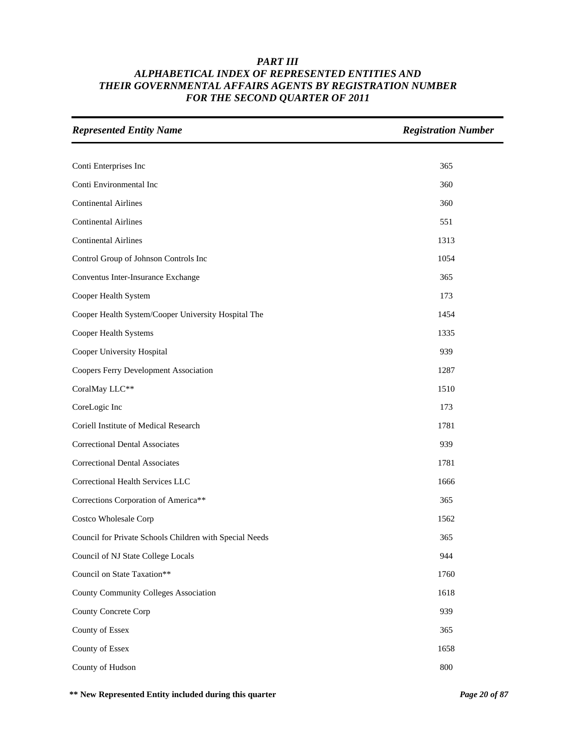# *PART III*
## *ALPHABETICAL INDEX OF REPRESENTED ENTITIES AND THEIR GOVERNMENTAL AFFAIRS AGENTS BY REGISTRATION NUMBER FOR THE SECOND QUARTER OF 2011*

| *Represented Entity Name* | *Registration Number* |
| --- | --- |
| Conti Enterprises Inc | 365 |
| Conti Environmental Inc | 360 |
| Continental Airlines | 360 |
| Continental Airlines | 551 |
| Continental Airlines | 1313 |
| Control Group of Johnson Controls Inc | 1054 |
| Conventus Inter-Insurance Exchange | 365 |
| Cooper Health System | 173 |
| Cooper Health System/Cooper University Hospital The | 1454 |
| Cooper Health Systems | 1335 |
| Cooper University Hospital | 939 |
| Coopers Ferry Development Association | 1287 |
| CoralMay LLC** | 1510 |
| CoreLogic Inc | 173 |
| Coriell Institute of Medical Research | 1781 |
| Correctional Dental Associates | 939 |
| Correctional Dental Associates | 1781 |
| Correctional Health Services LLC | 1666 |
| Corrections Corporation of America** | 365 |
| Costco Wholesale Corp | 1562 |
| Council for Private Schools Children with Special Needs | 365 |
| Council of NJ State College Locals | 944 |
| Council on State Taxation** | 1760 |
| County Community Colleges Association | 1618 |
| County Concrete Corp | 939 |
| County of Essex | 365 |
| County of Essex | 1658 |
| County of Hudson | 800 |

**** New Represented Entity included during this quarter**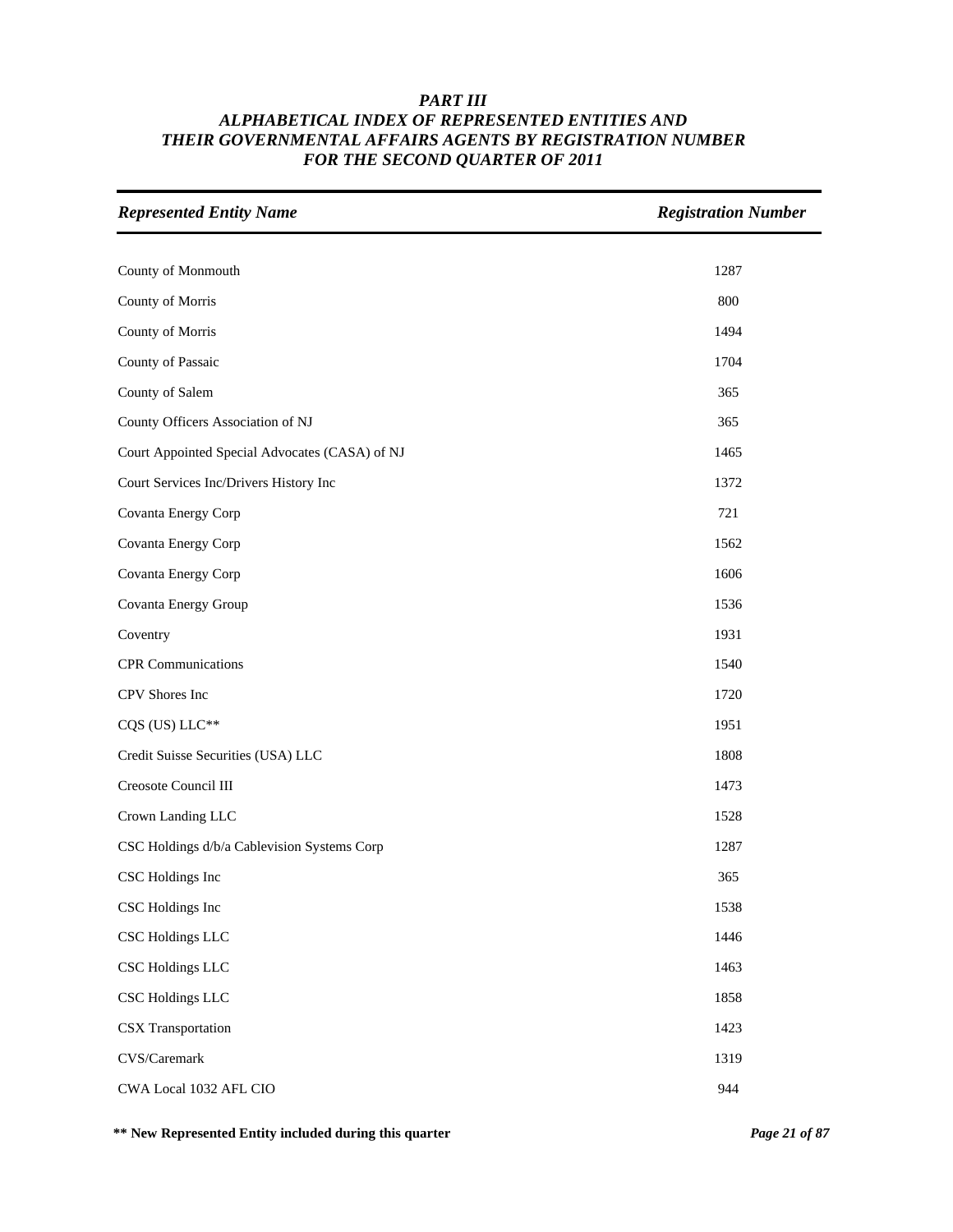# *PART III*
## *ALPHABETICAL INDEX OF REPRESENTED ENTITIES AND THEIR GOVERNMENTAL AFFAIRS AGENTS BY REGISTRATION NUMBER FOR THE SECOND QUARTER OF 2011*

| *Represented Entity Name* | *Registration Number* |
|---|---|
| County of Monmouth | 1287 |
| County of Morris | 800 |
| County of Morris | 1494 |
| County of Passaic | 1704 |
| County of Salem | 365 |
| County Officers Association of NJ | 365 |
| Court Appointed Special Advocates (CASA) of NJ | 1465 |
| Court Services Inc/Drivers History Inc | 1372 |
| Covanta Energy Corp | 721 |
| Covanta Energy Corp | 1562 |
| Covanta Energy Corp | 1606 |
| Covanta Energy Group | 1536 |
| Coventry | 1931 |
| CPR Communications | 1540 |
| CPV Shores Inc | 1720 |
| CQS (US) LLC** | 1951 |
| Credit Suisse Securities (USA) LLC | 1808 |
| Creosote Council III | 1473 |
| Crown Landing LLC | 1528 |
| CSC Holdings d/b/a Cablevision Systems Corp | 1287 |
| CSC Holdings Inc | 365 |
| CSC Holdings Inc | 1538 |
| CSC Holdings LLC | 1446 |
| CSC Holdings LLC | 1463 |
| CSC Holdings LLC | 1858 |
| CSX Transportation | 1423 |
| CVS/Caremark | 1319 |
| CWA Local 1032 AFL CIO | 944 |

**** New Represented Entity included during this quarter**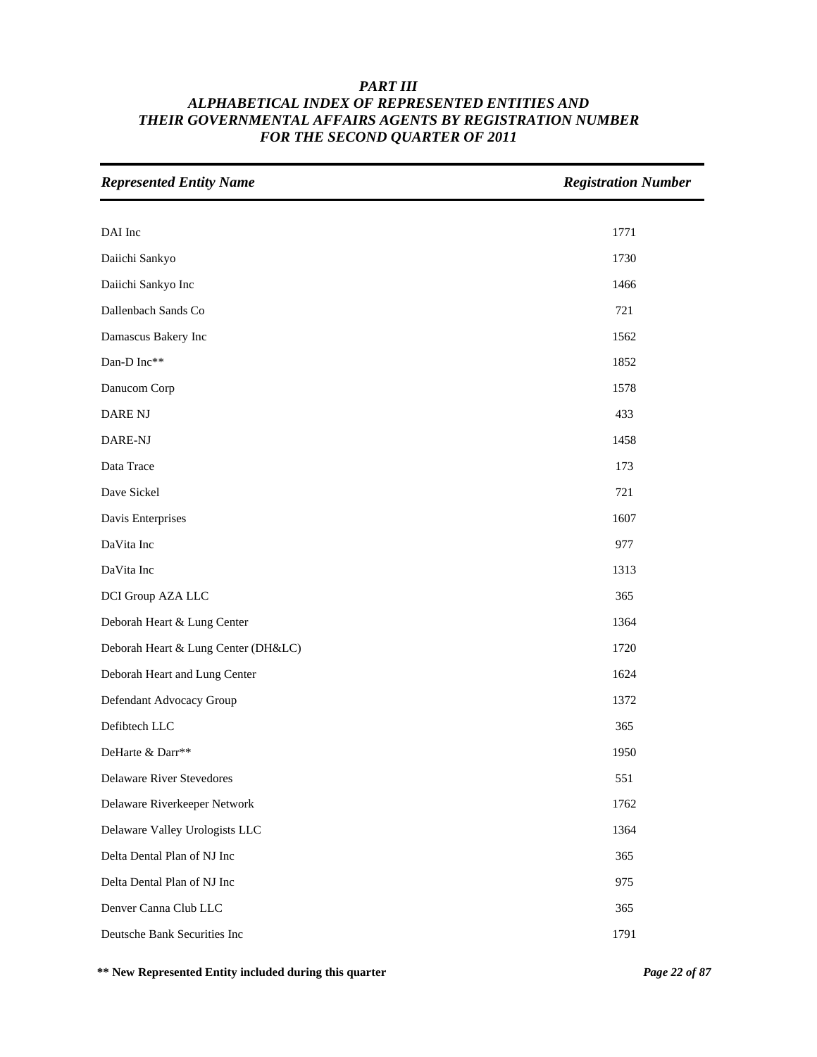# *PART III*
## *ALPHABETICAL INDEX OF REPRESENTED ENTITIES AND THEIR GOVERNMENTAL AFFAIRS AGENTS BY REGISTRATION NUMBER FOR THE SECOND QUARTER OF 2011*

| *Represented Entity Name* | *Registration Number* |
|---|---|
| DAI Inc | 1771 |
| Daiichi Sankyo | 1730 |
| Daiichi Sankyo Inc | 1466 |
| Dallenbach Sands Co | 721 |
| Damascus Bakery Inc | 1562 |
| Dan-D Inc** | 1852 |
| Danucom Corp | 1578 |
| DARE NJ | 433 |
| DARE-NJ | 1458 |
| Data Trace | 173 |
| Dave Sickel | 721 |
| Davis Enterprises | 1607 |
| DaVita Inc | 977 |
| DaVita Inc | 1313 |
| DCI Group AZA LLC | 365 |
| Deborah Heart & Lung Center | 1364 |
| Deborah Heart & Lung Center (DH&LC) | 1720 |
| Deborah Heart and Lung Center | 1624 |
| Defendant Advocacy Group | 1372 |
| Defibtech LLC | 365 |
| DeHarte & Darr** | 1950 |
| Delaware River Stevedores | 551 |
| Delaware Riverkeeper Network | 1762 |
| Delaware Valley Urologists LLC | 1364 |
| Delta Dental Plan of NJ Inc | 365 |
| Delta Dental Plan of NJ Inc | 975 |
| Denver Canna Club LLC | 365 |
| Deutsche Bank Securities Inc | 1791 |

**** New Represented Entity included during this quarter**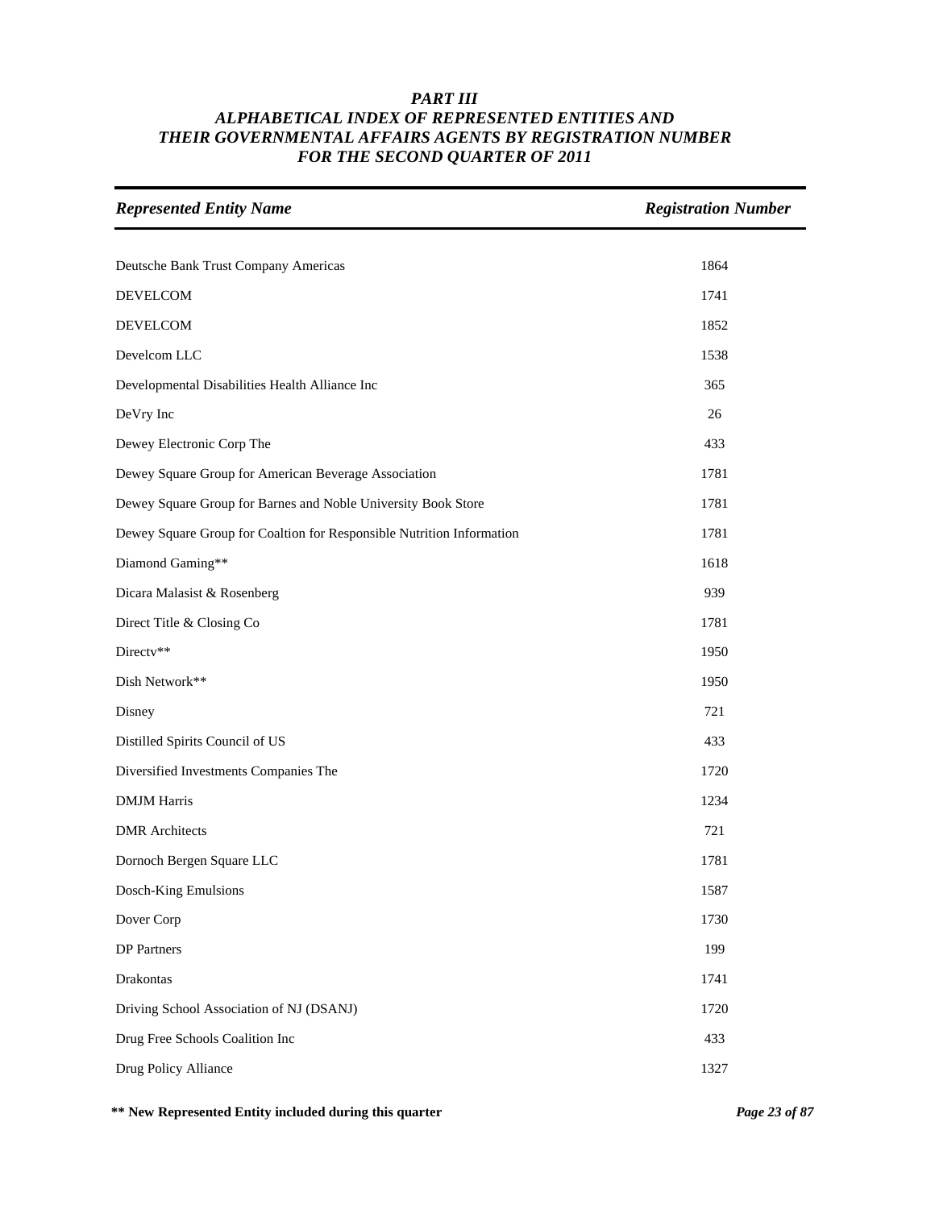# *PART III*
# *ALPHABETICAL INDEX OF REPRESENTED ENTITIES AND THEIR GOVERNMENTAL AFFAIRS AGENTS BY REGISTRATION NUMBER FOR THE SECOND QUARTER OF 2011*

| *Represented Entity Name* | *Registration Number* |
|---|---|
| Deutsche Bank Trust Company Americas | 1864 |
| DEVELCOM | 1741 |
| DEVELCOM | 1852 |
| Develcom LLC | 1538 |
| Developmental Disabilities Health Alliance Inc | 365 |
| DeVry Inc | 26 |
| Dewey Electronic Corp The | 433 |
| Dewey Square Group for American Beverage Association | 1781 |
| Dewey Square Group for Barnes and Noble University Book Store | 1781 |
| Dewey Square Group for Coaltion for Responsible Nutrition Information | 1781 |
| Diamond Gaming** | 1618 |
| Dicara Malasist & Rosenberg | 939 |
| Direct Title & Closing Co | 1781 |
| Directv** | 1950 |
| Dish Network** | 1950 |
| Disney | 721 |
| Distilled Spirits Council of US | 433 |
| Diversified Investments Companies The | 1720 |
| DMJM Harris | 1234 |
| DMR Architects | 721 |
| Dornoch Bergen Square LLC | 1781 |
| Dosch-King Emulsions | 1587 |
| Dover Corp | 1730 |
| DP Partners | 199 |
| Drakontas | 1741 |
| Driving School Association of NJ (DSANJ) | 1720 |
| Drug Free Schools Coalition Inc | 433 |
| Drug Policy Alliance | 1327 |

**\*\* New Represented Entity included during this quarter**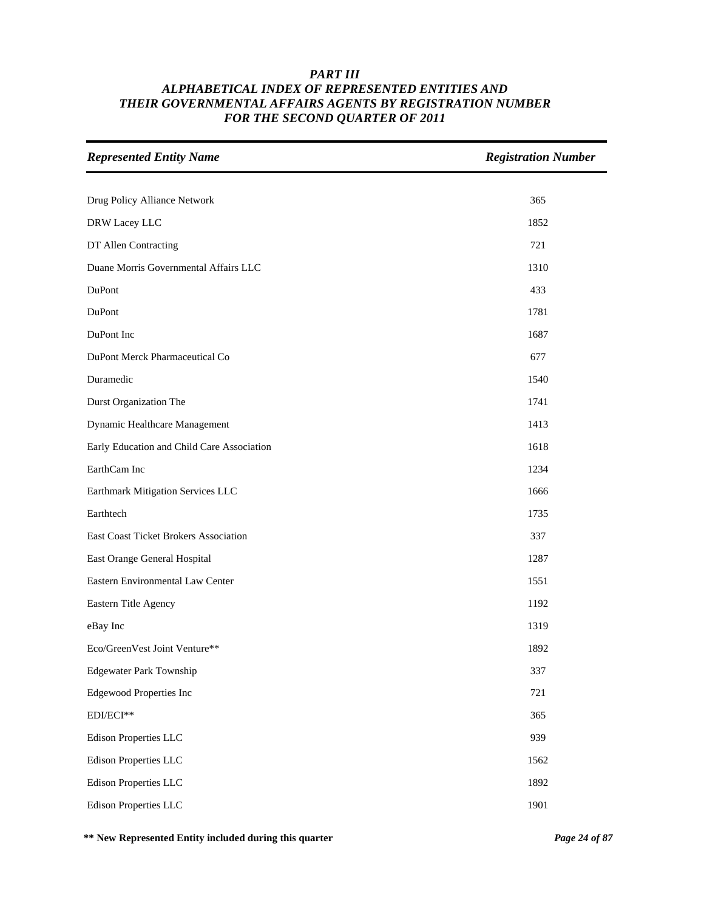# PART III
## ALPHABETICAL INDEX OF REPRESENTED ENTITIES AND THEIR GOVERNMENTAL AFFAIRS AGENTS BY REGISTRATION NUMBER FOR THE SECOND QUARTER OF 2011

| *Represented Entity Name* | *Registration Number* |
|---|---|
| Drug Policy Alliance Network | 365 |
| DRW Lacey LLC | 1852 |
| DT Allen Contracting | 721 |
| Duane Morris Governmental Affairs LLC | 1310 |
| DuPont | 433 |
| DuPont | 1781 |
| DuPont Inc | 1687 |
| DuPont Merck Pharmaceutical Co | 677 |
| Duramedic | 1540 |
| Durst Organization The | 1741 |
| Dynamic Healthcare Management | 1413 |
| Early Education and Child Care Association | 1618 |
| EarthCam Inc | 1234 |
| Earthmark Mitigation Services LLC | 1666 |
| Earthtech | 1735 |
| East Coast Ticket Brokers Association | 337 |
| East Orange General Hospital | 1287 |
| Eastern Environmental Law Center | 1551 |
| Eastern Title Agency | 1192 |
| eBay Inc | 1319 |
| Eco/GreenVest Joint Venture** | 1892 |
| Edgewater Park Township | 337 |
| Edgewood Properties Inc | 721 |
| EDI/ECI** | 365 |
| Edison Properties LLC | 939 |
| Edison Properties LLC | 1562 |
| Edison Properties LLC | 1892 |
| Edison Properties LLC | 1901 |

**** New Represented Entity included during this quarter**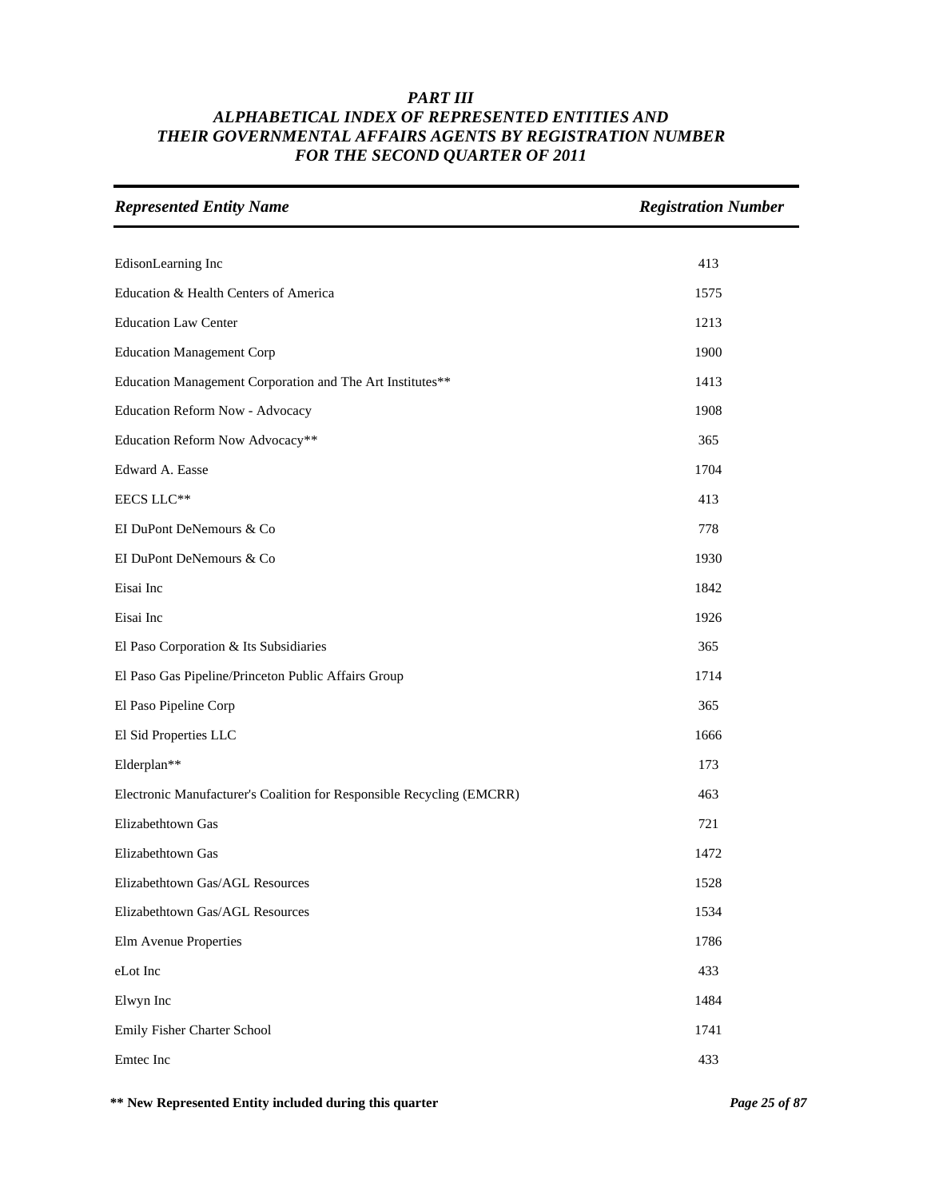# *PART III*
## *ALPHABETICAL INDEX OF REPRESENTED ENTITIES AND THEIR GOVERNMENTAL AFFAIRS AGENTS BY REGISTRATION NUMBER FOR THE SECOND QUARTER OF 2011*

| *Represented Entity Name* | *Registration Number* |
|---|---|
| EdisonLearning Inc | 413 |
| Education & Health Centers of America | 1575 |
| Education Law Center | 1213 |
| Education Management Corp | 1900 |
| Education Management Corporation and The Art Institutes** | 1413 |
| Education Reform Now - Advocacy | 1908 |
| Education Reform Now Advocacy** | 365 |
| Edward A. Easse | 1704 |
| EECS LLC** | 413 |
| EI DuPont DeNemours & Co | 778 |
| EI DuPont DeNemours & Co | 1930 |
| Eisai Inc | 1842 |
| Eisai Inc | 1926 |
| El Paso Corporation & Its Subsidiaries | 365 |
| El Paso Gas Pipeline/Princeton Public Affairs Group | 1714 |
| El Paso Pipeline Corp | 365 |
| El Sid Properties LLC | 1666 |
| Elderplan** | 173 |
| Electronic Manufacturer's Coalition for Responsible Recycling (EMCRR) | 463 |
| Elizabethtown Gas | 721 |
| Elizabethtown Gas | 1472 |
| Elizabethtown Gas/AGL Resources | 1528 |
| Elizabethtown Gas/AGL Resources | 1534 |
| Elm Avenue Properties | 1786 |
| eLot Inc | 433 |
| Elwyn Inc | 1484 |
| Emily Fisher Charter School | 1741 |
| Emtec Inc | 433 |

**** New Represented Entity included during this quarter**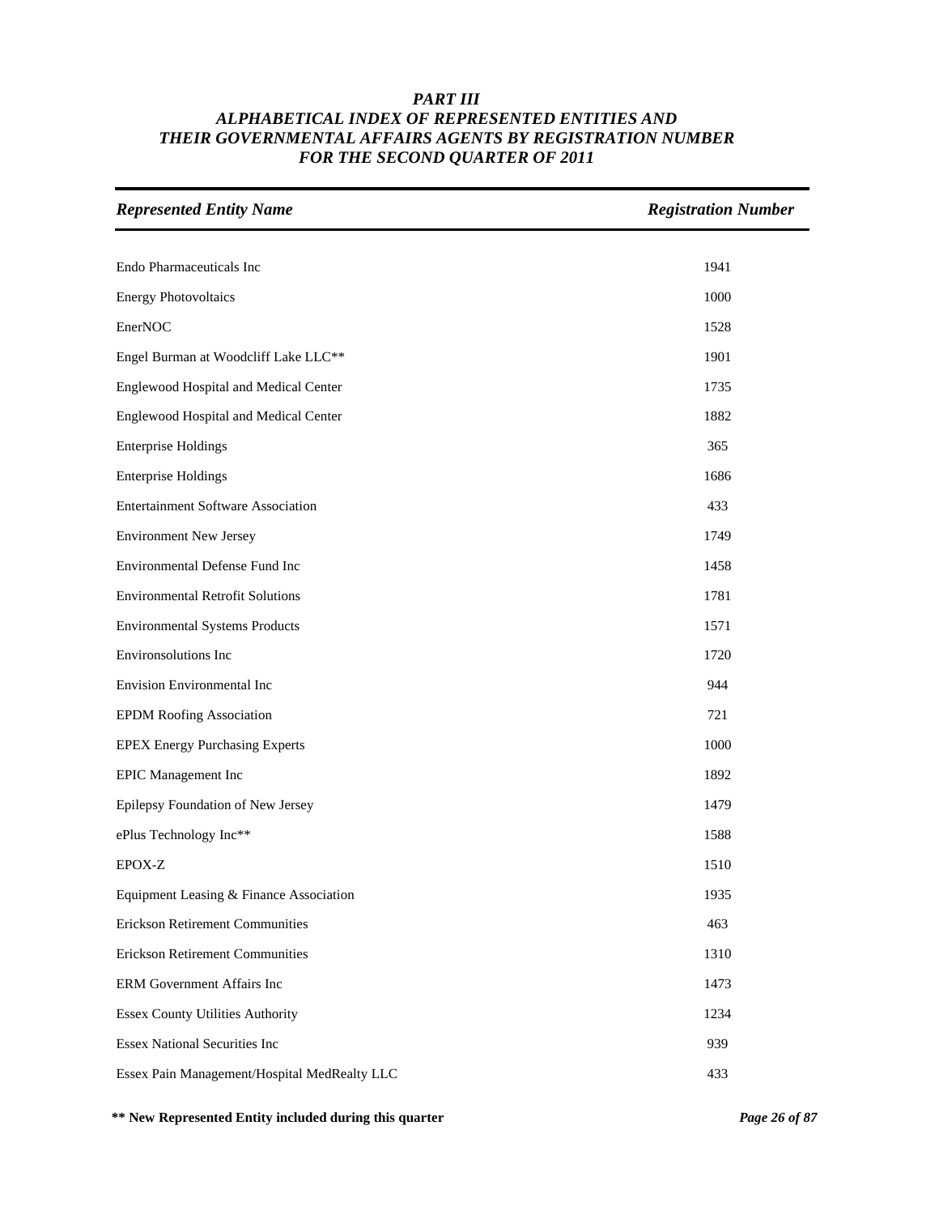# *PART III*
## *ALPHABETICAL INDEX OF REPRESENTED ENTITIES AND THEIR GOVERNMENTAL AFFAIRS AGENTS BY REGISTRATION NUMBER FOR THE SECOND QUARTER OF 2011*

| *Represented Entity Name* | *Registration Number* |
|---|---|
| Endo Pharmaceuticals Inc | 1941 |
| Energy Photovoltaics | 1000 |
| EnerNOC | 1528 |
| Engel Burman at Woodcliff Lake LLC** | 1901 |
| Englewood Hospital and Medical Center | 1735 |
| Englewood Hospital and Medical Center | 1882 |
| Enterprise Holdings | 365 |
| Enterprise Holdings | 1686 |
| Entertainment Software Association | 433 |
| Environment New Jersey | 1749 |
| Environmental Defense Fund Inc | 1458 |
| Environmental Retrofit Solutions | 1781 |
| Environmental Systems Products | 1571 |
| Environsolutions Inc | 1720 |
| Envision Environmental Inc | 944 |
| EPDM Roofing Association | 721 |
| EPEX Energy Purchasing Experts | 1000 |
| EPIC Management Inc | 1892 |
| Epilepsy Foundation of New Jersey | 1479 |
| ePlus Technology Inc** | 1588 |
| EPOX-Z | 1510 |
| Equipment Leasing & Finance Association | 1935 |
| Erickson Retirement Communities | 463 |
| Erickson Retirement Communities | 1310 |
| ERM Government Affairs Inc | 1473 |
| Essex County Utilities Authority | 1234 |
| Essex National Securities Inc | 939 |
| Essex Pain Management/Hospital MedRealty LLC | 433 |

**** New Represented Entity included during this quarter**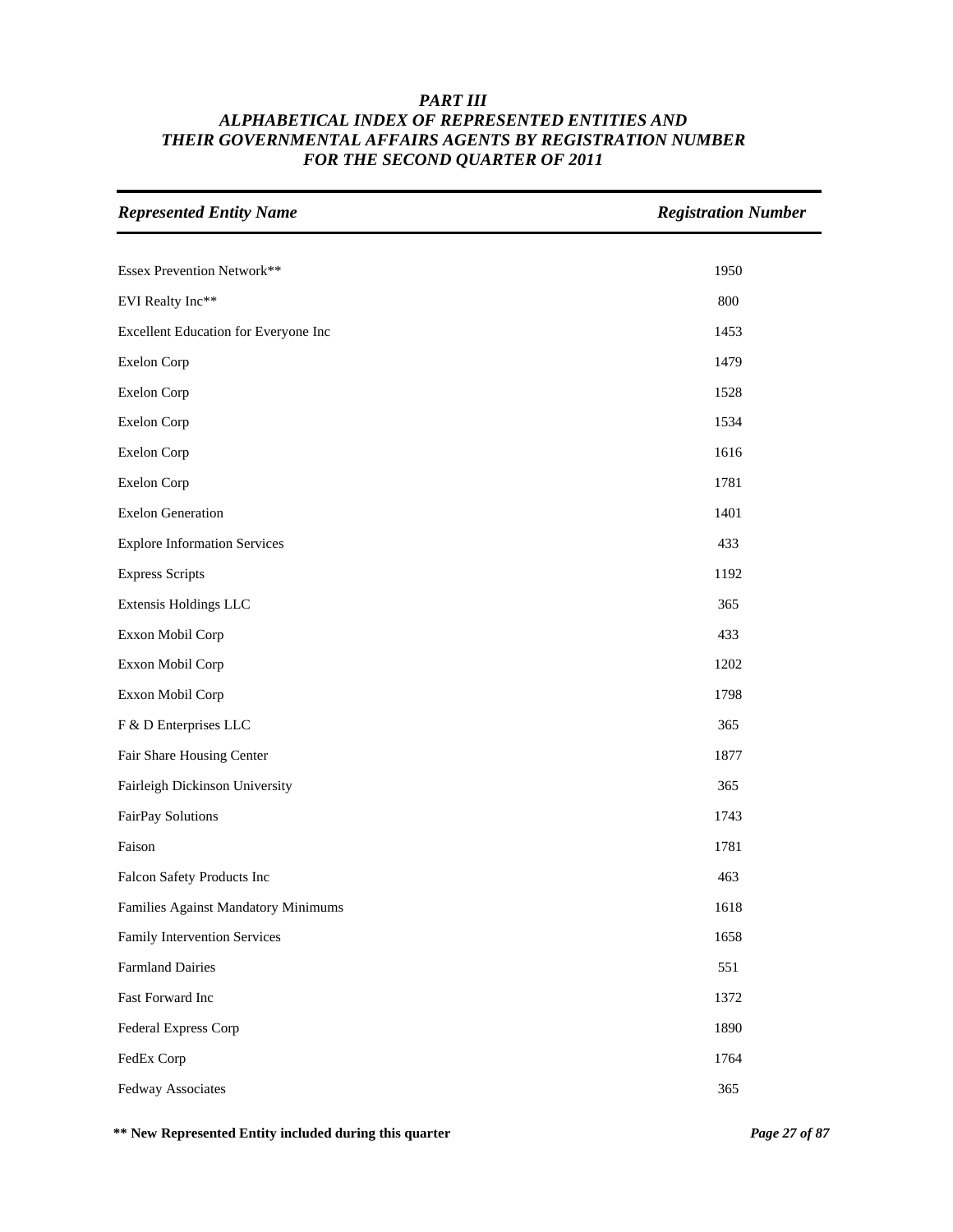# PART III
# ALPHABETICAL INDEX OF REPRESENTED ENTITIES AND THEIR GOVERNMENTAL AFFAIRS AGENTS BY REGISTRATION NUMBER FOR THE SECOND QUARTER OF 2011

| *Represented Entity Name* | *Registration Number* |
|---|---|
| Essex Prevention Network** | 1950 |
| EVI Realty Inc** | 800 |
| Excellent Education for Everyone Inc | 1453 |
| Exelon Corp | 1479 |
| Exelon Corp | 1528 |
| Exelon Corp | 1534 |
| Exelon Corp | 1616 |
| Exelon Corp | 1781 |
| Exelon Generation | 1401 |
| Explore Information Services | 433 |
| Express Scripts | 1192 |
| Extensis Holdings LLC | 365 |
| Exxon Mobil Corp | 433 |
| Exxon Mobil Corp | 1202 |
| Exxon Mobil Corp | 1798 |
| F & D Enterprises LLC | 365 |
| Fair Share Housing Center | 1877 |
| Fairleigh Dickinson University | 365 |
| FairPay Solutions | 1743 |
| Faison | 1781 |
| Falcon Safety Products Inc | 463 |
| Families Against Mandatory Minimums | 1618 |
| Family Intervention Services | 1658 |
| Farmland Dairies | 551 |
| Fast Forward Inc | 1372 |
| Federal Express Corp | 1890 |
| FedEx Corp | 1764 |
| Fedway Associates | 365 |

**** New Represented Entity included during this quarter**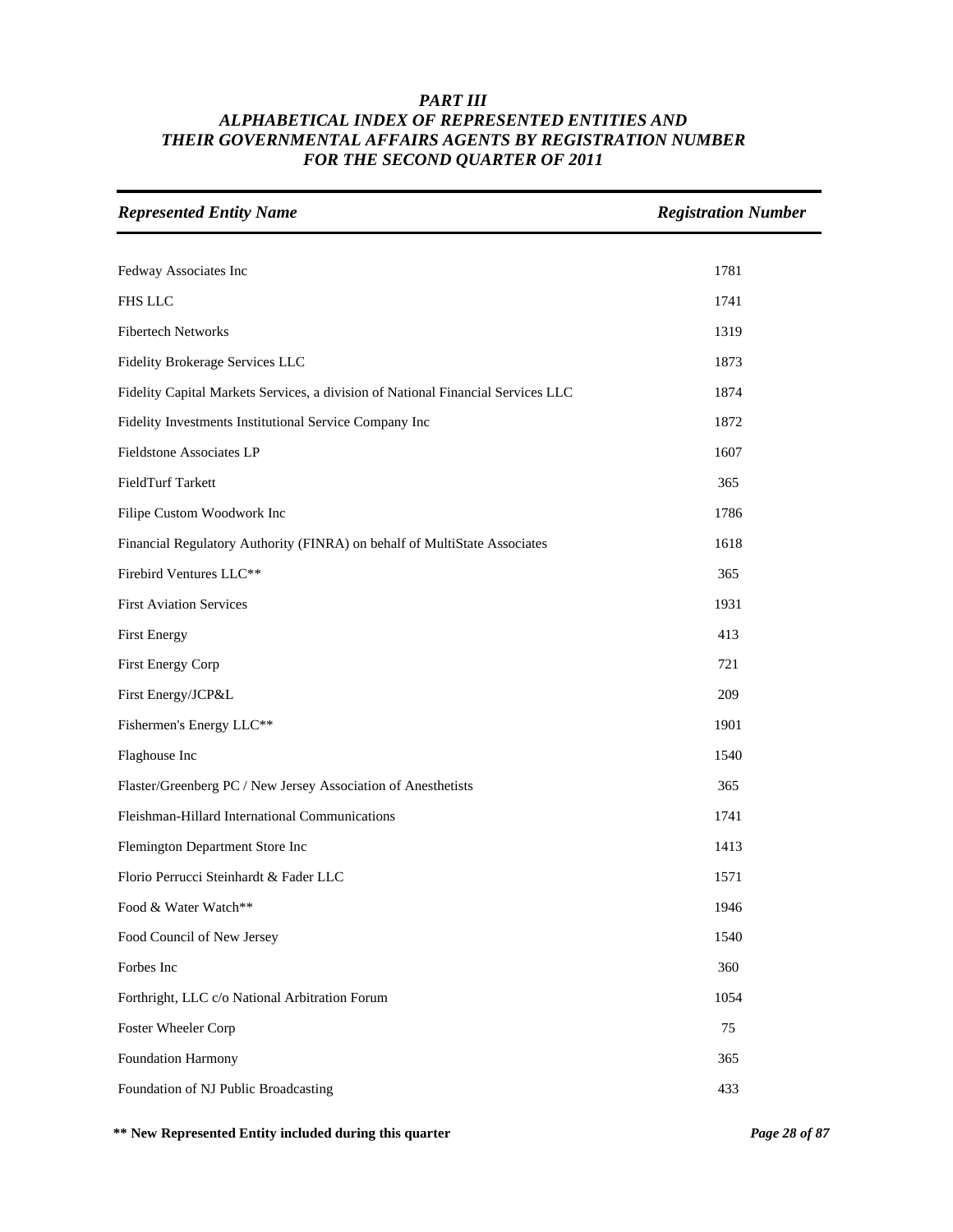# PART III
## ALPHABETICAL INDEX OF REPRESENTED ENTITIES AND THEIR GOVERNMENTAL AFFAIRS AGENTS BY REGISTRATION NUMBER FOR THE SECOND QUARTER OF 2011

| Represented Entity Name | Registration Number |
|---|---|
| Fedway Associates Inc | 1781 |
| FHS LLC | 1741 |
| Fibertech Networks | 1319 |
| Fidelity Brokerage Services LLC | 1873 |
| Fidelity Capital Markets Services, a division of National Financial Services LLC | 1874 |
| Fidelity Investments Institutional Service Company Inc | 1872 |
| Fieldstone Associates LP | 1607 |
| FieldTurf Tarkett | 365 |
| Filipe Custom Woodwork Inc | 1786 |
| Financial Regulatory Authority (FINRA) on behalf of MultiState Associates | 1618 |
| Firebird Ventures LLC** | 365 |
| First Aviation Services | 1931 |
| First Energy | 413 |
| First Energy Corp | 721 |
| First Energy/JCP&L | 209 |
| Fishermen's Energy LLC** | 1901 |
| Flaghouse Inc | 1540 |
| Flaster/Greenberg PC / New Jersey Association of Anesthetists | 365 |
| Fleishman-Hillard International Communications | 1741 |
| Flemington Department Store Inc | 1413 |
| Florio Perrucci Steinhardt & Fader LLC | 1571 |
| Food & Water Watch** | 1946 |
| Food Council of New Jersey | 1540 |
| Forbes Inc | 360 |
| Forthright, LLC c/o National Arbitration Forum | 1054 |
| Foster Wheeler Corp | 75 |
| Foundation Harmony | 365 |
| Foundation of NJ Public Broadcasting | 433 |

**** New Represented Entity included during this quarter**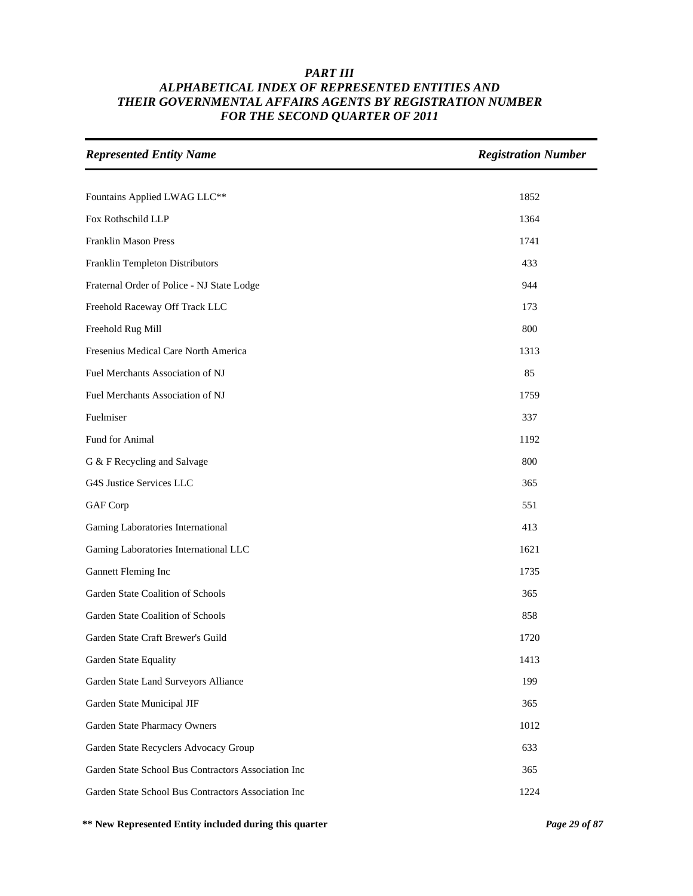# *PART III*
## *ALPHABETICAL INDEX OF REPRESENTED ENTITIES AND THEIR GOVERNMENTAL AFFAIRS AGENTS BY REGISTRATION NUMBER FOR THE SECOND QUARTER OF 2011*

| *Represented Entity Name* | *Registration Number* |
|---|---|
| Fountains Applied LWAG LLC** | 1852 |
| Fox Rothschild LLP | 1364 |
| Franklin Mason Press | 1741 |
| Franklin Templeton Distributors | 433 |
| Fraternal Order of Police - NJ State Lodge | 944 |
| Freehold Raceway Off Track LLC | 173 |
| Freehold Rug Mill | 800 |
| Fresenius Medical Care North America | 1313 |
| Fuel Merchants Association of NJ | 85 |
| Fuel Merchants Association of NJ | 1759 |
| Fuelmiser | 337 |
| Fund for Animal | 1192 |
| G & F Recycling and Salvage | 800 |
| G4S Justice Services LLC | 365 |
| GAF Corp | 551 |
| Gaming Laboratories International | 413 |
| Gaming Laboratories International LLC | 1621 |
| Gannett Fleming Inc | 1735 |
| Garden State Coalition of Schools | 365 |
| Garden State Coalition of Schools | 858 |
| Garden State Craft Brewer's Guild | 1720 |
| Garden State Equality | 1413 |
| Garden State Land Surveyors Alliance | 199 |
| Garden State Municipal JIF | 365 |
| Garden State Pharmacy Owners | 1012 |
| Garden State Recyclers Advocacy Group | 633 |
| Garden State School Bus Contractors Association Inc | 365 |
| Garden State School Bus Contractors Association Inc | 1224 |

**** New Represented Entity included during this quarter**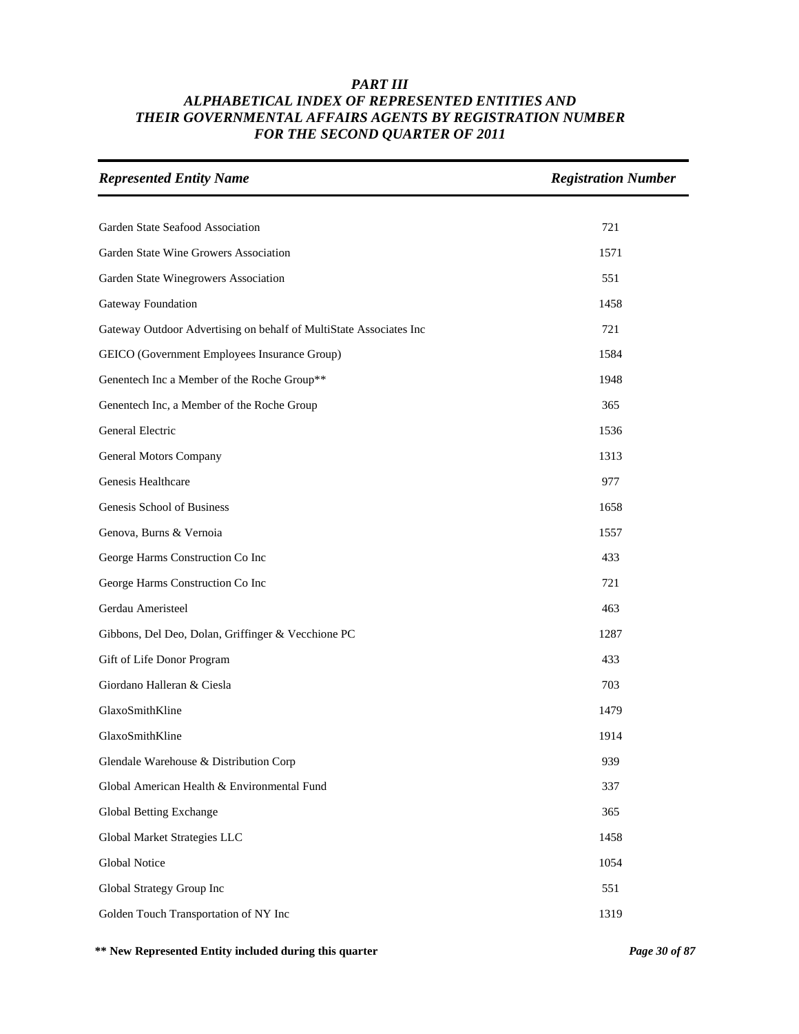# *PART III*
# *ALPHABETICAL INDEX OF REPRESENTED ENTITIES AND THEIR GOVERNMENTAL AFFAIRS AGENTS BY REGISTRATION NUMBER FOR THE SECOND QUARTER OF 2011*

| *Represented Entity Name* | *Registration Number* |
|---|---|
| Garden State Seafood Association | 721 |
| Garden State Wine Growers Association | 1571 |
| Garden State Winegrowers Association | 551 |
| Gateway Foundation | 1458 |
| Gateway Outdoor Advertising on behalf of MultiState Associates Inc | 721 |
| GEICO (Government Employees Insurance Group) | 1584 |
| Genentech Inc a Member of the Roche Group** | 1948 |
| Genentech Inc, a Member of the Roche Group | 365 |
| General Electric | 1536 |
| General Motors Company | 1313 |
| Genesis Healthcare | 977 |
| Genesis School of Business | 1658 |
| Genova, Burns & Vernoia | 1557 |
| George Harms Construction Co Inc | 433 |
| George Harms Construction Co Inc | 721 |
| Gerdau Ameristeel | 463 |
| Gibbons, Del Deo, Dolan, Griffinger & Vecchione PC | 1287 |
| Gift of Life Donor Program | 433 |
| Giordano Halleran & Ciesla | 703 |
| GlaxoSmithKline | 1479 |
| GlaxoSmithKline | 1914 |
| Glendale Warehouse & Distribution Corp | 939 |
| Global American Health & Environmental Fund | 337 |
| Global Betting Exchange | 365 |
| Global Market Strategies LLC | 1458 |
| Global Notice | 1054 |
| Global Strategy Group Inc | 551 |
| Golden Touch Transportation of NY Inc | 1319 |

**** New Represented Entity included during this quarter**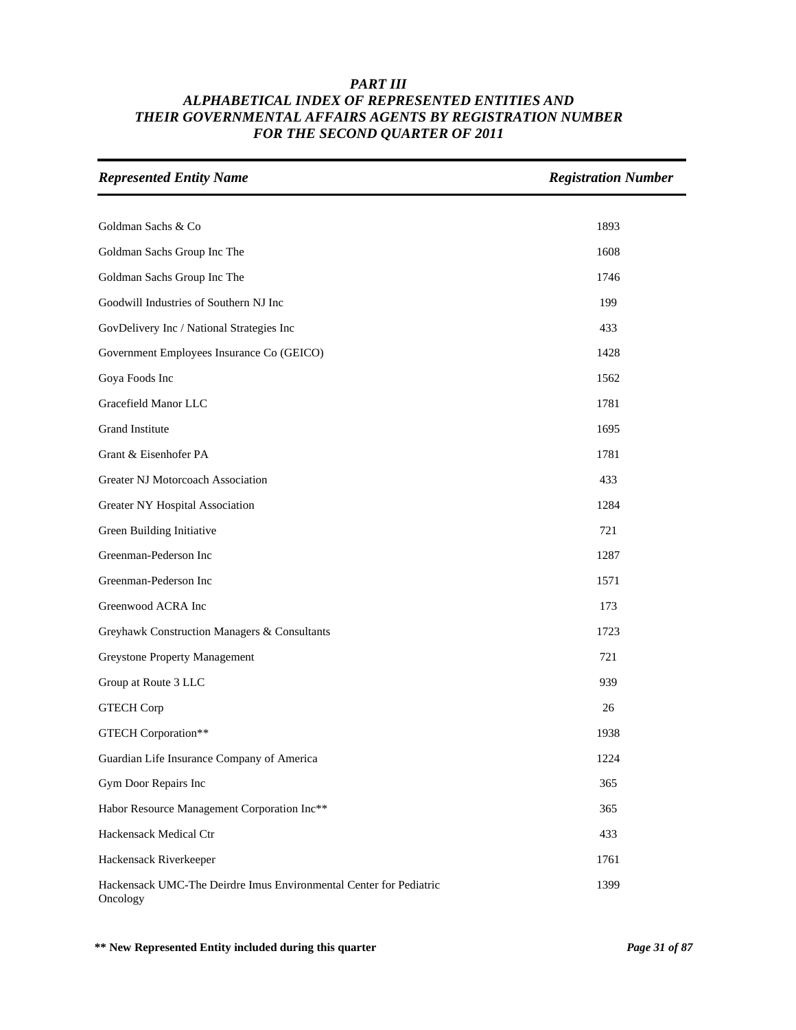# *PART III*
# *ALPHABETICAL INDEX OF REPRESENTED ENTITIES AND THEIR GOVERNMENTAL AFFAIRS AGENTS BY REGISTRATION NUMBER FOR THE SECOND QUARTER OF 2011*

| *Represented Entity Name* | *Registration Number* |
|---|---|
| Goldman Sachs & Co | 1893 |
| Goldman Sachs Group Inc The | 1608 |
| Goldman Sachs Group Inc The | 1746 |
| Goodwill Industries of Southern NJ Inc | 199 |
| GovDelivery Inc / National Strategies Inc | 433 |
| Government Employees Insurance Co (GEICO) | 1428 |
| Goya Foods Inc | 1562 |
| Gracefield Manor LLC | 1781 |
| Grand Institute | 1695 |
| Grant & Eisenhofer PA | 1781 |
| Greater NJ Motorcoach Association | 433 |
| Greater NY Hospital Association | 1284 |
| Green Building Initiative | 721 |
| Greenman-Pederson Inc | 1287 |
| Greenman-Pederson Inc | 1571 |
| Greenwood ACRA Inc | 173 |
| Greyhawk Construction Managers & Consultants | 1723 |
| Greystone Property Management | 721 |
| Group at Route 3 LLC | 939 |
| GTECH Corp | 26 |
| GTECH Corporation** | 1938 |
| Guardian Life Insurance Company of America | 1224 |
| Gym Door Repairs Inc | 365 |
| Habor Resource Management Corporation Inc** | 365 |
| Hackensack Medical Ctr | 433 |
| Hackensack Riverkeeper | 1761 |
| Hackensack UMC-The Deirdre Imus Environmental Center for Pediatric Oncology | 1399 |

**** New Represented Entity included during this quarter**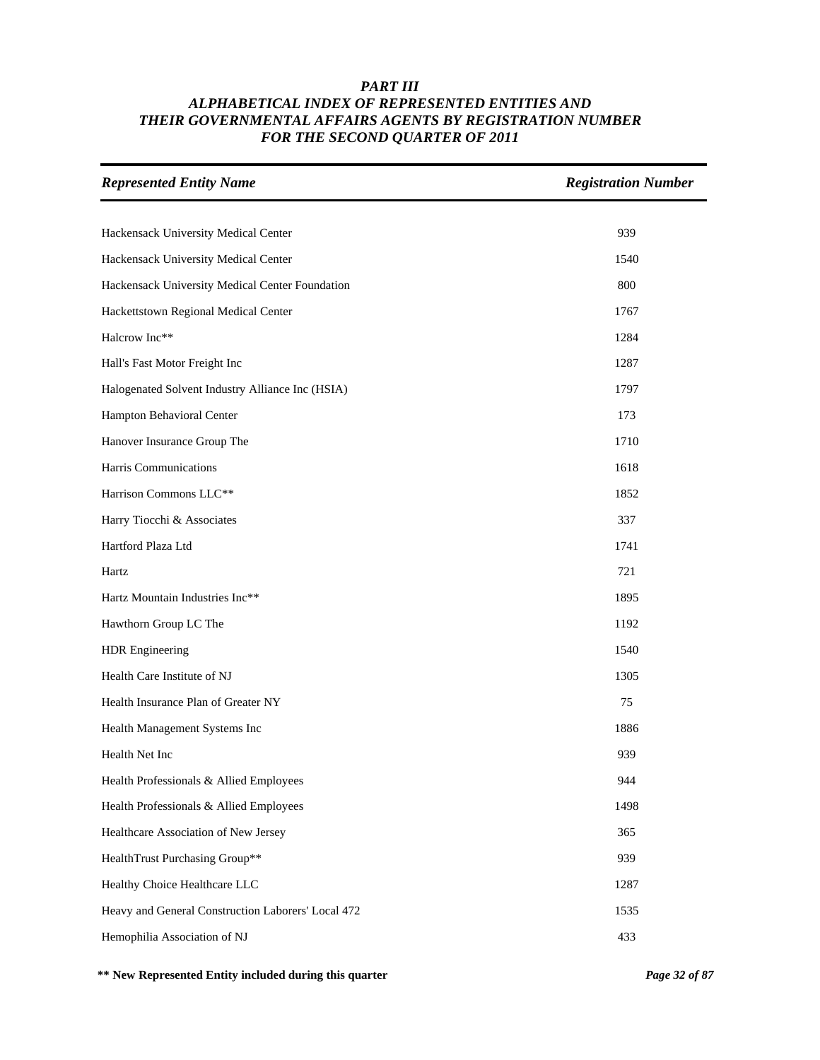# *PART III*
# *ALPHABETICAL INDEX OF REPRESENTED ENTITIES AND THEIR GOVERNMENTAL AFFAIRS AGENTS BY REGISTRATION NUMBER FOR THE SECOND QUARTER OF 2011*

| *Represented Entity Name* | *Registration Number* |
|---|---|
| Hackensack University Medical Center | 939 |
| Hackensack University Medical Center | 1540 |
| Hackensack University Medical Center Foundation | 800 |
| Hackettstown Regional Medical Center | 1767 |
| Halcrow Inc** | 1284 |
| Hall's Fast Motor Freight Inc | 1287 |
| Halogenated Solvent Industry Alliance Inc (HSIA) | 1797 |
| Hampton Behavioral Center | 173 |
| Hanover Insurance Group The | 1710 |
| Harris Communications | 1618 |
| Harrison Commons LLC** | 1852 |
| Harry Tiocchi & Associates | 337 |
| Hartford Plaza Ltd | 1741 |
| Hartz | 721 |
| Hartz Mountain Industries Inc** | 1895 |
| Hawthorn Group LC The | 1192 |
| HDR Engineering | 1540 |
| Health Care Institute of NJ | 1305 |
| Health Insurance Plan of Greater NY | 75 |
| Health Management Systems Inc | 1886 |
| Health Net Inc | 939 |
| Health Professionals & Allied Employees | 944 |
| Health Professionals & Allied Employees | 1498 |
| Healthcare Association of New Jersey | 365 |
| HealthTrust Purchasing Group** | 939 |
| Healthy Choice Healthcare LLC | 1287 |
| Heavy and General Construction Laborers' Local 472 | 1535 |
| Hemophilia Association of NJ | 433 |

**** New Represented Entity included during this quarter**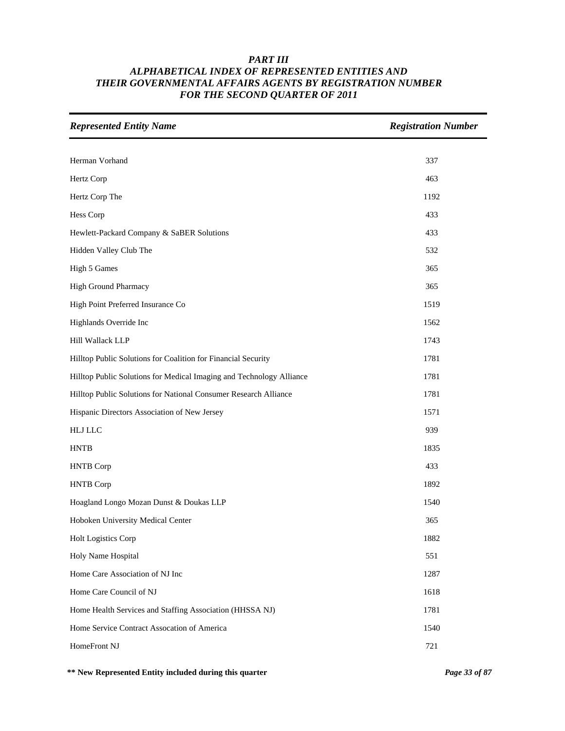### *PART III*
### *ALPHABETICAL INDEX OF REPRESENTED ENTITIES AND THEIR GOVERNMENTAL AFFAIRS AGENTS BY REGISTRATION NUMBER FOR THE SECOND QUARTER OF 2011*

| *Represented Entity Name* | *Registration Number* |
|---|---|
| Herman Vorhand | 337 |
| Hertz Corp | 463 |
| Hertz Corp The | 1192 |
| Hess Corp | 433 |
| Hewlett-Packard Company & SaBER Solutions | 433 |
| Hidden Valley Club The | 532 |
| High 5 Games | 365 |
| High Ground Pharmacy | 365 |
| High Point Preferred Insurance Co | 1519 |
| Highlands Override Inc | 1562 |
| Hill Wallack LLP | 1743 |
| Hilltop Public Solutions for Coalition for Financial Security | 1781 |
| Hilltop Public Solutions for Medical Imaging and Technology Alliance | 1781 |
| Hilltop Public Solutions for National Consumer Research Alliance | 1781 |
| Hispanic Directors Association of New Jersey | 1571 |
| HLJ LLC | 939 |
| HNTB | 1835 |
| HNTB Corp | 433 |
| HNTB Corp | 1892 |
| Hoagland Longo Mozan Dunst & Doukas LLP | 1540 |
| Hoboken University Medical Center | 365 |
| Holt Logistics Corp | 1882 |
| Holy Name Hospital | 551 |
| Home Care Association of NJ Inc | 1287 |
| Home Care Council of NJ | 1618 |
| Home Health Services and Staffing Association (HHSSA NJ) | 1781 |
| Home Service Contract Assocation of America | 1540 |
| HomeFront NJ | 721 |

**\*\* New Represented Entity included during this quarter**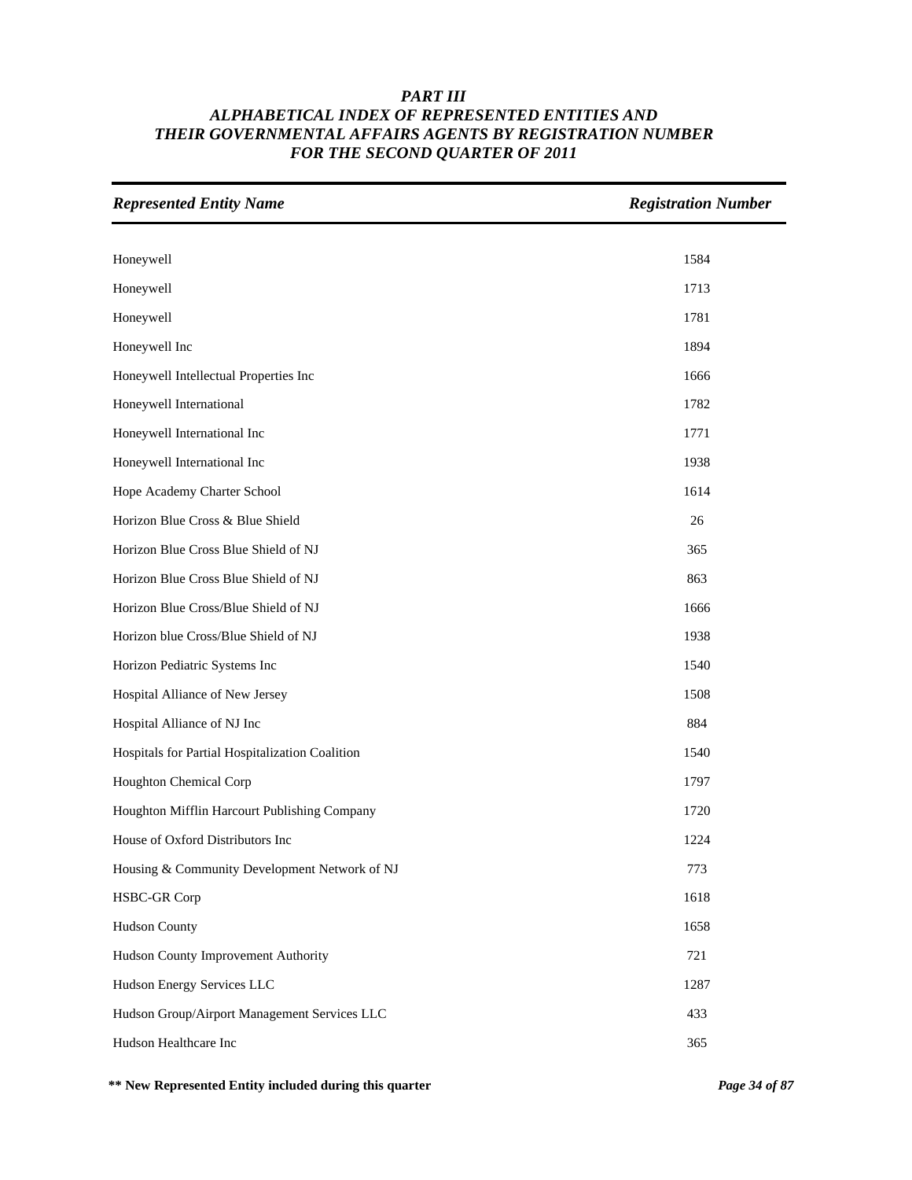# PART III
## ALPHABETICAL INDEX OF REPRESENTED ENTITIES AND THEIR GOVERNMENTAL AFFAIRS AGENTS BY REGISTRATION NUMBER FOR THE SECOND QUARTER OF 2011

| *Represented Entity Name* | *Registration Number* |
|---|---|
| Honeywell | 1584 |
| Honeywell | 1713 |
| Honeywell | 1781 |
| Honeywell Inc | 1894 |
| Honeywell Intellectual Properties Inc | 1666 |
| Honeywell International | 1782 |
| Honeywell International Inc | 1771 |
| Honeywell International Inc | 1938 |
| Hope Academy Charter School | 1614 |
| Horizon Blue Cross & Blue Shield | 26 |
| Horizon Blue Cross Blue Shield of NJ | 365 |
| Horizon Blue Cross Blue Shield of NJ | 863 |
| Horizon Blue Cross/Blue Shield of NJ | 1666 |
| Horizon blue Cross/Blue Shield of NJ | 1938 |
| Horizon Pediatric Systems Inc | 1540 |
| Hospital Alliance of New Jersey | 1508 |
| Hospital Alliance of NJ Inc | 884 |
| Hospitals for Partial Hospitalization Coalition | 1540 |
| Houghton Chemical Corp | 1797 |
| Houghton Mifflin Harcourt Publishing Company | 1720 |
| House of Oxford Distributors Inc | 1224 |
| Housing & Community Development Network of NJ | 773 |
| HSBC-GR Corp | 1618 |
| Hudson County | 1658 |
| Hudson County Improvement Authority | 721 |
| Hudson Energy Services LLC | 1287 |
| Hudson Group/Airport Management Services LLC | 433 |
| Hudson Healthcare Inc | 365 |

**\*\* New Represented Entity included during this quarter**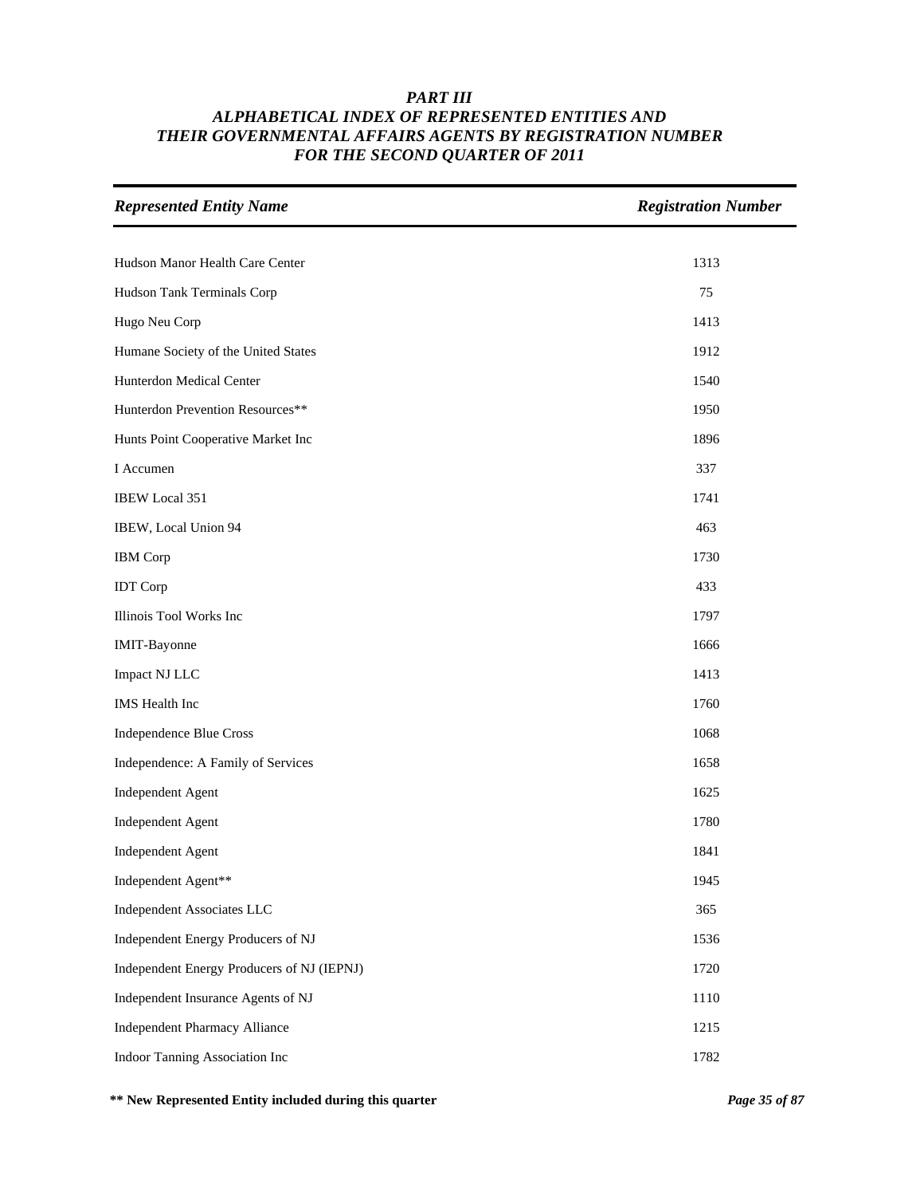## *PART III*
## *ALPHABETICAL INDEX OF REPRESENTED ENTITIES AND THEIR GOVERNMENTAL AFFAIRS AGENTS BY REGISTRATION NUMBER FOR THE SECOND QUARTER OF 2011*

| *Represented Entity Name* | *Registration Number* |
|---|---|
| Hudson Manor Health Care Center | 1313 |
| Hudson Tank Terminals Corp | 75 |
| Hugo Neu Corp | 1413 |
| Humane Society of the United States | 1912 |
| Hunterdon Medical Center | 1540 |
| Hunterdon Prevention Resources** | 1950 |
| Hunts Point Cooperative Market Inc | 1896 |
| I Accumen | 337 |
| IBEW Local 351 | 1741 |
| IBEW, Local Union 94 | 463 |
| IBM Corp | 1730 |
| IDT Corp | 433 |
| Illinois Tool Works Inc | 1797 |
| IMIT-Bayonne | 1666 |
| Impact NJ LLC | 1413 |
| IMS Health Inc | 1760 |
| Independence Blue Cross | 1068 |
| Independence: A Family of Services | 1658 |
| Independent Agent | 1625 |
| Independent Agent | 1780 |
| Independent Agent | 1841 |
| Independent Agent** | 1945 |
| Independent Associates LLC | 365 |
| Independent Energy Producers of NJ | 1536 |
| Independent Energy Producers of NJ (IEPNJ) | 1720 |
| Independent Insurance Agents of NJ | 1110 |
| Independent Pharmacy Alliance | 1215 |
| Indoor Tanning Association Inc | 1782 |

**** New Represented Entity included during this quarter**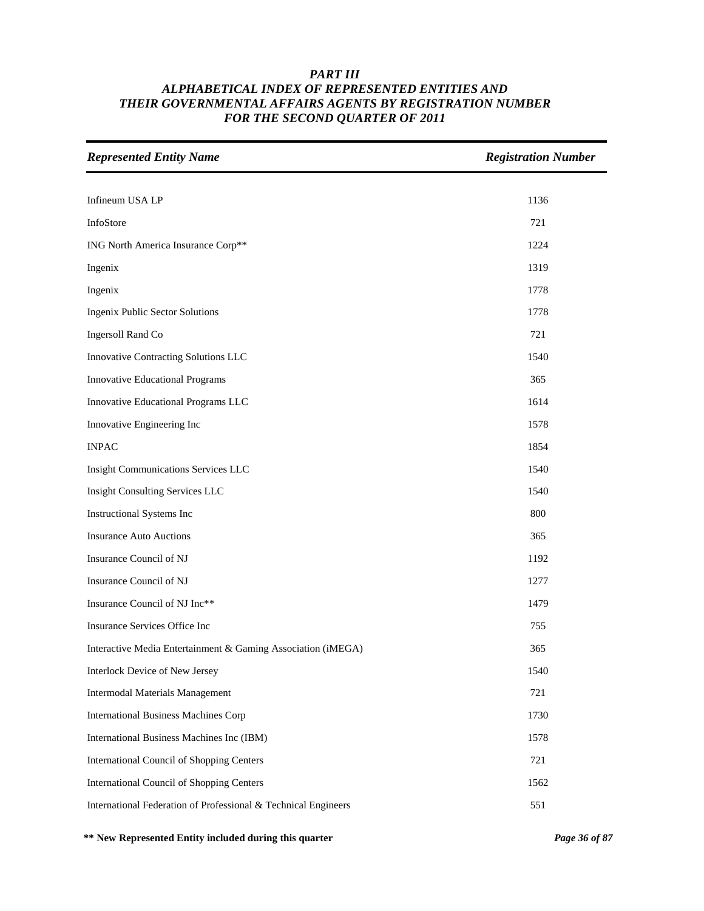# *PART III*
# *ALPHABETICAL INDEX OF REPRESENTED ENTITIES AND THEIR GOVERNMENTAL AFFAIRS AGENTS BY REGISTRATION NUMBER FOR THE SECOND QUARTER OF 2011*

| *Represented Entity Name* | *Registration Number* |
|---|---|
| Infineum USA LP | 1136 |
| InfoStore | 721 |
| ING North America Insurance Corp** | 1224 |
| Ingenix | 1319 |
| Ingenix | 1778 |
| Ingenix Public Sector Solutions | 1778 |
| Ingersoll Rand Co | 721 |
| Innovative Contracting Solutions LLC | 1540 |
| Innovative Educational Programs | 365 |
| Innovative Educational Programs LLC | 1614 |
| Innovative Engineering Inc | 1578 |
| INPAC | 1854 |
| Insight Communications Services LLC | 1540 |
| Insight Consulting Services LLC | 1540 |
| Instructional Systems Inc | 800 |
| Insurance Auto Auctions | 365 |
| Insurance Council of NJ | 1192 |
| Insurance Council of NJ | 1277 |
| Insurance Council of NJ Inc** | 1479 |
| Insurance Services Office Inc | 755 |
| Interactive Media Entertainment & Gaming Association (iMEGA) | 365 |
| Interlock Device of New Jersey | 1540 |
| Intermodal Materials Management | 721 |
| International Business Machines Corp | 1730 |
| International Business Machines Inc (IBM) | 1578 |
| International Council of Shopping Centers | 721 |
| International Council of Shopping Centers | 1562 |
| International Federation of Professional & Technical Engineers | 551 |

**** New Represented Entity included during this quarter**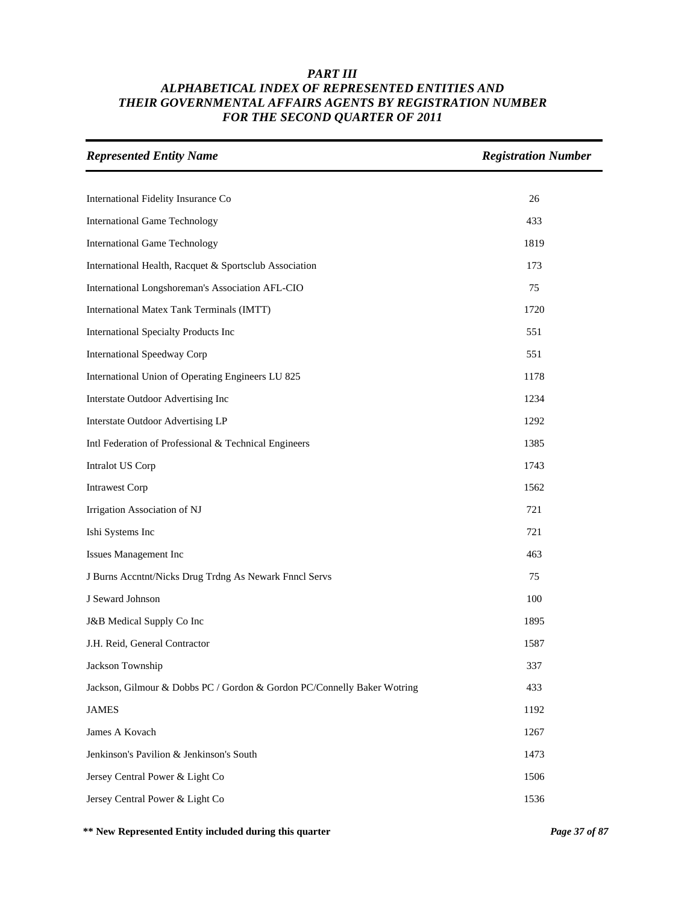# *PART III*
# *ALPHABETICAL INDEX OF REPRESENTED ENTITIES AND THEIR GOVERNMENTAL AFFAIRS AGENTS BY REGISTRATION NUMBER FOR THE SECOND QUARTER OF 2011*

| *Represented Entity Name* | *Registration Number* |
|---|---|
| International Fidelity Insurance Co | 26 |
| International Game Technology | 433 |
| International Game Technology | 1819 |
| International Health, Racquet & Sportsclub Association | 173 |
| International Longshoreman's Association AFL-CIO | 75 |
| International Matex Tank Terminals (IMTT) | 1720 |
| International Specialty Products Inc | 551 |
| International Speedway Corp | 551 |
| International Union of Operating Engineers LU 825 | 1178 |
| Interstate Outdoor Advertising Inc | 1234 |
| Interstate Outdoor Advertising LP | 1292 |
| Intl Federation of Professional & Technical Engineers | 1385 |
| Intralot US Corp | 1743 |
| Intrawest Corp | 1562 |
| Irrigation Association of NJ | 721 |
| Ishi Systems Inc | 721 |
| Issues Management Inc | 463 |
| J Burns Accntnt/Nicks Drug Trdng As Newark Fnncl Servs | 75 |
| J Seward Johnson | 100 |
| J&B Medical Supply Co Inc | 1895 |
| J.H. Reid, General Contractor | 1587 |
| Jackson Township | 337 |
| Jackson, Gilmour & Dobbs PC / Gordon & Gordon PC/Connelly Baker Wotring | 433 |
| JAMES | 1192 |
| James A Kovach | 1267 |
| Jenkinson's Pavilion & Jenkinson's South | 1473 |
| Jersey Central Power & Light Co | 1506 |
| Jersey Central Power & Light Co | 1536 |

**\*\* New Represented Entity included during this quarter**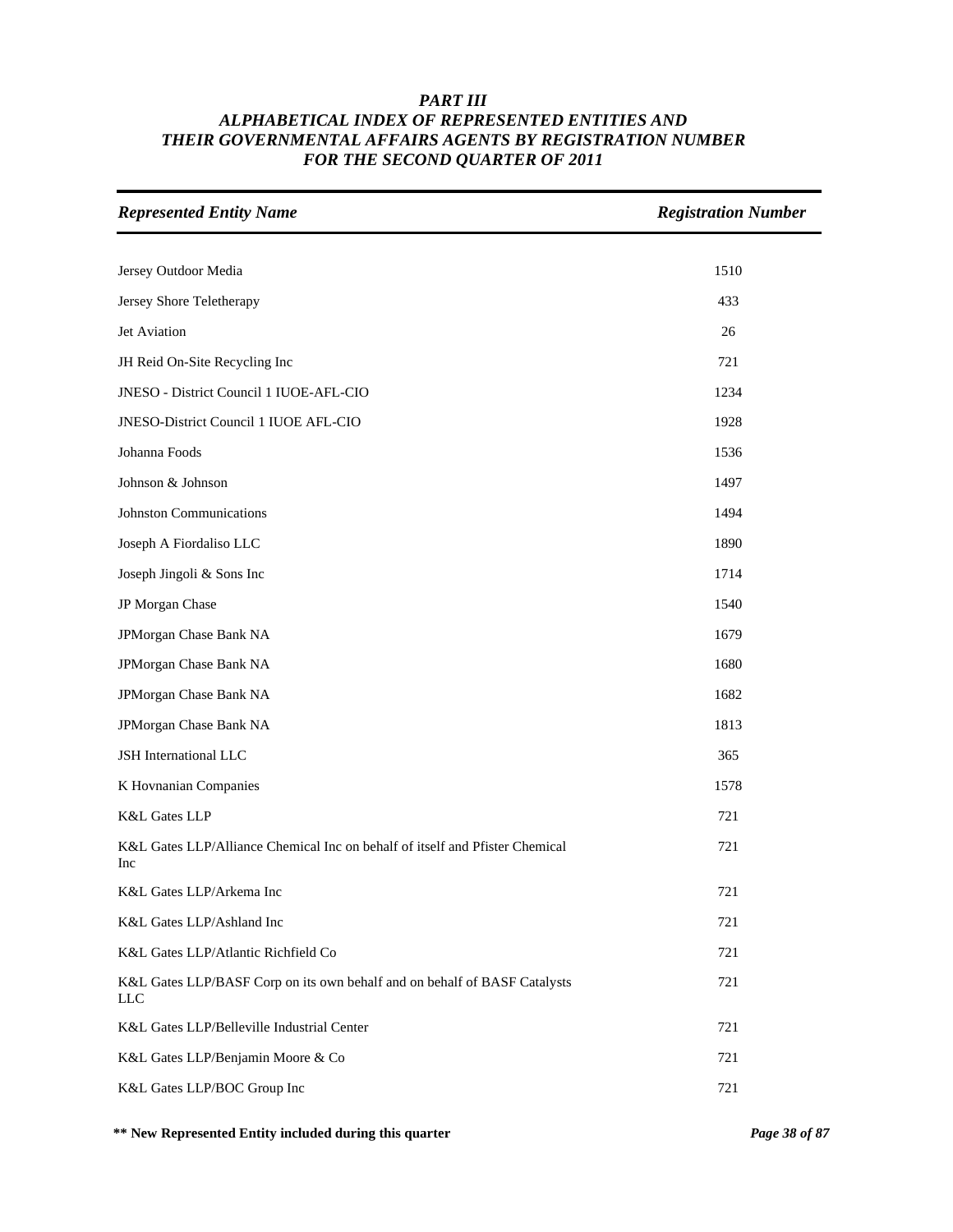# *PART III*
# *ALPHABETICAL INDEX OF REPRESENTED ENTITIES AND THEIR GOVERNMENTAL AFFAIRS AGENTS BY REGISTRATION NUMBER FOR THE SECOND QUARTER OF 2011*

| *Represented Entity Name* | *Registration Number* |
|---|---|
| Jersey Outdoor Media | 1510 |
| Jersey Shore Teletherapy | 433 |
| Jet Aviation | 26 |
| JH Reid On-Site Recycling Inc | 721 |
| JNESO - District Council 1 IUOE-AFL-CIO | 1234 |
| JNESO-District Council 1 IUOE AFL-CIO | 1928 |
| Johanna Foods | 1536 |
| Johnson & Johnson | 1497 |
| Johnston Communications | 1494 |
| Joseph A Fiordaliso LLC | 1890 |
| Joseph Jingoli & Sons Inc | 1714 |
| JP Morgan Chase | 1540 |
| JPMorgan Chase Bank NA | 1679 |
| JPMorgan Chase Bank NA | 1680 |
| JPMorgan Chase Bank NA | 1682 |
| JPMorgan Chase Bank NA | 1813 |
| JSH International LLC | 365 |
| K Hovnanian Companies | 1578 |
| K&L Gates LLP | 721 |
| K&L Gates LLP/Alliance Chemical Inc on behalf of itself and Pfister Chemical Inc | 721 |
| K&L Gates LLP/Arkema Inc | 721 |
| K&L Gates LLP/Ashland Inc | 721 |
| K&L Gates LLP/Atlantic Richfield Co | 721 |
| K&L Gates LLP/BASF Corp on its own behalf and on behalf of BASF Catalysts LLC | 721 |
| K&L Gates LLP/Belleville Industrial Center | 721 |
| K&L Gates LLP/Benjamin Moore & Co | 721 |
| K&L Gates LLP/BOC Group Inc | 721 |

**\*\* New Represented Entity included during this quarter**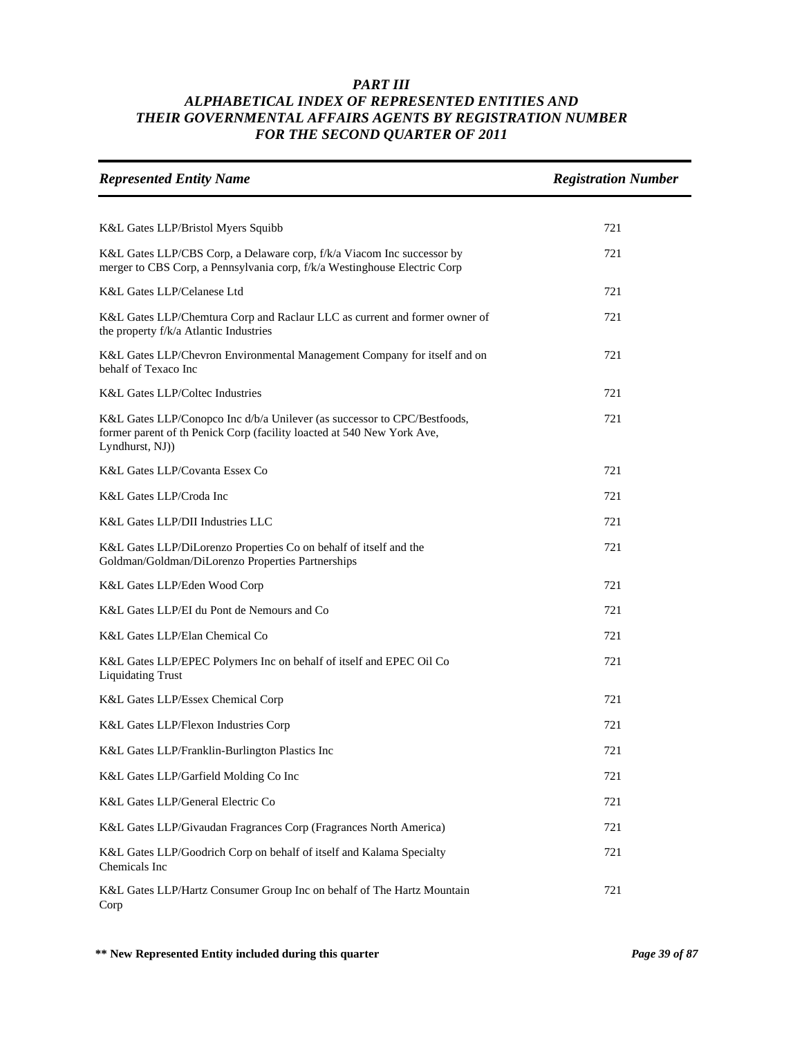# *PART III*
## *ALPHABETICAL INDEX OF REPRESENTED ENTITIES AND THEIR GOVERNMENTAL AFFAIRS AGENTS BY REGISTRATION NUMBER FOR THE SECOND QUARTER OF 2011*

| *Represented Entity Name* | *Registration Number* |
|---|---|
| K&L Gates LLP/Bristol Myers Squibb | 721 |
| K&L Gates LLP/CBS Corp, a Delaware corp, f/k/a Viacom Inc successor by merger to CBS Corp, a Pennsylvania corp, f/k/a Westinghouse Electric Corp | 721 |
| K&L Gates LLP/Celanese Ltd | 721 |
| K&L Gates LLP/Chemtura Corp and Raclaur LLC as current and former owner of the property f/k/a Atlantic Industries | 721 |
| K&L Gates LLP/Chevron Environmental Management Company for itself and on behalf of Texaco Inc | 721 |
| K&L Gates LLP/Coltec Industries | 721 |
| K&L Gates LLP/Conopco Inc d/b/a Unilever (as successor to CPC/Bestfoods, former parent of th Penick Corp (facility loacted at 540 New York Ave, Lyndhurst, NJ)) | 721 |
| K&L Gates LLP/Covanta Essex Co | 721 |
| K&L Gates LLP/Croda Inc | 721 |
| K&L Gates LLP/DII Industries LLC | 721 |
| K&L Gates LLP/DiLorenzo Properties Co on behalf of itself and the Goldman/Goldman/DiLorenzo Properties Partnerships | 721 |
| K&L Gates LLP/Eden Wood Corp | 721 |
| K&L Gates LLP/EI du Pont de Nemours and Co | 721 |
| K&L Gates LLP/Elan Chemical Co | 721 |
| K&L Gates LLP/EPEC Polymers Inc on behalf of itself and EPEC Oil Co Liquidating Trust | 721 |
| K&L Gates LLP/Essex Chemical Corp | 721 |
| K&L Gates LLP/Flexon Industries Corp | 721 |
| K&L Gates LLP/Franklin-Burlington Plastics Inc | 721 |
| K&L Gates LLP/Garfield Molding Co Inc | 721 |
| K&L Gates LLP/General Electric Co | 721 |
| K&L Gates LLP/Givaudan Fragrances Corp (Fragrances North America) | 721 |
| K&L Gates LLP/Goodrich Corp on behalf of itself and Kalama Specialty Chemicals Inc | 721 |
| K&L Gates LLP/Hartz Consumer Group Inc on behalf of The Hartz Mountain Corp | 721 |

**\*\* New Represented Entity included during this quarter**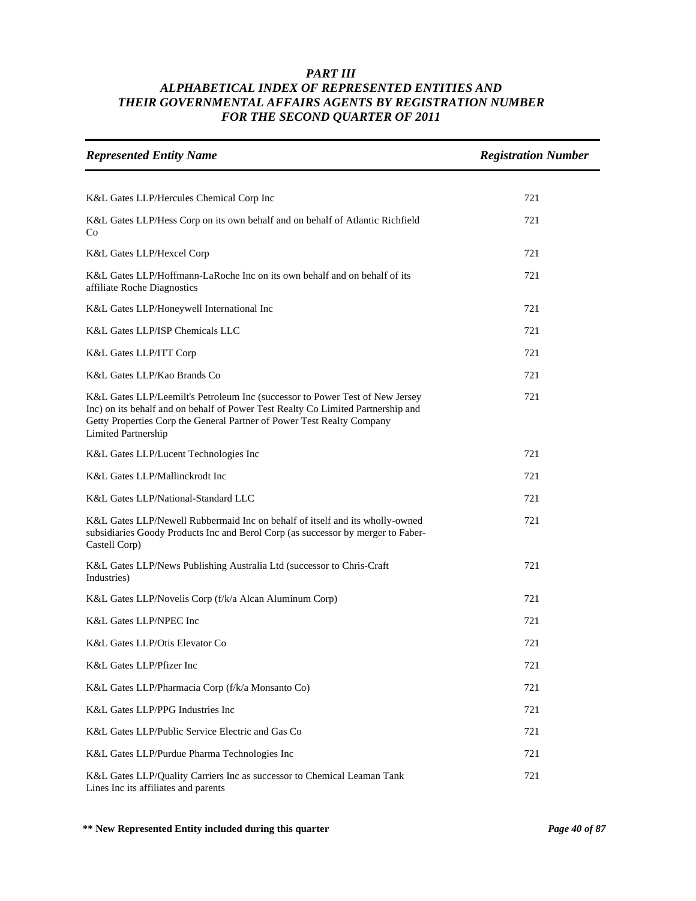# *PART III*
## *ALPHABETICAL INDEX OF REPRESENTED ENTITIES AND THEIR GOVERNMENTAL AFFAIRS AGENTS BY REGISTRATION NUMBER FOR THE SECOND QUARTER OF 2011*

| *Represented Entity Name* | *Registration Number* |
|---|---|
| K&L Gates LLP/Hercules Chemical Corp Inc | 721 |
| K&L Gates LLP/Hess Corp on its own behalf and on behalf of Atlantic Richfield Co | 721 |
| K&L Gates LLP/Hexcel Corp | 721 |
| K&L Gates LLP/Hoffmann-LaRoche Inc on its own behalf and on behalf of its affiliate Roche Diagnostics | 721 |
| K&L Gates LLP/Honeywell International Inc | 721 |
| K&L Gates LLP/ISP Chemicals LLC | 721 |
| K&L Gates LLP/ITT Corp | 721 |
| K&L Gates LLP/Kao Brands Co | 721 |
| K&L Gates LLP/Leemilt's Petroleum Inc (successor to Power Test of New Jersey Inc) on its behalf and on behalf of Power Test Realty Co Limited Partnership and Getty Properties Corp the General Partner of Power Test Realty Company Limited Partnership | 721 |
| K&L Gates LLP/Lucent Technologies Inc | 721 |
| K&L Gates LLP/Mallinckrodt Inc | 721 |
| K&L Gates LLP/National-Standard LLC | 721 |
| K&L Gates LLP/Newell Rubbermaid Inc on behalf of itself and its wholly-owned subsidiaries Goody Products Inc and Berol Corp (as successor by merger to Faber-Castell Corp) | 721 |
| K&L Gates LLP/News Publishing Australia Ltd (successor to Chris-Craft Industries) | 721 |
| K&L Gates LLP/Novelis Corp (f/k/a Alcan Aluminum Corp) | 721 |
| K&L Gates LLP/NPEC Inc | 721 |
| K&L Gates LLP/Otis Elevator Co | 721 |
| K&L Gates LLP/Pfizer Inc | 721 |
| K&L Gates LLP/Pharmacia Corp (f/k/a Monsanto Co) | 721 |
| K&L Gates LLP/PPG Industries Inc | 721 |
| K&L Gates LLP/Public Service Electric and Gas Co | 721 |
| K&L Gates LLP/Purdue Pharma Technologies Inc | 721 |
| K&L Gates LLP/Quality Carriers Inc as successor to Chemical Leaman Tank Lines Inc its affiliates and parents | 721 |

**** New Represented Entity included during this quarter**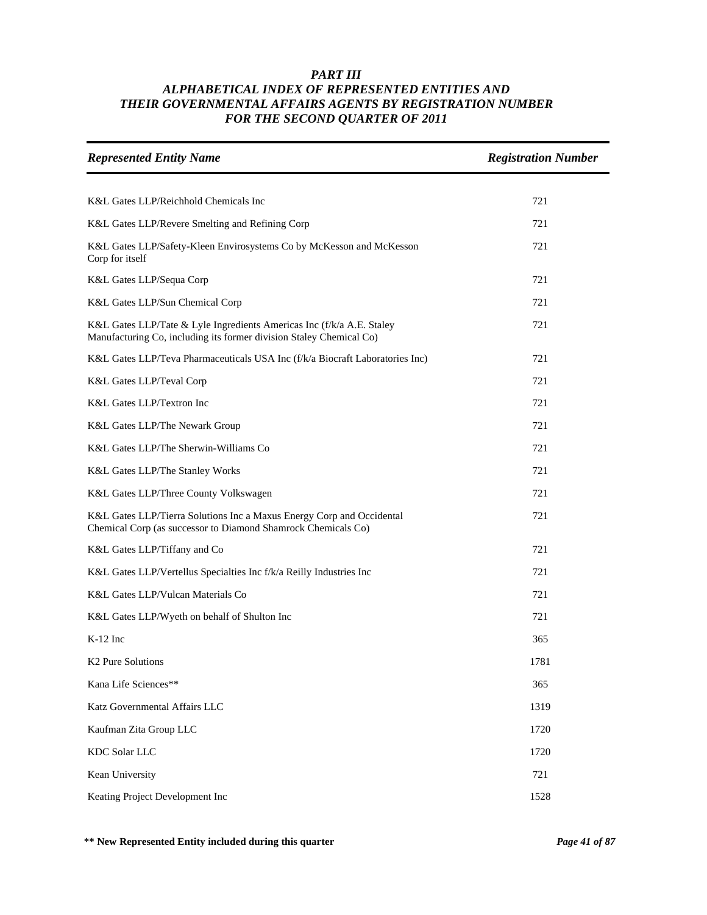### *PART III*
### *ALPHABETICAL INDEX OF REPRESENTED ENTITIES AND THEIR GOVERNMENTAL AFFAIRS AGENTS BY REGISTRATION NUMBER FOR THE SECOND QUARTER OF 2011*

| *Represented Entity Name* | *Registration Number* |
|---|---|
| K&L Gates LLP/Reichhold Chemicals Inc | 721 |
| K&L Gates LLP/Revere Smelting and Refining Corp | 721 |
| K&L Gates LLP/Safety-Kleen Envirosystems Co by McKesson and McKesson Corp for itself | 721 |
| K&L Gates LLP/Sequa Corp | 721 |
| K&L Gates LLP/Sun Chemical Corp | 721 |
| K&L Gates LLP/Tate & Lyle Ingredients Americas Inc (f/k/a A.E. Staley Manufacturing Co, including its former division Staley Chemical Co) | 721 |
| K&L Gates LLP/Teva Pharmaceuticals USA Inc (f/k/a Biocraft Laboratories Inc) | 721 |
| K&L Gates LLP/Teval Corp | 721 |
| K&L Gates LLP/Textron Inc | 721 |
| K&L Gates LLP/The Newark Group | 721 |
| K&L Gates LLP/The Sherwin-Williams Co | 721 |
| K&L Gates LLP/The Stanley Works | 721 |
| K&L Gates LLP/Three County Volkswagen | 721 |
| K&L Gates LLP/Tierra Solutions Inc a Maxus Energy Corp and Occidental Chemical Corp (as successor to Diamond Shamrock Chemicals Co) | 721 |
| K&L Gates LLP/Tiffany and Co | 721 |
| K&L Gates LLP/Vertellus Specialties Inc f/k/a Reilly Industries Inc | 721 |
| K&L Gates LLP/Vulcan Materials Co | 721 |
| K&L Gates LLP/Wyeth on behalf of Shulton Inc | 721 |
| K-12 Inc | 365 |
| K2 Pure Solutions | 1781 |
| Kana Life Sciences** | 365 |
| Katz Governmental Affairs LLC | 1319 |
| Kaufman Zita Group LLC | 1720 |
| KDC Solar LLC | 1720 |
| Kean University | 721 |
| Keating Project Development Inc | 1528 |

**\*\* New Represented Entity included during this quarter**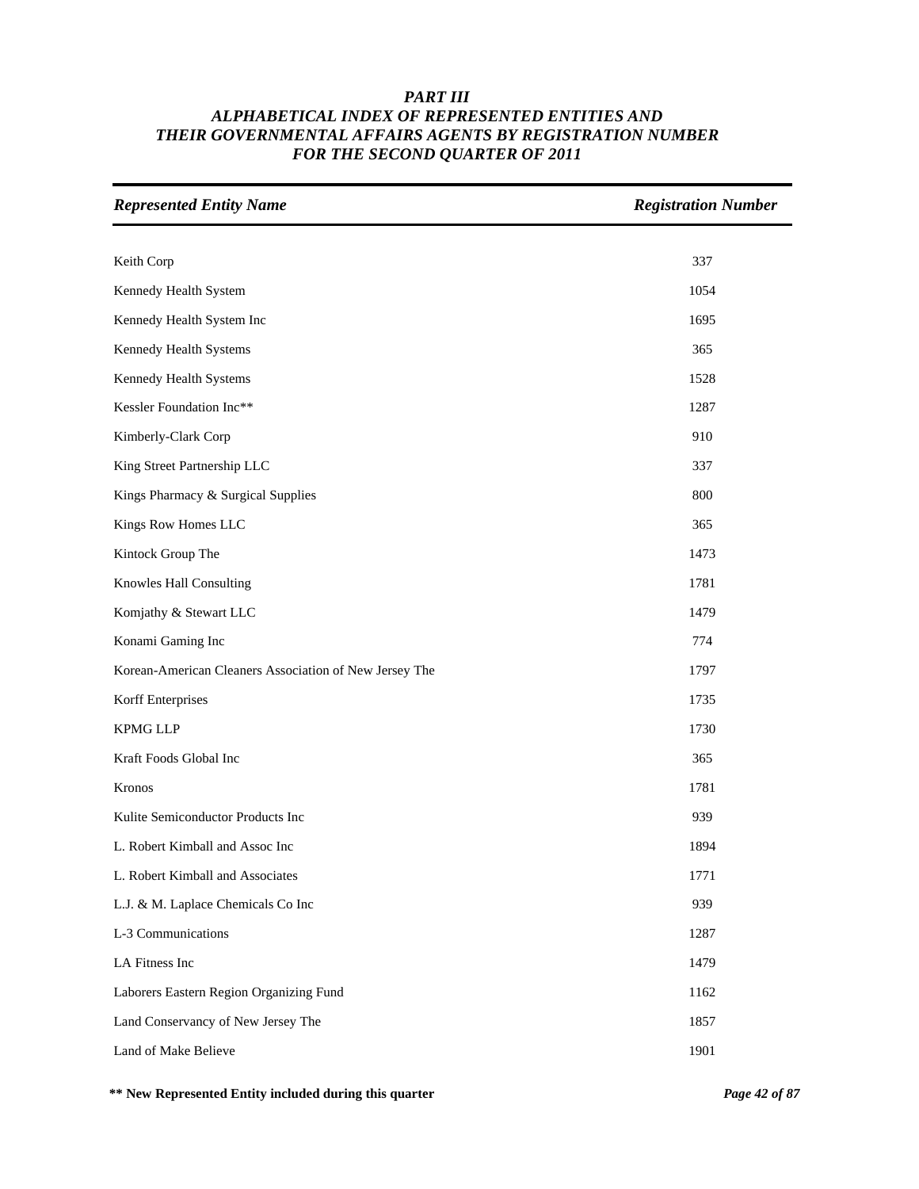# *PART III*
## *ALPHABETICAL INDEX OF REPRESENTED ENTITIES AND THEIR GOVERNMENTAL AFFAIRS AGENTS BY REGISTRATION NUMBER FOR THE SECOND QUARTER OF 2011*

| *Represented Entity Name* | *Registration Number* |
|---|---|
| Keith Corp | 337 |
| Kennedy Health System | 1054 |
| Kennedy Health System Inc | 1695 |
| Kennedy Health Systems | 365 |
| Kennedy Health Systems | 1528 |
| Kessler Foundation Inc** | 1287 |
| Kimberly-Clark Corp | 910 |
| King Street Partnership LLC | 337 |
| Kings Pharmacy & Surgical Supplies | 800 |
| Kings Row Homes LLC | 365 |
| Kintock Group The | 1473 |
| Knowles Hall Consulting | 1781 |
| Komjathy & Stewart LLC | 1479 |
| Konami Gaming Inc | 774 |
| Korean-American Cleaners Association of New Jersey The | 1797 |
| Korff Enterprises | 1735 |
| KPMG LLP | 1730 |
| Kraft Foods Global Inc | 365 |
| Kronos | 1781 |
| Kulite Semiconductor Products Inc | 939 |
| L. Robert Kimball and Assoc Inc | 1894 |
| L. Robert Kimball and Associates | 1771 |
| L.J. & M. Laplace Chemicals Co Inc | 939 |
| L-3 Communications | 1287 |
| LA Fitness Inc | 1479 |
| Laborers Eastern Region Organizing Fund | 1162 |
| Land Conservancy of New Jersey The | 1857 |
| Land of Make Believe | 1901 |

**** New Represented Entity included during this quarter**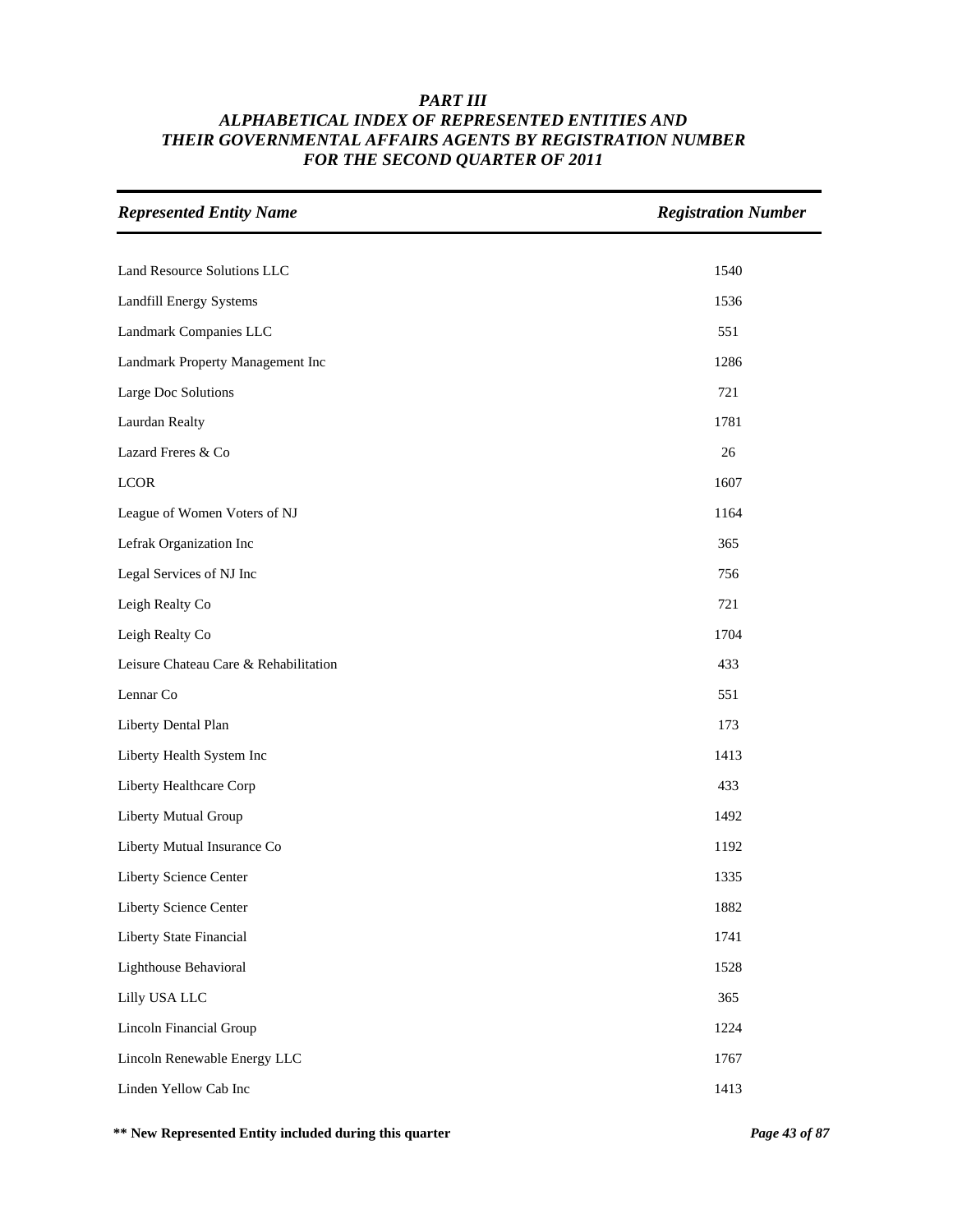# PART III
## ALPHABETICAL INDEX OF REPRESENTED ENTITIES AND THEIR GOVERNMENTAL AFFAIRS AGENTS BY REGISTRATION NUMBER FOR THE SECOND QUARTER OF 2011

| *Represented Entity Name* | *Registration Number* |
|---|---|
| Land Resource Solutions LLC | 1540 |
| Landfill Energy Systems | 1536 |
| Landmark Companies LLC | 551 |
| Landmark Property Management Inc | 1286 |
| Large Doc Solutions | 721 |
| Laurdan Realty | 1781 |
| Lazard Freres & Co | 26 |
| LCOR | 1607 |
| League of Women Voters of NJ | 1164 |
| Lefrak Organization Inc | 365 |
| Legal Services of NJ Inc | 756 |
| Leigh Realty Co | 721 |
| Leigh Realty Co | 1704 |
| Leisure Chateau Care & Rehabilitation | 433 |
| Lennar Co | 551 |
| Liberty Dental Plan | 173 |
| Liberty Health System Inc | 1413 |
| Liberty Healthcare Corp | 433 |
| Liberty Mutual Group | 1492 |
| Liberty Mutual Insurance Co | 1192 |
| Liberty Science Center | 1335 |
| Liberty Science Center | 1882 |
| Liberty State Financial | 1741 |
| Lighthouse Behavioral | 1528 |
| Lilly USA LLC | 365 |
| Lincoln Financial Group | 1224 |
| Lincoln Renewable Energy LLC | 1767 |
| Linden Yellow Cab Inc | 1413 |

**\*\* New Represented Entity included during this quarter**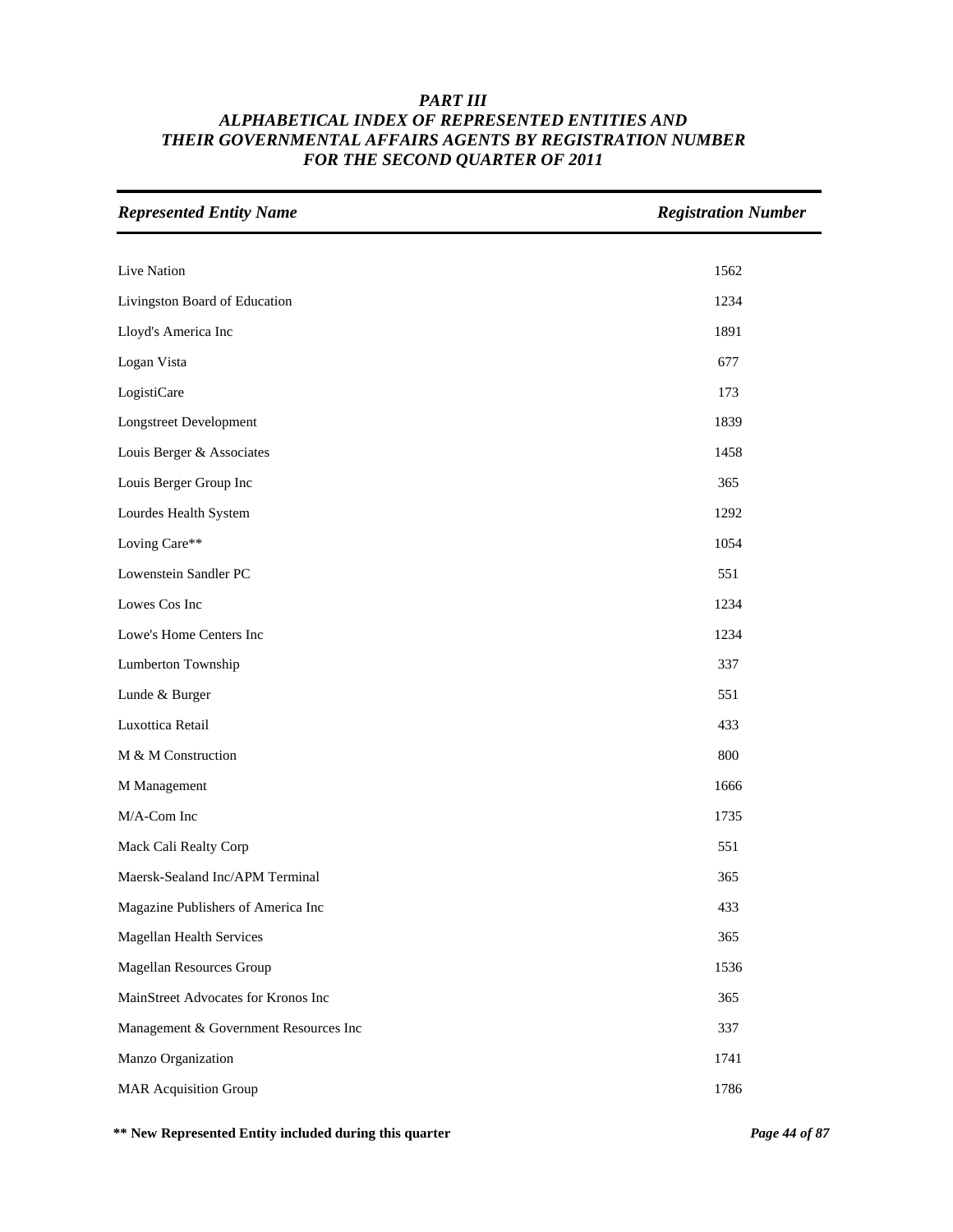# PART III
## ALPHABETICAL INDEX OF REPRESENTED ENTITIES AND THEIR GOVERNMENTAL AFFAIRS AGENTS BY REGISTRATION NUMBER FOR THE SECOND QUARTER OF 2011

| *Represented Entity Name* | *Registration Number* |
|---|---|
| Live Nation | 1562 |
| Livingston Board of Education | 1234 |
| Lloyd's America Inc | 1891 |
| Logan Vista | 677 |
| LogistiCare | 173 |
| Longstreet Development | 1839 |
| Louis Berger & Associates | 1458 |
| Louis Berger Group Inc | 365 |
| Lourdes Health System | 1292 |
| Loving Care** | 1054 |
| Lowenstein Sandler PC | 551 |
| Lowes Cos Inc | 1234 |
| Lowe's Home Centers Inc | 1234 |
| Lumberton Township | 337 |
| Lunde & Burger | 551 |
| Luxottica Retail | 433 |
| M & M Construction | 800 |
| M Management | 1666 |
| M/A-Com Inc | 1735 |
| Mack Cali Realty Corp | 551 |
| Maersk-Sealand Inc/APM Terminal | 365 |
| Magazine Publishers of America Inc | 433 |
| Magellan Health Services | 365 |
| Magellan Resources Group | 1536 |
| MainStreet Advocates for Kronos Inc | 365 |
| Management & Government Resources Inc | 337 |
| Manzo Organization | 1741 |
| MAR Acquisition Group | 1786 |

**\*\* New Represented Entity included during this quarter**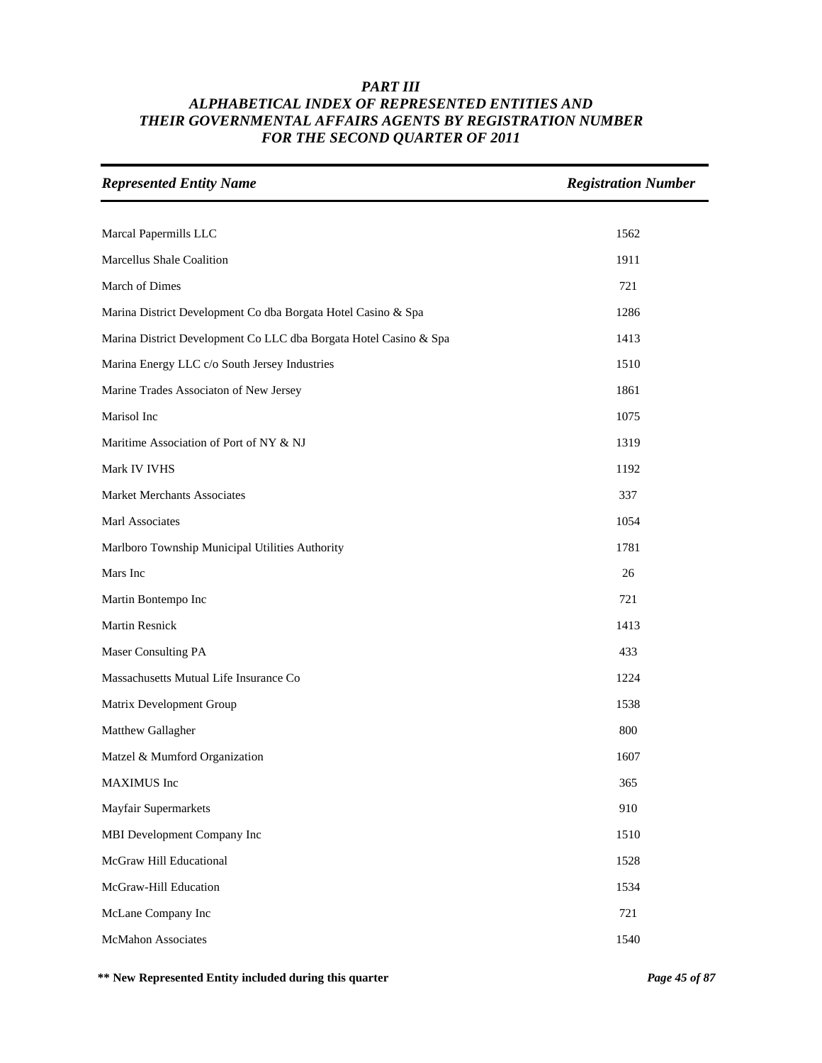### *PART III*
### *ALPHABETICAL INDEX OF REPRESENTED ENTITIES AND THEIR GOVERNMENTAL AFFAIRS AGENTS BY REGISTRATION NUMBER FOR THE SECOND QUARTER OF 2011*

| *Represented Entity Name* | *Registration Number* |
|---|---|
| Marcal Papermills LLC | 1562 |
| Marcellus Shale Coalition | 1911 |
| March of Dimes | 721 |
| Marina District Development Co dba Borgata Hotel Casino & Spa | 1286 |
| Marina District Development Co LLC dba Borgata Hotel Casino & Spa | 1413 |
| Marina Energy LLC c/o South Jersey Industries | 1510 |
| Marine Trades Associaton of New Jersey | 1861 |
| Marisol Inc | 1075 |
| Maritime Association of Port of NY & NJ | 1319 |
| Mark IV IVHS | 1192 |
| Market Merchants Associates | 337 |
| Marl Associates | 1054 |
| Marlboro Township Municipal Utilities Authority | 1781 |
| Mars Inc | 26 |
| Martin Bontempo Inc | 721 |
| Martin Resnick | 1413 |
| Maser Consulting PA | 433 |
| Massachusetts Mutual Life Insurance Co | 1224 |
| Matrix Development Group | 1538 |
| Matthew Gallagher | 800 |
| Matzel & Mumford Organization | 1607 |
| MAXIMUS Inc | 365 |
| Mayfair Supermarkets | 910 |
| MBI Development Company Inc | 1510 |
| McGraw Hill Educational | 1528 |
| McGraw-Hill Education | 1534 |
| McLane Company Inc | 721 |
| McMahon Associates | 1540 |

**\*\* New Represented Entity included during this quarter**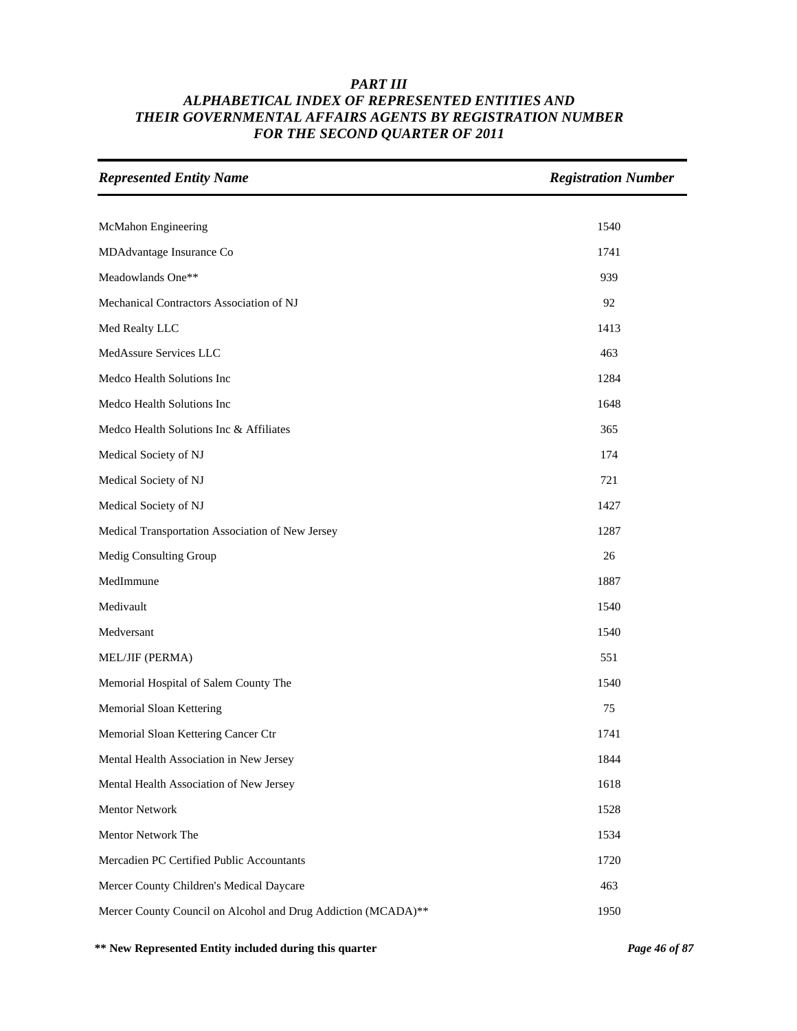# *PART III*
# *ALPHABETICAL INDEX OF REPRESENTED ENTITIES AND THEIR GOVERNMENTAL AFFAIRS AGENTS BY REGISTRATION NUMBER FOR THE SECOND QUARTER OF 2011*

| *Represented Entity Name* | *Registration Number* |
|---|---|
| McMahon Engineering | 1540 |
| MDAdvantage Insurance Co | 1741 |
| Meadowlands One** | 939 |
| Mechanical Contractors Association of NJ | 92 |
| Med Realty LLC | 1413 |
| MedAssure Services LLC | 463 |
| Medco Health Solutions Inc | 1284 |
| Medco Health Solutions Inc | 1648 |
| Medco Health Solutions Inc & Affiliates | 365 |
| Medical Society of NJ | 174 |
| Medical Society of NJ | 721 |
| Medical Society of NJ | 1427 |
| Medical Transportation Association of New Jersey | 1287 |
| Medig Consulting Group | 26 |
| MedImmune | 1887 |
| Medivault | 1540 |
| Medversant | 1540 |
| MEL/JIF (PERMA) | 551 |
| Memorial Hospital of Salem County The | 1540 |
| Memorial Sloan Kettering | 75 |
| Memorial Sloan Kettering Cancer Ctr | 1741 |
| Mental Health Association in New Jersey | 1844 |
| Mental Health Association of New Jersey | 1618 |
| Mentor Network | 1528 |
| Mentor Network The | 1534 |
| Mercadien PC Certified Public Accountants | 1720 |
| Mercer County Children's Medical Daycare | 463 |
| Mercer County Council on Alcohol and Drug Addiction (MCADA)** | 1950 |

**\*\* New Represented Entity included during this quarter**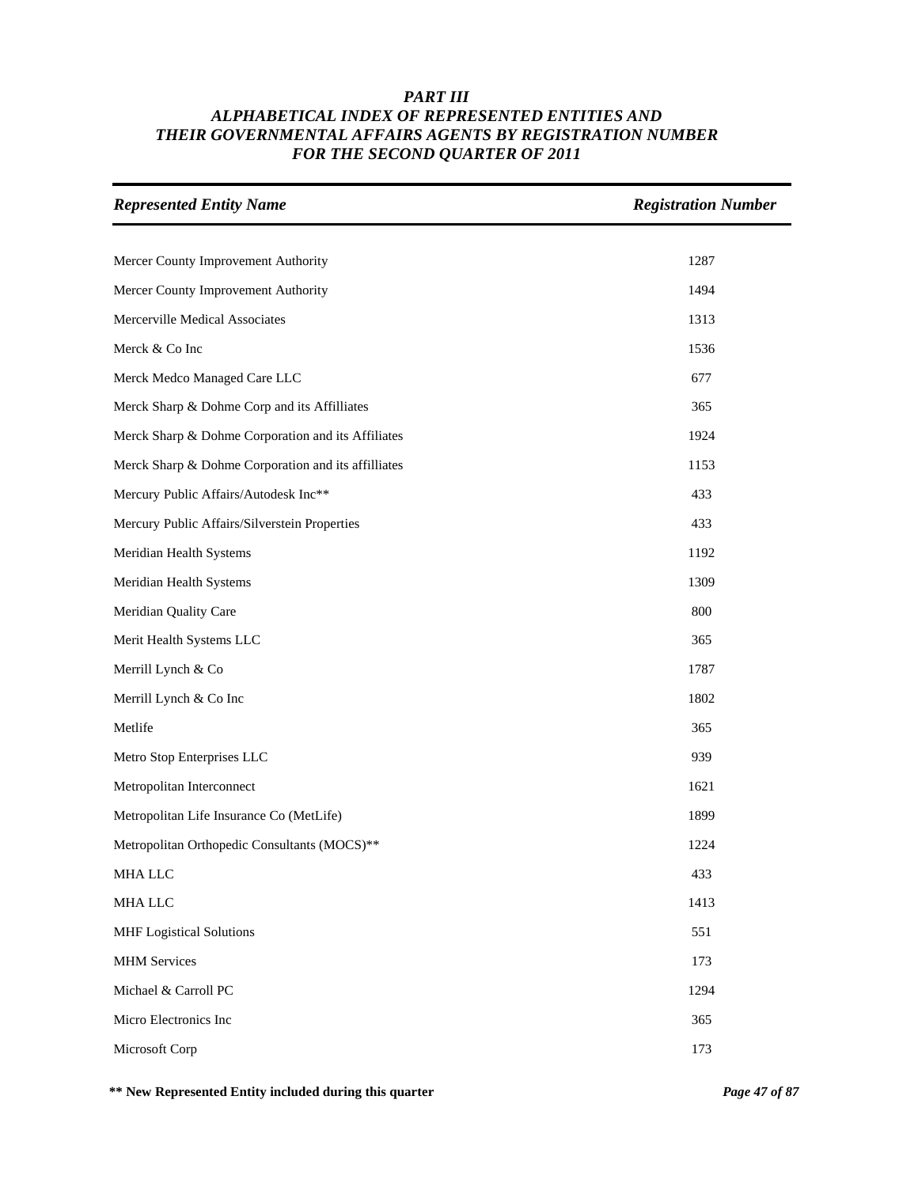# *PART III*
## *ALPHABETICAL INDEX OF REPRESENTED ENTITIES AND THEIR GOVERNMENTAL AFFAIRS AGENTS BY REGISTRATION NUMBER FOR THE SECOND QUARTER OF 2011*

| *Represented Entity Name* | *Registration Number* |
|---|---|
| Mercer County Improvement Authority | 1287 |
| Mercer County Improvement Authority | 1494 |
| Mercerville Medical Associates | 1313 |
| Merck & Co Inc | 1536 |
| Merck Medco Managed Care LLC | 677 |
| Merck Sharp & Dohme Corp and its Affilliates | 365 |
| Merck Sharp & Dohme Corporation and its Affiliates | 1924 |
| Merck Sharp & Dohme Corporation and its affilliates | 1153 |
| Mercury Public Affairs/Autodesk Inc** | 433 |
| Mercury Public Affairs/Silverstein Properties | 433 |
| Meridian Health Systems | 1192 |
| Meridian Health Systems | 1309 |
| Meridian Quality Care | 800 |
| Merit Health Systems LLC | 365 |
| Merrill Lynch & Co | 1787 |
| Merrill Lynch & Co Inc | 1802 |
| Metlife | 365 |
| Metro Stop Enterprises LLC | 939 |
| Metropolitan Interconnect | 1621 |
| Metropolitan Life Insurance Co (MetLife) | 1899 |
| Metropolitan Orthopedic Consultants (MOCS)** | 1224 |
| MHA LLC | 433 |
| MHA LLC | 1413 |
| MHF Logistical Solutions | 551 |
| MHM Services | 173 |
| Michael & Carroll PC | 1294 |
| Micro Electronics Inc | 365 |
| Microsoft Corp | 173 |

**\*\* New Represented Entity included during this quarter**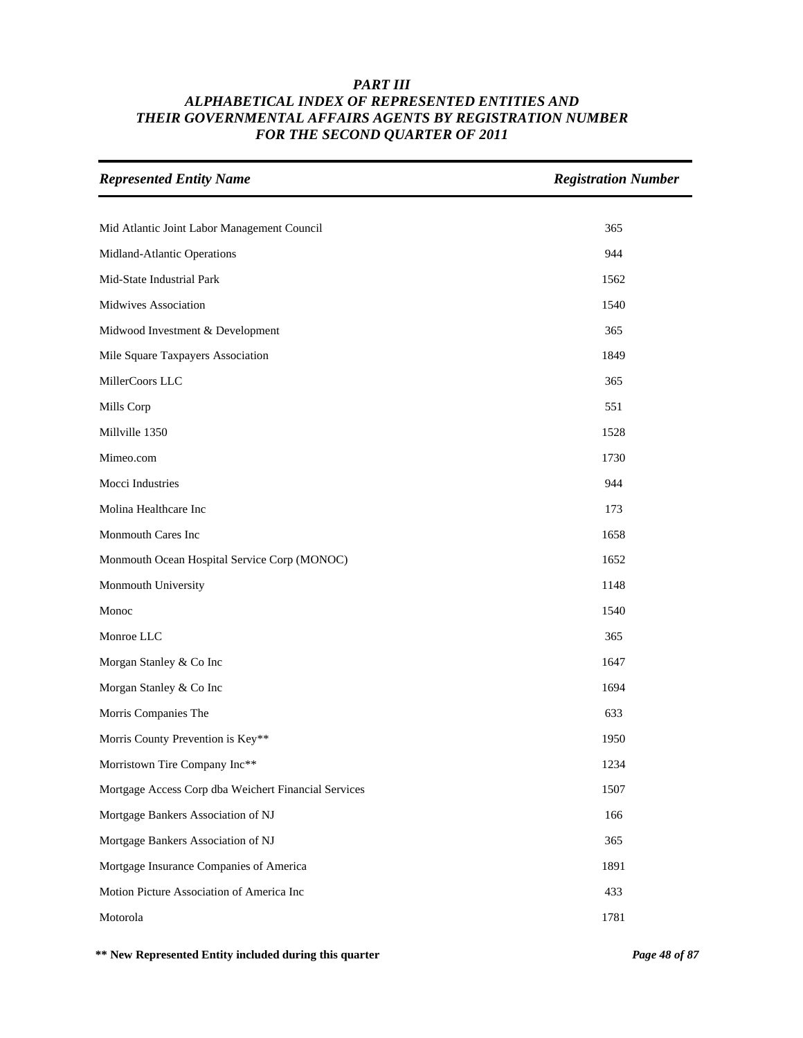# PART III
## ALPHABETICAL INDEX OF REPRESENTED ENTITIES AND THEIR GOVERNMENTAL AFFAIRS AGENTS BY REGISTRATION NUMBER FOR THE SECOND QUARTER OF 2011

| *Represented Entity Name* | *Registration Number* |
|---|---|
| Mid Atlantic Joint Labor Management Council | 365 |
| Midland-Atlantic Operations | 944 |
| Mid-State Industrial Park | 1562 |
| Midwives Association | 1540 |
| Midwood Investment & Development | 365 |
| Mile Square Taxpayers Association | 1849 |
| MillerCoors LLC | 365 |
| Mills Corp | 551 |
| Millville 1350 | 1528 |
| Mimeo.com | 1730 |
| Mocci Industries | 944 |
| Molina Healthcare Inc | 173 |
| Monmouth Cares Inc | 1658 |
| Monmouth Ocean Hospital Service Corp (MONOC) | 1652 |
| Monmouth University | 1148 |
| Monoc | 1540 |
| Monroe LLC | 365 |
| Morgan Stanley & Co Inc | 1647 |
| Morgan Stanley & Co Inc | 1694 |
| Morris Companies The | 633 |
| Morris County Prevention is Key** | 1950 |
| Morristown Tire Company Inc** | 1234 |
| Mortgage Access Corp dba Weichert Financial Services | 1507 |
| Mortgage Bankers Association of NJ | 166 |
| Mortgage Bankers Association of NJ | 365 |
| Mortgage Insurance Companies of America | 1891 |
| Motion Picture Association of America Inc | 433 |
| Motorola | 1781 |

**\*\* New Represented Entity included during this quarter**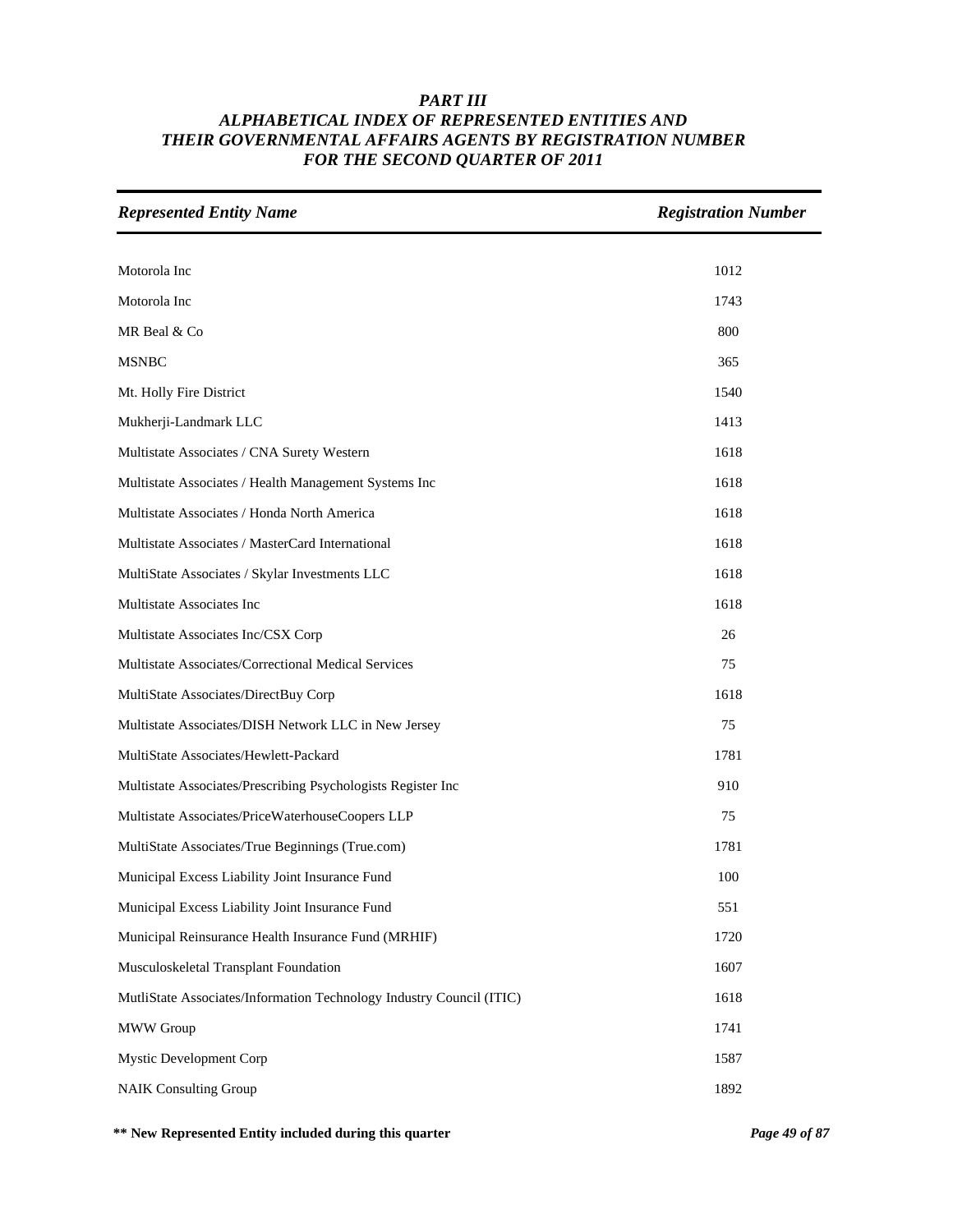# PART III
## ALPHABETICAL INDEX OF REPRESENTED ENTITIES AND THEIR GOVERNMENTAL AFFAIRS AGENTS BY REGISTRATION NUMBER FOR THE SECOND QUARTER OF 2011

| *Represented Entity Name* | *Registration Number* |
|---|---|
| Motorola Inc | 1012 |
| Motorola Inc | 1743 |
| MR Beal & Co | 800 |
| MSNBC | 365 |
| Mt. Holly Fire District | 1540 |
| Mukherji-Landmark LLC | 1413 |
| Multistate Associates / CNA Surety Western | 1618 |
| Multistate Associates / Health Management Systems Inc | 1618 |
| Multistate Associates / Honda North America | 1618 |
| Multistate Associates / MasterCard International | 1618 |
| MultiState Associates / Skylar Investments LLC | 1618 |
| Multistate Associates Inc | 1618 |
| Multistate Associates Inc/CSX Corp | 26 |
| Multistate Associates/Correctional Medical Services | 75 |
| MultiState Associates/DirectBuy Corp | 1618 |
| Multistate Associates/DISH Network LLC in New Jersey | 75 |
| MultiState Associates/Hewlett-Packard | 1781 |
| Multistate Associates/Prescribing Psychologists Register Inc | 910 |
| Multistate Associates/PriceWaterhouseCoopers LLP | 75 |
| MultiState Associates/True Beginnings (True.com) | 1781 |
| Municipal Excess Liability Joint Insurance Fund | 100 |
| Municipal Excess Liability Joint Insurance Fund | 551 |
| Municipal Reinsurance Health Insurance Fund (MRHIF) | 1720 |
| Musculoskeletal Transplant Foundation | 1607 |
| MutliState Associates/Information Technology Industry Council (ITIC) | 1618 |
| MWW Group | 1741 |
| Mystic Development Corp | 1587 |
| NAIK Consulting Group | 1892 |

**** New Represented Entity included during this quarter**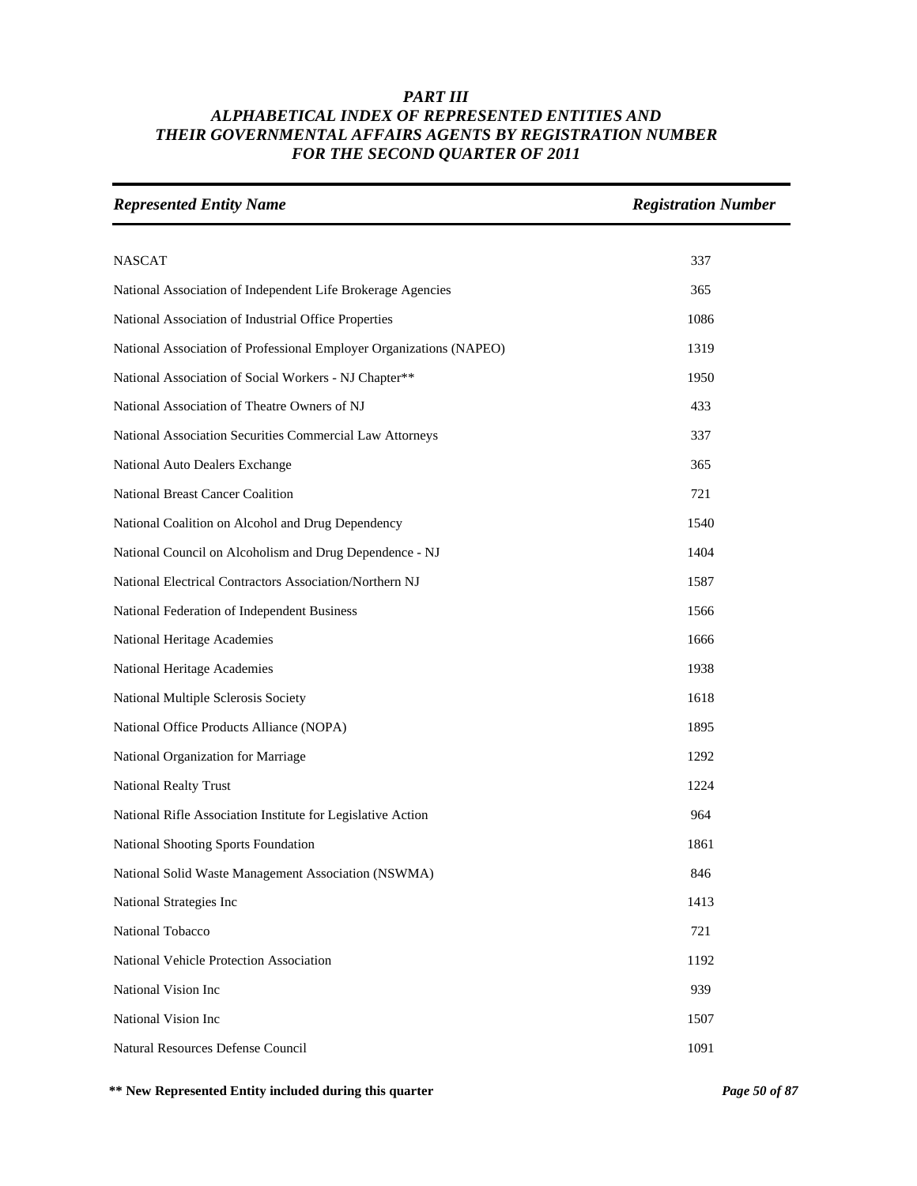## PART III
## ALPHABETICAL INDEX OF REPRESENTED ENTITIES AND THEIR GOVERNMENTAL AFFAIRS AGENTS BY REGISTRATION NUMBER FOR THE SECOND QUARTER OF 2011

| *Represented Entity Name* | *Registration Number* |
|---|---|
| NASCAT | 337 |
| National Association of Independent Life Brokerage Agencies | 365 |
| National Association of Industrial Office Properties | 1086 |
| National Association of Professional Employer Organizations (NAPEO) | 1319 |
| National Association of Social Workers - NJ Chapter** | 1950 |
| National Association of Theatre Owners of NJ | 433 |
| National Association Securities Commercial Law Attorneys | 337 |
| National Auto Dealers Exchange | 365 |
| National Breast Cancer Coalition | 721 |
| National Coalition on Alcohol and Drug Dependency | 1540 |
| National Council on Alcoholism and Drug Dependence - NJ | 1404 |
| National Electrical Contractors Association/Northern NJ | 1587 |
| National Federation of Independent Business | 1566 |
| National Heritage Academies | 1666 |
| National Heritage Academies | 1938 |
| National Multiple Sclerosis Society | 1618 |
| National Office Products Alliance (NOPA) | 1895 |
| National Organization for Marriage | 1292 |
| National Realty Trust | 1224 |
| National Rifle Association Institute for Legislative Action | 964 |
| National Shooting Sports Foundation | 1861 |
| National Solid Waste Management Association (NSWMA) | 846 |
| National Strategies Inc | 1413 |
| National Tobacco | 721 |
| National Vehicle Protection Association | 1192 |
| National Vision Inc | 939 |
| National Vision Inc | 1507 |
| Natural Resources Defense Council | 1091 |

**** New Represented Entity included during this quarter**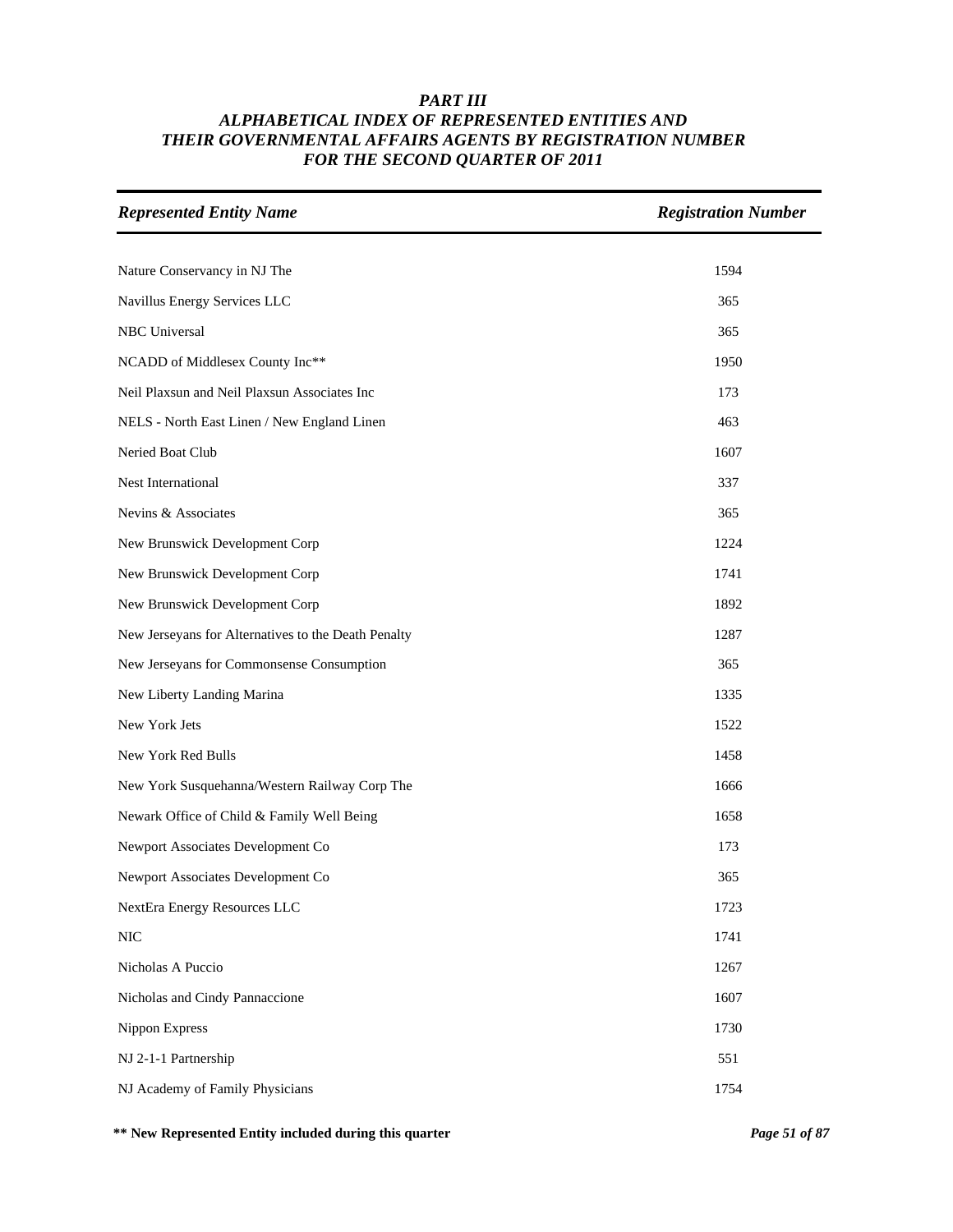# PART III
# ALPHABETICAL INDEX OF REPRESENTED ENTITIES AND THEIR GOVERNMENTAL AFFAIRS AGENTS BY REGISTRATION NUMBER FOR THE SECOND QUARTER OF 2011

| Represented Entity Name | Registration Number |
|---|---|
| Nature Conservancy in NJ The | 1594 |
| Navillus Energy Services LLC | 365 |
| NBC Universal | 365 |
| NCADD of Middlesex County Inc** | 1950 |
| Neil Plaxsun and Neil Plaxsun Associates Inc | 173 |
| NELS - North East Linen / New England Linen | 463 |
| Neried Boat Club | 1607 |
| Nest International | 337 |
| Nevins & Associates | 365 |
| New Brunswick Development Corp | 1224 |
| New Brunswick Development Corp | 1741 |
| New Brunswick Development Corp | 1892 |
| New Jerseyans for Alternatives to the Death Penalty | 1287 |
| New Jerseyans for Commonsense Consumption | 365 |
| New Liberty Landing Marina | 1335 |
| New York Jets | 1522 |
| New York Red Bulls | 1458 |
| New York Susquehanna/Western Railway Corp The | 1666 |
| Newark Office of Child & Family Well Being | 1658 |
| Newport Associates Development Co | 173 |
| Newport Associates Development Co | 365 |
| NextEra Energy Resources LLC | 1723 |
| NIC | 1741 |
| Nicholas A Puccio | 1267 |
| Nicholas and Cindy Pannaccione | 1607 |
| Nippon Express | 1730 |
| NJ 2-1-1 Partnership | 551 |
| NJ Academy of Family Physicians | 1754 |

**\*\* New Represented Entity included during this quarter**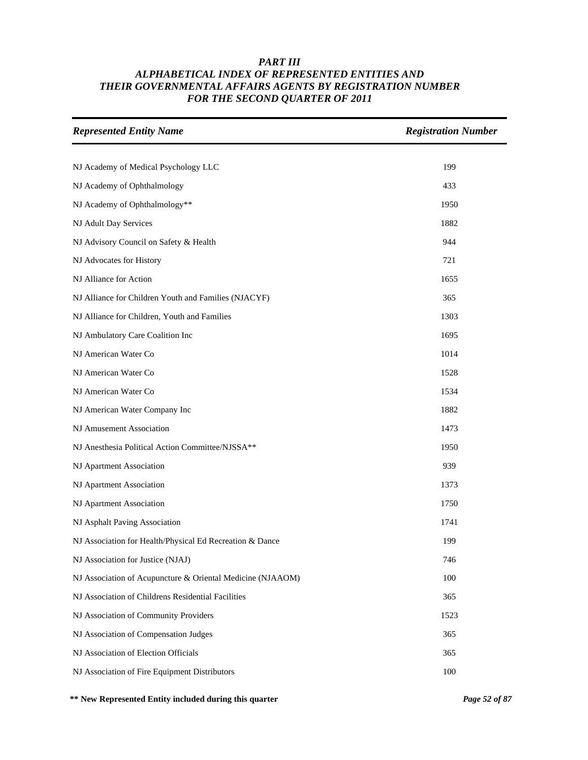# PART III
## ALPHABETICAL INDEX OF REPRESENTED ENTITIES AND THEIR GOVERNMENTAL AFFAIRS AGENTS BY REGISTRATION NUMBER FOR THE SECOND QUARTER OF 2011

| *Represented Entity Name* | *Registration Number* |
|---|---|
| NJ Academy of Medical Psychology LLC | 199 |
| NJ Academy of Ophthalmology | 433 |
| NJ Academy of Ophthalmology** | 1950 |
| NJ Adult Day Services | 1882 |
| NJ Advisory Council on Safety & Health | 944 |
| NJ Advocates for History | 721 |
| NJ Alliance for Action | 1655 |
| NJ Alliance for Children Youth and Families (NJACYF) | 365 |
| NJ Alliance for Children, Youth and Families | 1303 |
| NJ Ambulatory Care Coalition Inc | 1695 |
| NJ American Water Co | 1014 |
| NJ American Water Co | 1528 |
| NJ American Water Co | 1534 |
| NJ American Water Company Inc | 1882 |
| NJ Amusement Association | 1473 |
| NJ Anesthesia Political Action Committee/NJSSA** | 1950 |
| NJ Apartment Association | 939 |
| NJ Apartment Association | 1373 |
| NJ Apartment Association | 1750 |
| NJ Asphalt Paving Association | 1741 |
| NJ Association for Health/Physical Ed Recreation & Dance | 199 |
| NJ Association for Justice (NJAJ) | 746 |
| NJ Association of Acupuncture & Oriental Medicine (NJAAOM) | 100 |
| NJ Association of Childrens Residential Facilities | 365 |
| NJ Association of Community Providers | 1523 |
| NJ Association of Compensation Judges | 365 |
| NJ Association of Election Officials | 365 |
| NJ Association of Fire Equipment Distributors | 100 |

**** New Represented Entity included during this quarter**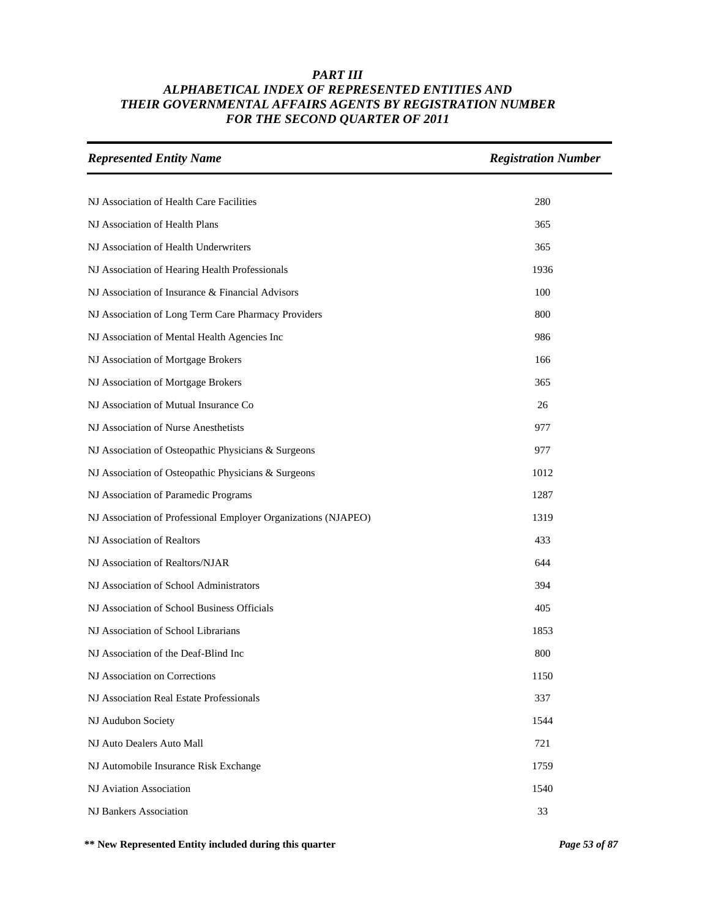# PART III
# ALPHABETICAL INDEX OF REPRESENTED ENTITIES AND THEIR GOVERNMENTAL AFFAIRS AGENTS BY REGISTRATION NUMBER FOR THE SECOND QUARTER OF 2011

| *Represented Entity Name* | *Registration Number* |
|---|---|
| NJ Association of Health Care Facilities | 280 |
| NJ Association of Health Plans | 365 |
| NJ Association of Health Underwriters | 365 |
| NJ Association of Hearing Health Professionals | 1936 |
| NJ Association of Insurance & Financial Advisors | 100 |
| NJ Association of Long Term Care Pharmacy Providers | 800 |
| NJ Association of Mental Health Agencies Inc | 986 |
| NJ Association of Mortgage Brokers | 166 |
| NJ Association of Mortgage Brokers | 365 |
| NJ Association of Mutual Insurance Co | 26 |
| NJ Association of Nurse Anesthetists | 977 |
| NJ Association of Osteopathic Physicians & Surgeons | 977 |
| NJ Association of Osteopathic Physicians & Surgeons | 1012 |
| NJ Association of Paramedic Programs | 1287 |
| NJ Association of Professional Employer Organizations (NJAPEO) | 1319 |
| NJ Association of Realtors | 433 |
| NJ Association of Realtors/NJAR | 644 |
| NJ Association of School Administrators | 394 |
| NJ Association of School Business Officials | 405 |
| NJ Association of School Librarians | 1853 |
| NJ Association of the Deaf-Blind Inc | 800 |
| NJ Association on Corrections | 1150 |
| NJ Association Real Estate Professionals | 337 |
| NJ Audubon Society | 1544 |
| NJ Auto Dealers Auto Mall | 721 |
| NJ Automobile Insurance Risk Exchange | 1759 |
| NJ Aviation Association | 1540 |
| NJ Bankers Association | 33 |

**\*\* New Represented Entity included during this quarter**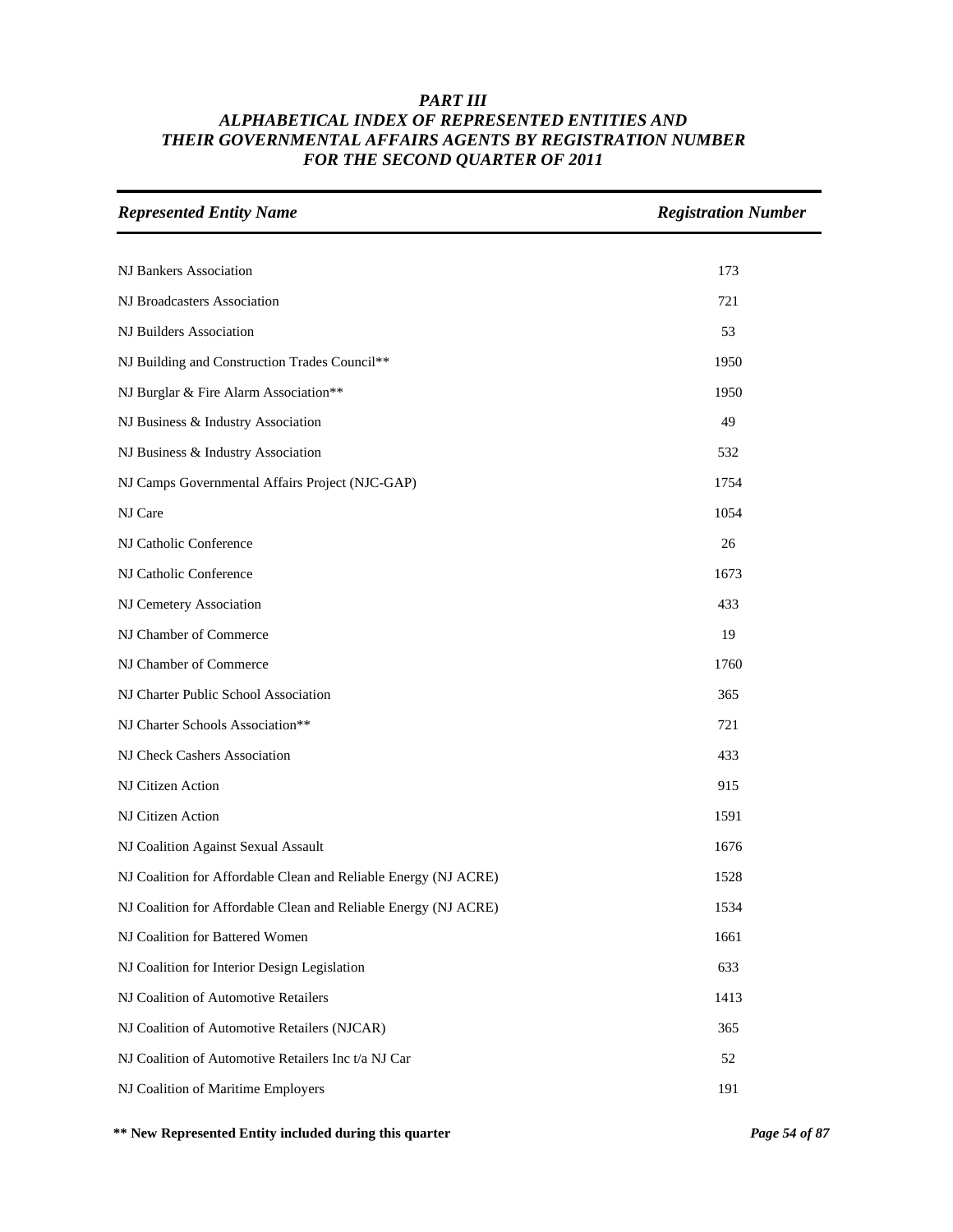# *PART III*
## *ALPHABETICAL INDEX OF REPRESENTED ENTITIES AND THEIR GOVERNMENTAL AFFAIRS AGENTS BY REGISTRATION NUMBER FOR THE SECOND QUARTER OF 2011*

| *Represented Entity Name* | *Registration Number* |
|---|---|
| NJ Bankers Association | 173 |
| NJ Broadcasters Association | 721 |
| NJ Builders Association | 53 |
| NJ Building and Construction Trades Council** | 1950 |
| NJ Burglar & Fire Alarm Association** | 1950 |
| NJ Business & Industry Association | 49 |
| NJ Business & Industry Association | 532 |
| NJ Camps Governmental Affairs Project (NJC-GAP) | 1754 |
| NJ Care | 1054 |
| NJ Catholic Conference | 26 |
| NJ Catholic Conference | 1673 |
| NJ Cemetery Association | 433 |
| NJ Chamber of Commerce | 19 |
| NJ Chamber of Commerce | 1760 |
| NJ Charter Public School Association | 365 |
| NJ Charter Schools Association** | 721 |
| NJ Check Cashers Association | 433 |
| NJ Citizen Action | 915 |
| NJ Citizen Action | 1591 |
| NJ Coalition Against Sexual Assault | 1676 |
| NJ Coalition for Affordable Clean and Reliable Energy (NJ ACRE) | 1528 |
| NJ Coalition for Affordable Clean and Reliable Energy (NJ ACRE) | 1534 |
| NJ Coalition for Battered Women | 1661 |
| NJ Coalition for Interior Design Legislation | 633 |
| NJ Coalition of Automotive Retailers | 1413 |
| NJ Coalition of Automotive Retailers (NJCAR) | 365 |
| NJ Coalition of Automotive Retailers Inc t/a NJ Car | 52 |
| NJ Coalition of Maritime Employers | 191 |

**** New Represented Entity included during this quarter**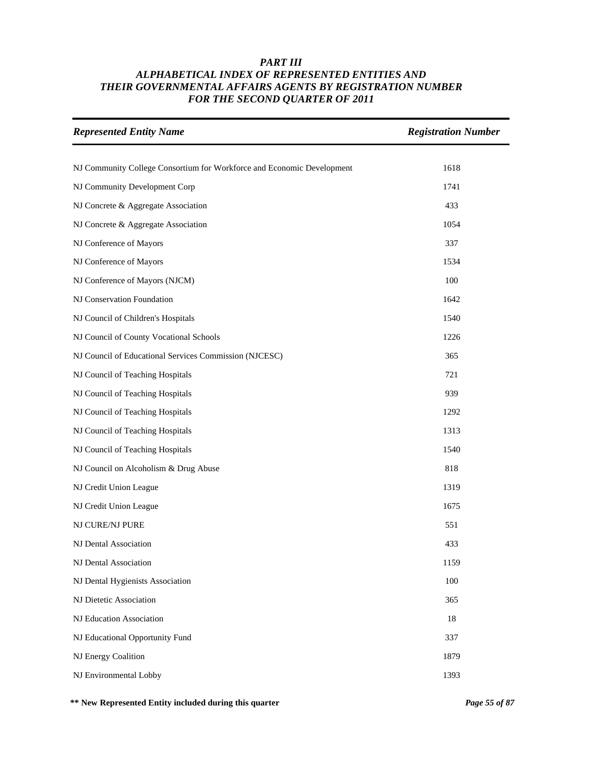# PART III
## ALPHABETICAL INDEX OF REPRESENTED ENTITIES AND THEIR GOVERNMENTAL AFFAIRS AGENTS BY REGISTRATION NUMBER FOR THE SECOND QUARTER OF 2011

| *Represented Entity Name* | *Registration Number* |
|---|---|
| NJ Community College Consortium for Workforce and Economic Development | 1618 |
| NJ Community Development Corp | 1741 |
| NJ Concrete & Aggregate Association | 433 |
| NJ Concrete & Aggregate Association | 1054 |
| NJ Conference of Mayors | 337 |
| NJ Conference of Mayors | 1534 |
| NJ Conference of Mayors (NJCM) | 100 |
| NJ Conservation Foundation | 1642 |
| NJ Council of Children's Hospitals | 1540 |
| NJ Council of County Vocational Schools | 1226 |
| NJ Council of Educational Services Commission (NJCESC) | 365 |
| NJ Council of Teaching Hospitals | 721 |
| NJ Council of Teaching Hospitals | 939 |
| NJ Council of Teaching Hospitals | 1292 |
| NJ Council of Teaching Hospitals | 1313 |
| NJ Council of Teaching Hospitals | 1540 |
| NJ Council on Alcoholism & Drug Abuse | 818 |
| NJ Credit Union League | 1319 |
| NJ Credit Union League | 1675 |
| NJ CURE/NJ PURE | 551 |
| NJ Dental Association | 433 |
| NJ Dental Association | 1159 |
| NJ Dental Hygienists Association | 100 |
| NJ Dietetic Association | 365 |
| NJ Education Association | 18 |
| NJ Educational Opportunity Fund | 337 |
| NJ Energy Coalition | 1879 |
| NJ Environmental Lobby | 1393 |

**\*\* New Represented Entity included during this quarter**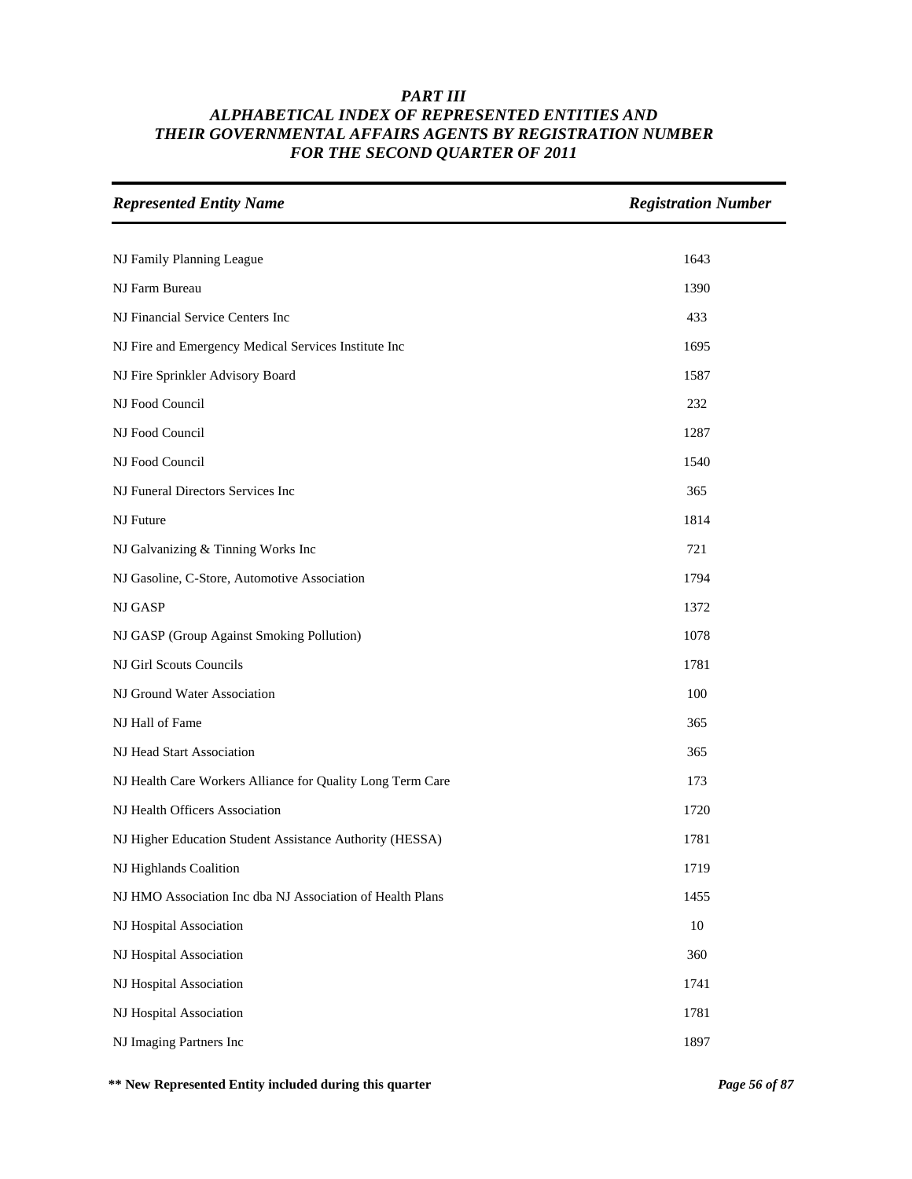# PART III
## ALPHABETICAL INDEX OF REPRESENTED ENTITIES AND THEIR GOVERNMENTAL AFFAIRS AGENTS BY REGISTRATION NUMBER FOR THE SECOND QUARTER OF 2011

| *Represented Entity Name* | *Registration Number* |
|---|---|
| NJ Family Planning League | 1643 |
| NJ Farm Bureau | 1390 |
| NJ Financial Service Centers Inc | 433 |
| NJ Fire and Emergency Medical Services Institute Inc | 1695 |
| NJ Fire Sprinkler Advisory Board | 1587 |
| NJ Food Council | 232 |
| NJ Food Council | 1287 |
| NJ Food Council | 1540 |
| NJ Funeral Directors Services Inc | 365 |
| NJ Future | 1814 |
| NJ Galvanizing & Tinning Works Inc | 721 |
| NJ Gasoline, C-Store, Automotive Association | 1794 |
| NJ GASP | 1372 |
| NJ GASP (Group Against Smoking Pollution) | 1078 |
| NJ Girl Scouts Councils | 1781 |
| NJ Ground Water Association | 100 |
| NJ Hall of Fame | 365 |
| NJ Head Start Association | 365 |
| NJ Health Care Workers Alliance for Quality Long Term Care | 173 |
| NJ Health Officers Association | 1720 |
| NJ Higher Education Student Assistance Authority (HESSA) | 1781 |
| NJ Highlands Coalition | 1719 |
| NJ HMO Association Inc dba NJ Association of Health Plans | 1455 |
| NJ Hospital Association | 10 |
| NJ Hospital Association | 360 |
| NJ Hospital Association | 1741 |
| NJ Hospital Association | 1781 |
| NJ Imaging Partners Inc | 1897 |

**\*\* New Represented Entity included during this quarter**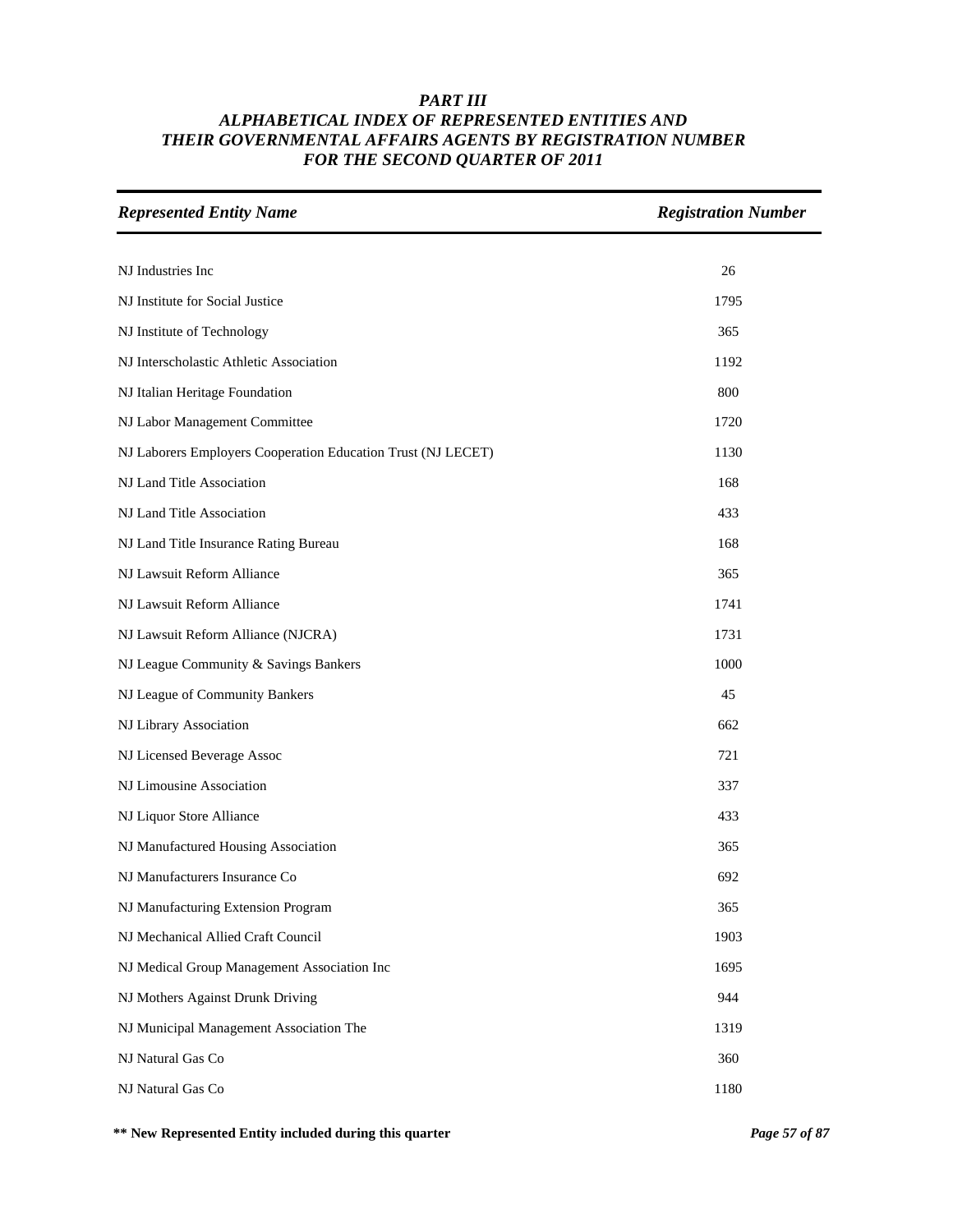### *PART III*
### *ALPHABETICAL INDEX OF REPRESENTED ENTITIES AND THEIR GOVERNMENTAL AFFAIRS AGENTS BY REGISTRATION NUMBER FOR THE SECOND QUARTER OF 2011*

| *Represented Entity Name* | *Registration Number* |
|---|---|
| NJ Industries Inc | 26 |
| NJ Institute for Social Justice | 1795 |
| NJ Institute of Technology | 365 |
| NJ Interscholastic Athletic Association | 1192 |
| NJ Italian Heritage Foundation | 800 |
| NJ Labor Management Committee | 1720 |
| NJ Laborers Employers Cooperation Education Trust (NJ LECET) | 1130 |
| NJ Land Title Association | 168 |
| NJ Land Title Association | 433 |
| NJ Land Title Insurance Rating Bureau | 168 |
| NJ Lawsuit Reform Alliance | 365 |
| NJ Lawsuit Reform Alliance | 1741 |
| NJ Lawsuit Reform Alliance (NJCRA) | 1731 |
| NJ League Community & Savings Bankers | 1000 |
| NJ League of Community Bankers | 45 |
| NJ Library Association | 662 |
| NJ Licensed Beverage Assoc | 721 |
| NJ Limousine Association | 337 |
| NJ Liquor Store Alliance | 433 |
| NJ Manufactured Housing Association | 365 |
| NJ Manufacturers Insurance Co | 692 |
| NJ Manufacturing Extension Program | 365 |
| NJ Mechanical Allied Craft Council | 1903 |
| NJ Medical Group Management Association Inc | 1695 |
| NJ Mothers Against Drunk Driving | 944 |
| NJ Municipal Management Association The | 1319 |
| NJ Natural Gas Co | 360 |
| NJ Natural Gas Co | 1180 |

**\*\* New Represented Entity included during this quarter**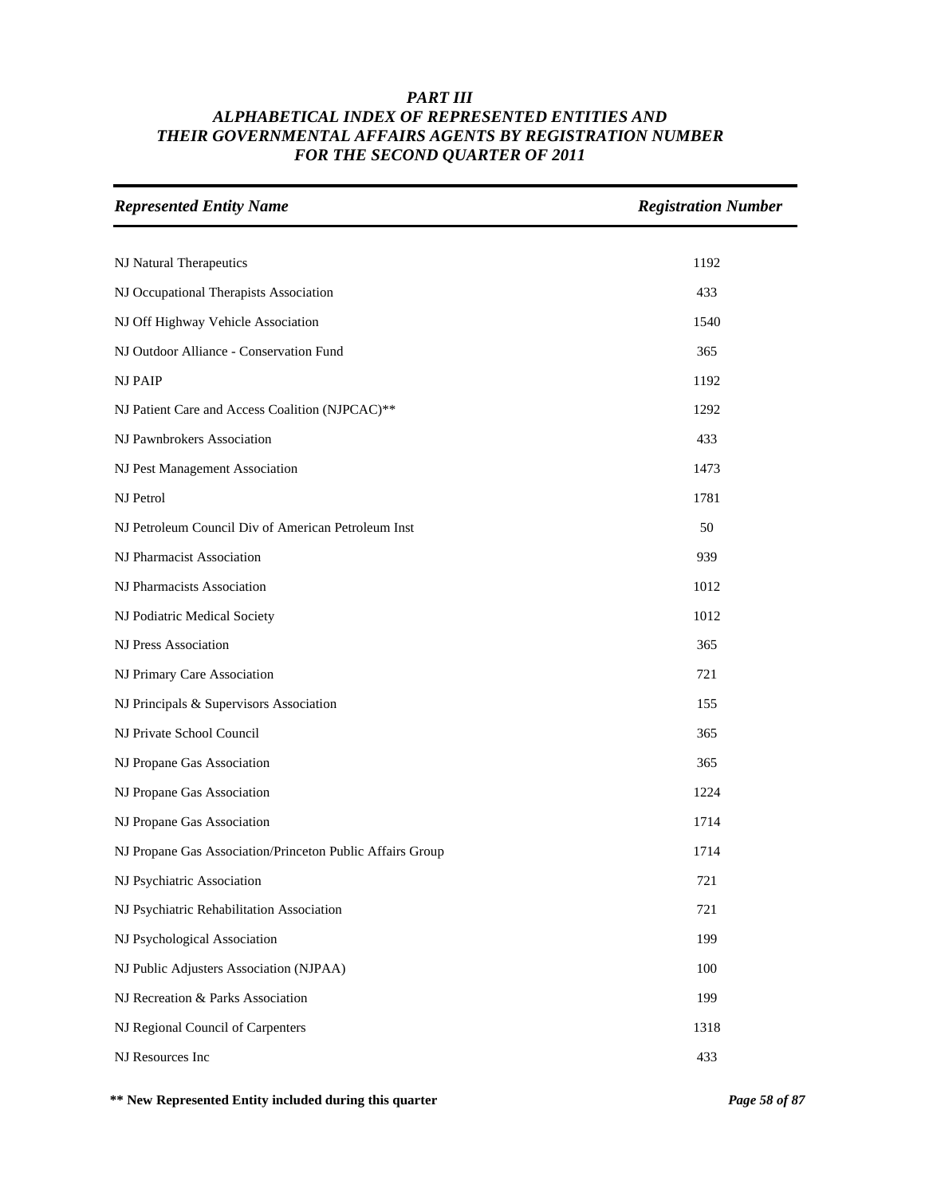# PART III
## ALPHABETICAL INDEX OF REPRESENTED ENTITIES AND THEIR GOVERNMENTAL AFFAIRS AGENTS BY REGISTRATION NUMBER FOR THE SECOND QUARTER OF 2011

| *Represented Entity Name* | *Registration Number* |
|---|---|
| NJ Natural Therapeutics | 1192 |
| NJ Occupational Therapists Association | 433 |
| NJ Off Highway Vehicle Association | 1540 |
| NJ Outdoor Alliance - Conservation Fund | 365 |
| NJ PAIP | 1192 |
| NJ Patient Care and Access Coalition (NJPCAC)** | 1292 |
| NJ Pawnbrokers Association | 433 |
| NJ Pest Management Association | 1473 |
| NJ Petrol | 1781 |
| NJ Petroleum Council Div of American Petroleum Inst | 50 |
| NJ Pharmacist Association | 939 |
| NJ Pharmacists Association | 1012 |
| NJ Podiatric Medical Society | 1012 |
| NJ Press Association | 365 |
| NJ Primary Care Association | 721 |
| NJ Principals & Supervisors Association | 155 |
| NJ Private School Council | 365 |
| NJ Propane Gas Association | 365 |
| NJ Propane Gas Association | 1224 |
| NJ Propane Gas Association | 1714 |
| NJ Propane Gas Association/Princeton Public Affairs Group | 1714 |
| NJ Psychiatric Association | 721 |
| NJ Psychiatric Rehabilitation Association | 721 |
| NJ Psychological Association | 199 |
| NJ Public Adjusters Association (NJPAA) | 100 |
| NJ Recreation & Parks Association | 199 |
| NJ Regional Council of Carpenters | 1318 |
| NJ Resources Inc | 433 |

**\*\* New Represented Entity included during this quarter**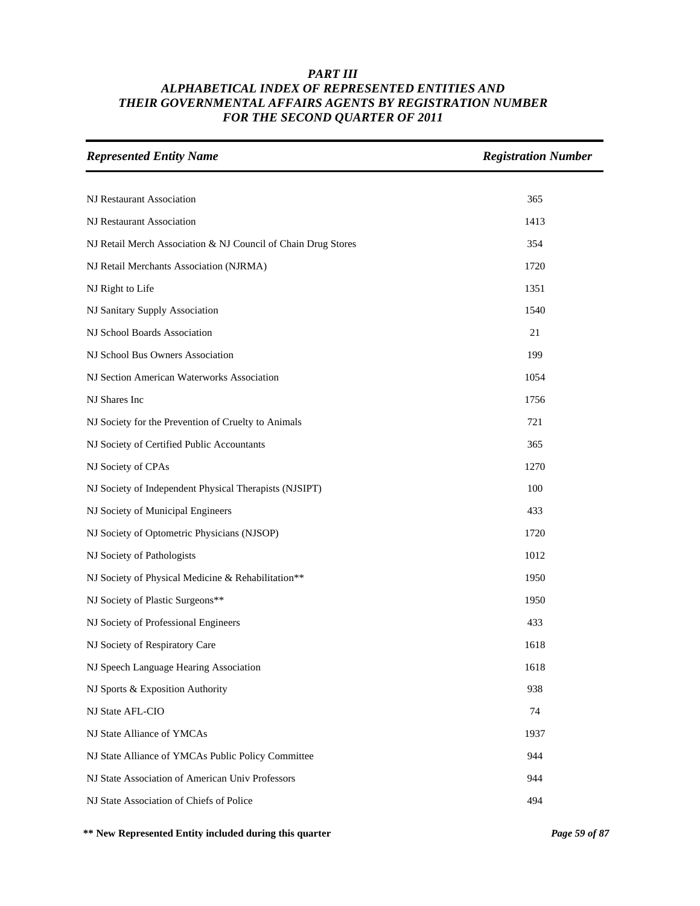# PART III
# ALPHABETICAL INDEX OF REPRESENTED ENTITIES AND THEIR GOVERNMENTAL AFFAIRS AGENTS BY REGISTRATION NUMBER FOR THE SECOND QUARTER OF 2011

| *Represented Entity Name* | *Registration Number* |
|---|---|
| NJ Restaurant Association | 365 |
| NJ Restaurant Association | 1413 |
| NJ Retail Merch Association & NJ Council of Chain Drug Stores | 354 |
| NJ Retail Merchants Association (NJRMA) | 1720 |
| NJ Right to Life | 1351 |
| NJ Sanitary Supply Association | 1540 |
| NJ School Boards Association | 21 |
| NJ School Bus Owners Association | 199 |
| NJ Section American Waterworks Association | 1054 |
| NJ Shares Inc | 1756 |
| NJ Society for the Prevention of Cruelty to Animals | 721 |
| NJ Society of Certified Public Accountants | 365 |
| NJ Society of CPAs | 1270 |
| NJ Society of Independent Physical Therapists (NJSIPT) | 100 |
| NJ Society of Municipal Engineers | 433 |
| NJ Society of Optometric Physicians (NJSOP) | 1720 |
| NJ Society of Pathologists | 1012 |
| NJ Society of Physical Medicine & Rehabilitation** | 1950 |
| NJ Society of Plastic Surgeons** | 1950 |
| NJ Society of Professional Engineers | 433 |
| NJ Society of Respiratory Care | 1618 |
| NJ Speech Language Hearing Association | 1618 |
| NJ Sports & Exposition Authority | 938 |
| NJ State AFL-CIO | 74 |
| NJ State Alliance of YMCAs | 1937 |
| NJ State Alliance of YMCAs Public Policy Committee | 944 |
| NJ State Association of American Univ Professors | 944 |
| NJ State Association of Chiefs of Police | 494 |

**\*\* New Represented Entity included during this quarter**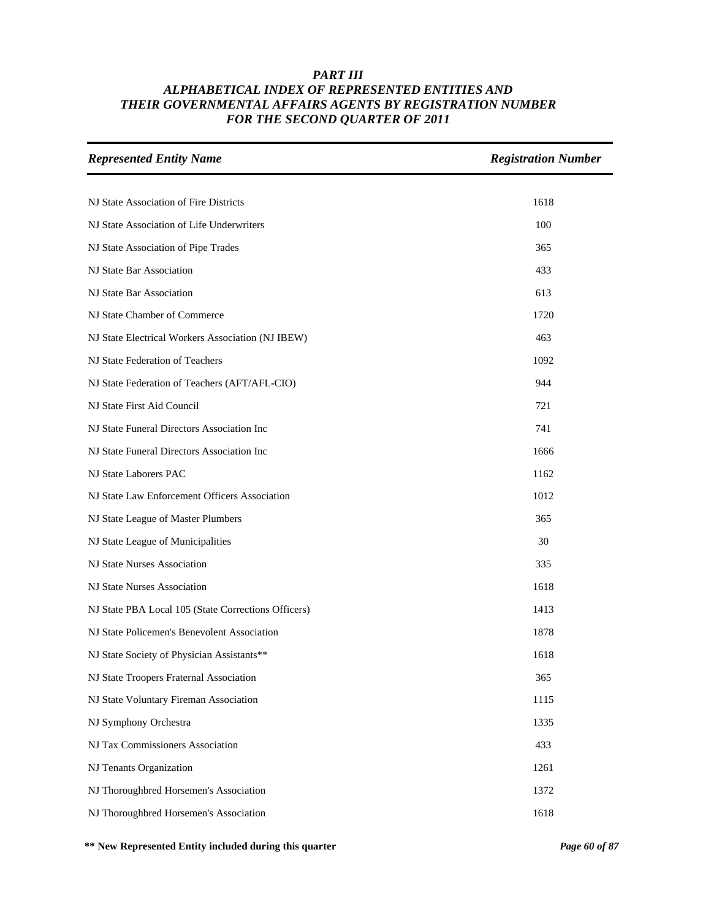# PART III
## ALPHABETICAL INDEX OF REPRESENTED ENTITIES AND THEIR GOVERNMENTAL AFFAIRS AGENTS BY REGISTRATION NUMBER FOR THE SECOND QUARTER OF 2011

| *Represented Entity Name* | *Registration Number* |
|---|---|
| NJ State Association of Fire Districts | 1618 |
| NJ State Association of Life Underwriters | 100 |
| NJ State Association of Pipe Trades | 365 |
| NJ State Bar Association | 433 |
| NJ State Bar Association | 613 |
| NJ State Chamber of Commerce | 1720 |
| NJ State Electrical Workers Association (NJ IBEW) | 463 |
| NJ State Federation of Teachers | 1092 |
| NJ State Federation of Teachers (AFT/AFL-CIO) | 944 |
| NJ State First Aid Council | 721 |
| NJ State Funeral Directors Association Inc | 741 |
| NJ State Funeral Directors Association Inc | 1666 |
| NJ State Laborers PAC | 1162 |
| NJ State Law Enforcement Officers Association | 1012 |
| NJ State League of Master Plumbers | 365 |
| NJ State League of Municipalities | 30 |
| NJ State Nurses Association | 335 |
| NJ State Nurses Association | 1618 |
| NJ State PBA Local 105 (State Corrections Officers) | 1413 |
| NJ State Policemen's Benevolent Association | 1878 |
| NJ State Society of Physician Assistants** | 1618 |
| NJ State Troopers Fraternal Association | 365 |
| NJ State Voluntary Fireman Association | 1115 |
| NJ Symphony Orchestra | 1335 |
| NJ Tax Commissioners Association | 433 |
| NJ Tenants Organization | 1261 |
| NJ Thoroughbred Horsemen's Association | 1372 |
| NJ Thoroughbred Horsemen's Association | 1618 |

**** New Represented Entity included during this quarter**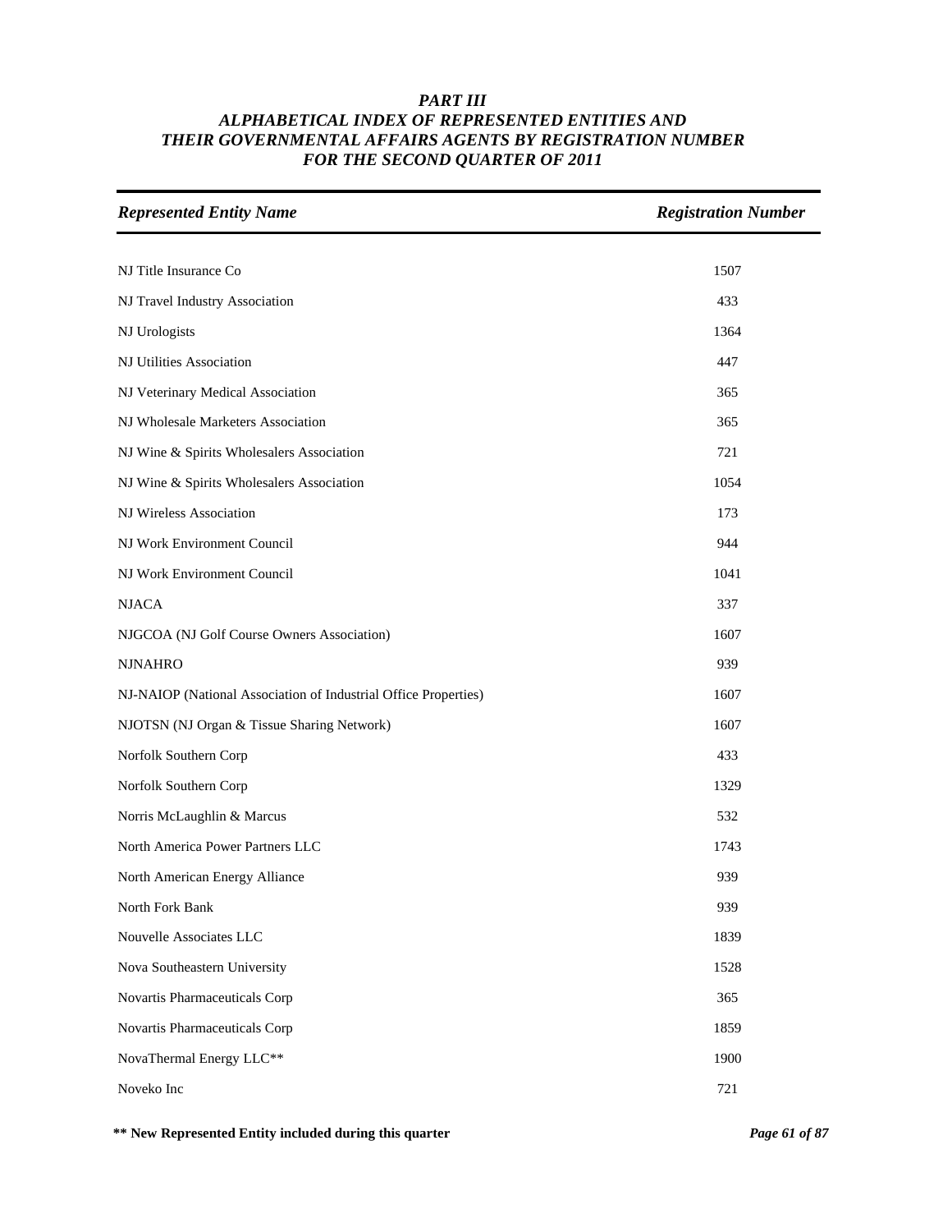## *PART III*
## *ALPHABETICAL INDEX OF REPRESENTED ENTITIES AND THEIR GOVERNMENTAL AFFAIRS AGENTS BY REGISTRATION NUMBER FOR THE SECOND QUARTER OF 2011*

| *Represented Entity Name* | *Registration Number* |
|---|---|
| NJ Title Insurance Co | 1507 |
| NJ Travel Industry Association | 433 |
| NJ Urologists | 1364 |
| NJ Utilities Association | 447 |
| NJ Veterinary Medical Association | 365 |
| NJ Wholesale Marketers Association | 365 |
| NJ Wine & Spirits Wholesalers Association | 721 |
| NJ Wine & Spirits Wholesalers Association | 1054 |
| NJ Wireless Association | 173 |
| NJ Work Environment Council | 944 |
| NJ Work Environment Council | 1041 |
| NJACA | 337 |
| NJGCOA (NJ Golf Course Owners Association) | 1607 |
| NJNAHRO | 939 |
| NJ-NAIOP (National Association of Industrial Office Properties) | 1607 |
| NJOTSN (NJ Organ & Tissue Sharing Network) | 1607 |
| Norfolk Southern Corp | 433 |
| Norfolk Southern Corp | 1329 |
| Norris McLaughlin & Marcus | 532 |
| North America Power Partners LLC | 1743 |
| North American Energy Alliance | 939 |
| North Fork Bank | 939 |
| Nouvelle Associates LLC | 1839 |
| Nova Southeastern University | 1528 |
| Novartis Pharmaceuticals Corp | 365 |
| Novartis Pharmaceuticals Corp | 1859 |
| NovaThermal Energy LLC** | 1900 |
| Noveko Inc | 721 |

**** New Represented Entity included during this quarter**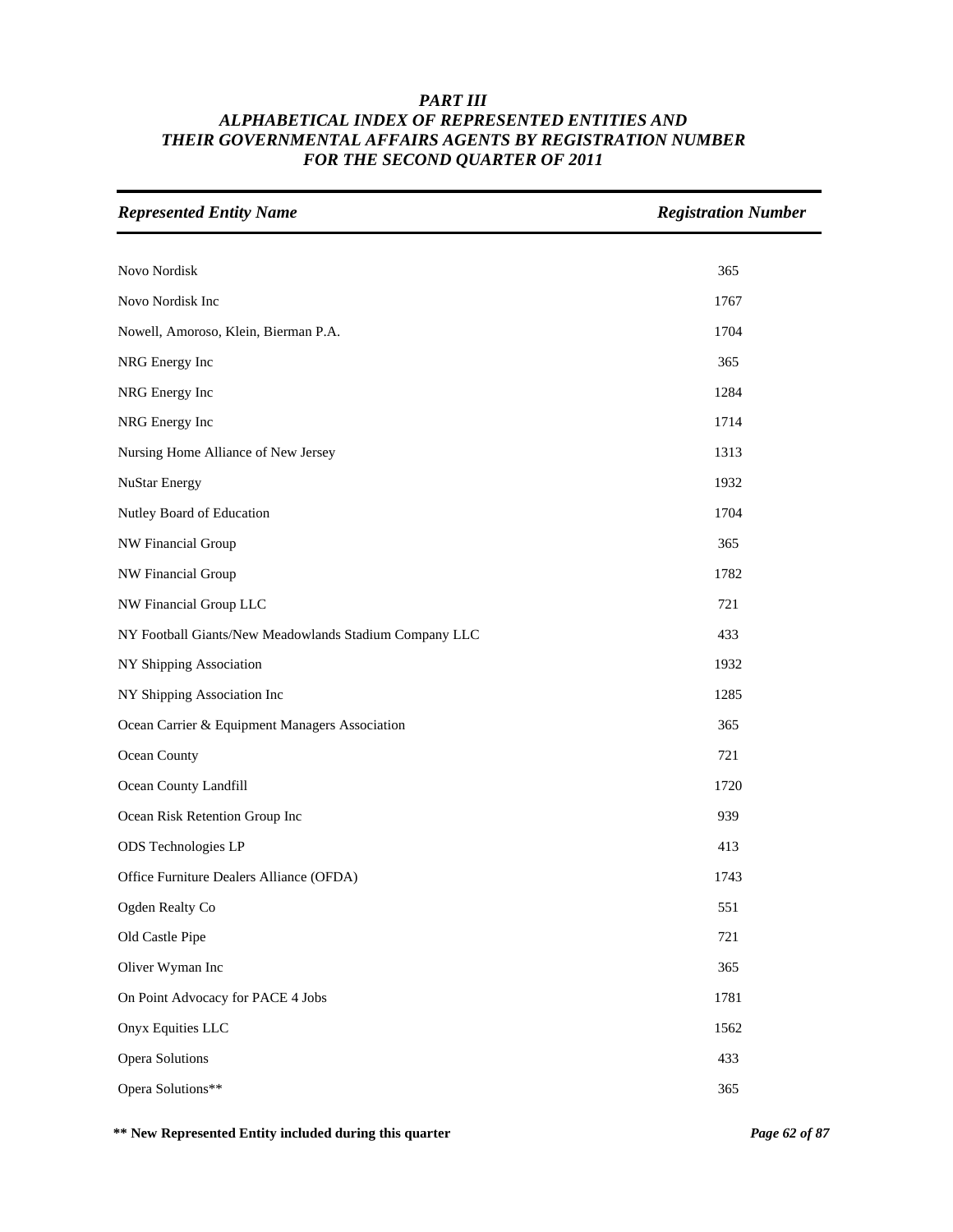***PART III***
***ALPHABETICAL INDEX OF REPRESENTED ENTITIES AND THEIR GOVERNMENTAL AFFAIRS AGENTS BY REGISTRATION NUMBER FOR THE SECOND QUARTER OF 2011***

| *Represented Entity Name* | *Registration Number* |
|---|---|
| Novo Nordisk | 365 |
| Novo Nordisk Inc | 1767 |
| Nowell, Amoroso, Klein, Bierman P.A. | 1704 |
| NRG Energy Inc | 365 |
| NRG Energy Inc | 1284 |
| NRG Energy Inc | 1714 |
| Nursing Home Alliance of New Jersey | 1313 |
| NuStar Energy | 1932 |
| Nutley Board of Education | 1704 |
| NW Financial Group | 365 |
| NW Financial Group | 1782 |
| NW Financial Group LLC | 721 |
| NY Football Giants/New Meadowlands Stadium Company LLC | 433 |
| NY Shipping Association | 1932 |
| NY Shipping Association Inc | 1285 |
| Ocean Carrier & Equipment Managers Association | 365 |
| Ocean County | 721 |
| Ocean County Landfill | 1720 |
| Ocean Risk Retention Group Inc | 939 |
| ODS Technologies LP | 413 |
| Office Furniture Dealers Alliance (OFDA) | 1743 |
| Ogden Realty Co | 551 |
| Old Castle Pipe | 721 |
| Oliver Wyman Inc | 365 |
| On Point Advocacy for PACE 4 Jobs | 1781 |
| Onyx Equities LLC | 1562 |
| Opera Solutions | 433 |
| Opera Solutions** | 365 |

**\*\* New Represented Entity included during this quarter**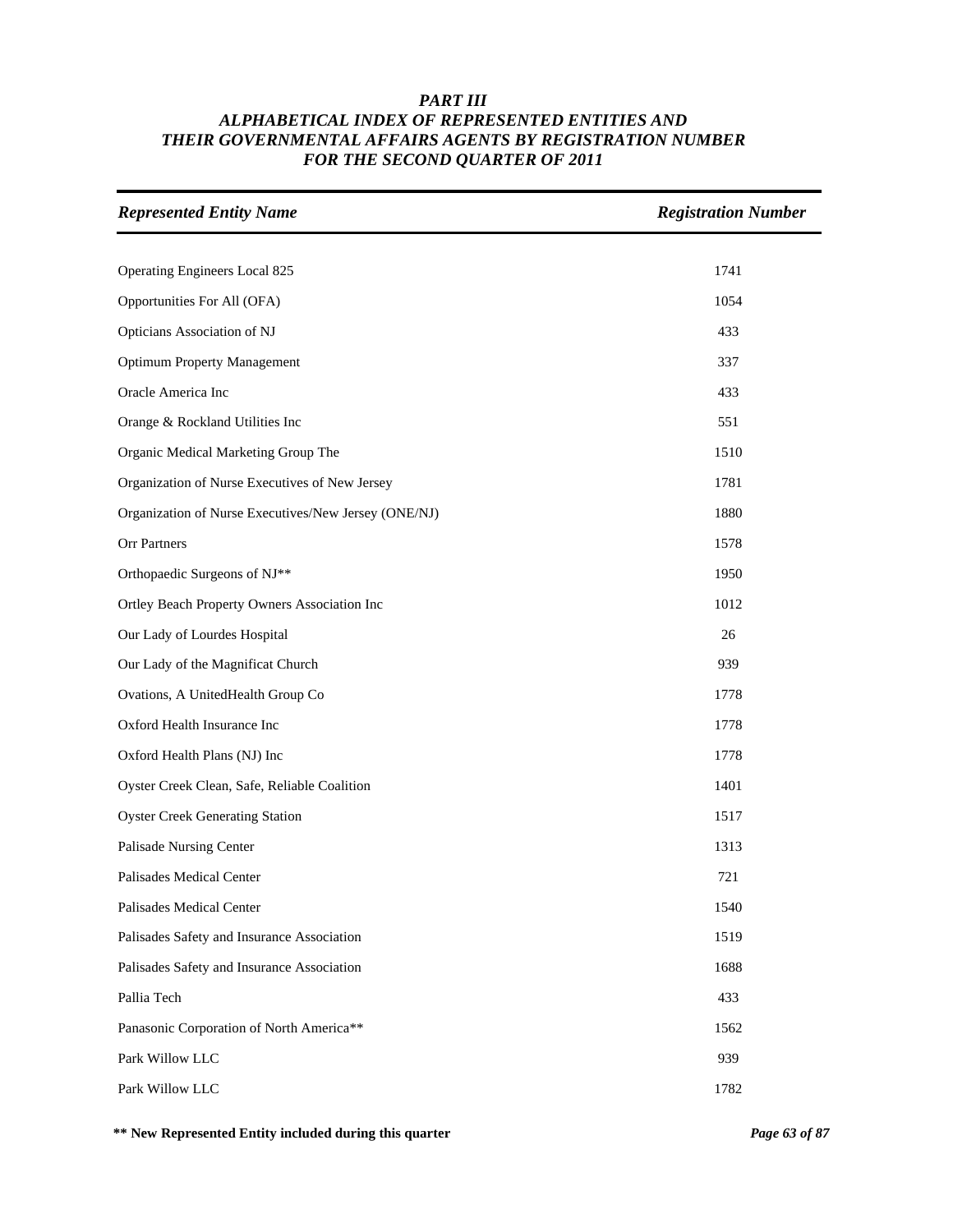# *PART III*
# *ALPHABETICAL INDEX OF REPRESENTED ENTITIES AND THEIR GOVERNMENTAL AFFAIRS AGENTS BY REGISTRATION NUMBER FOR THE SECOND QUARTER OF 2011*

| *Represented Entity Name* | *Registration Number* |
|---|---|
| Operating Engineers Local 825 | 1741 |
| Opportunities For All (OFA) | 1054 |
| Opticians Association of NJ | 433 |
| Optimum Property Management | 337 |
| Oracle America Inc | 433 |
| Orange & Rockland Utilities Inc | 551 |
| Organic Medical Marketing Group The | 1510 |
| Organization of Nurse Executives of New Jersey | 1781 |
| Organization of Nurse Executives/New Jersey (ONE/NJ) | 1880 |
| Orr Partners | 1578 |
| Orthopaedic Surgeons of NJ** | 1950 |
| Ortley Beach Property Owners Association Inc | 1012 |
| Our Lady of Lourdes Hospital | 26 |
| Our Lady of the Magnificat Church | 939 |
| Ovations, A UnitedHealth Group Co | 1778 |
| Oxford Health Insurance Inc | 1778 |
| Oxford Health Plans (NJ) Inc | 1778 |
| Oyster Creek Clean, Safe, Reliable Coalition | 1401 |
| Oyster Creek Generating Station | 1517 |
| Palisade Nursing Center | 1313 |
| Palisades Medical Center | 721 |
| Palisades Medical Center | 1540 |
| Palisades Safety and Insurance Association | 1519 |
| Palisades Safety and Insurance Association | 1688 |
| Pallia Tech | 433 |
| Panasonic Corporation of North America** | 1562 |
| Park Willow LLC | 939 |
| Park Willow LLC | 1782 |

**** New Represented Entity included during this quarter**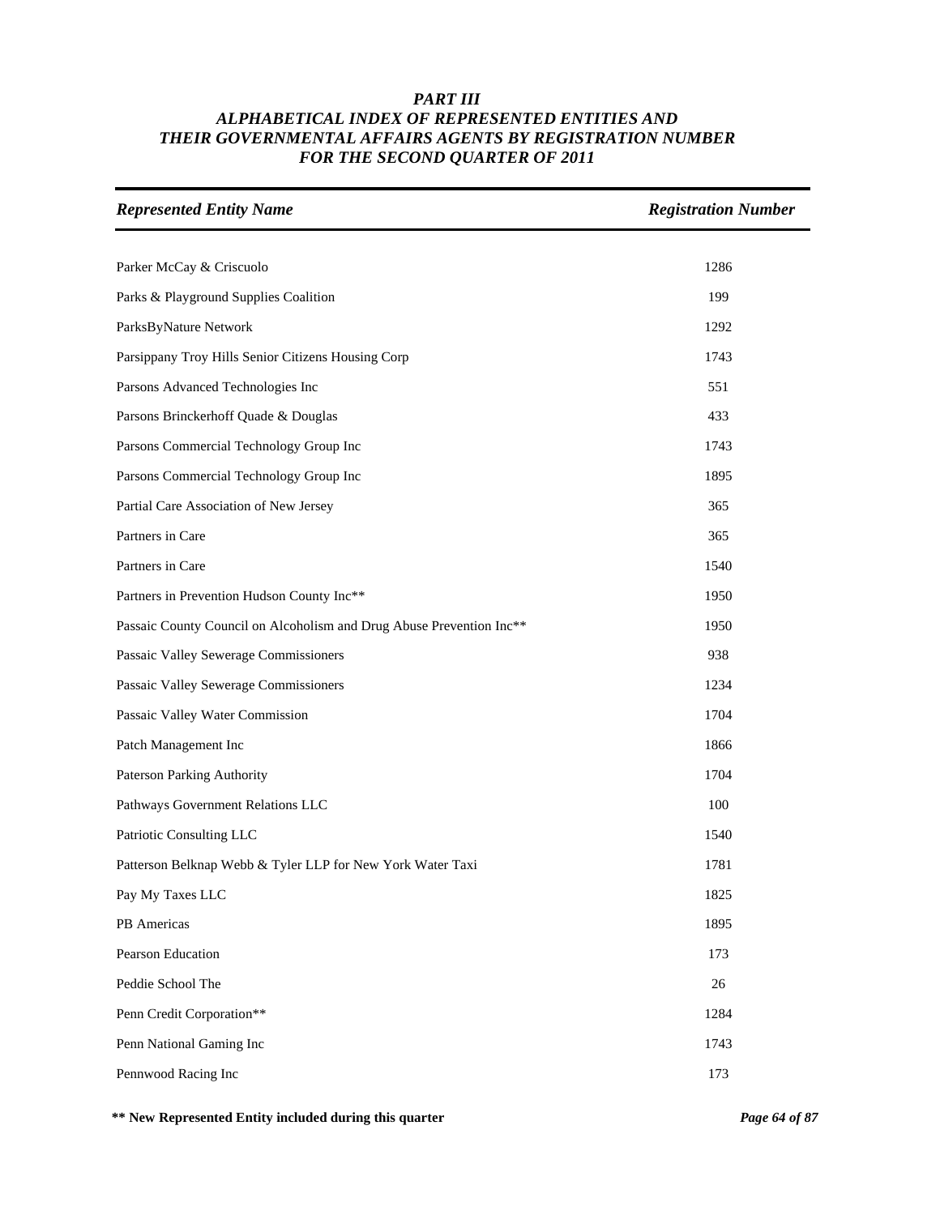# *PART III*
## *ALPHABETICAL INDEX OF REPRESENTED ENTITIES AND THEIR GOVERNMENTAL AFFAIRS AGENTS BY REGISTRATION NUMBER FOR THE SECOND QUARTER OF 2011*

| *Represented Entity Name* | *Registration Number* |
|---|---|
| Parker McCay & Criscuolo | 1286 |
| Parks & Playground Supplies Coalition | 199 |
| ParksByNature Network | 1292 |
| Parsippany Troy Hills Senior Citizens Housing Corp | 1743 |
| Parsons Advanced Technologies Inc | 551 |
| Parsons Brinckerhoff Quade & Douglas | 433 |
| Parsons Commercial Technology Group Inc | 1743 |
| Parsons Commercial Technology Group Inc | 1895 |
| Partial Care Association of New Jersey | 365 |
| Partners in Care | 365 |
| Partners in Care | 1540 |
| Partners in Prevention Hudson County Inc** | 1950 |
| Passaic County Council on Alcoholism and Drug Abuse Prevention Inc** | 1950 |
| Passaic Valley Sewerage Commissioners | 938 |
| Passaic Valley Sewerage Commissioners | 1234 |
| Passaic Valley Water Commission | 1704 |
| Patch Management Inc | 1866 |
| Paterson Parking Authority | 1704 |
| Pathways Government Relations LLC | 100 |
| Patriotic Consulting LLC | 1540 |
| Patterson Belknap Webb & Tyler LLP for New York Water Taxi | 1781 |
| Pay My Taxes LLC | 1825 |
| PB Americas | 1895 |
| Pearson Education | 173 |
| Peddie School The | 26 |
| Penn Credit Corporation** | 1284 |
| Penn National Gaming Inc | 1743 |
| Pennwood Racing Inc | 173 |

**** New Represented Entity included during this quarter**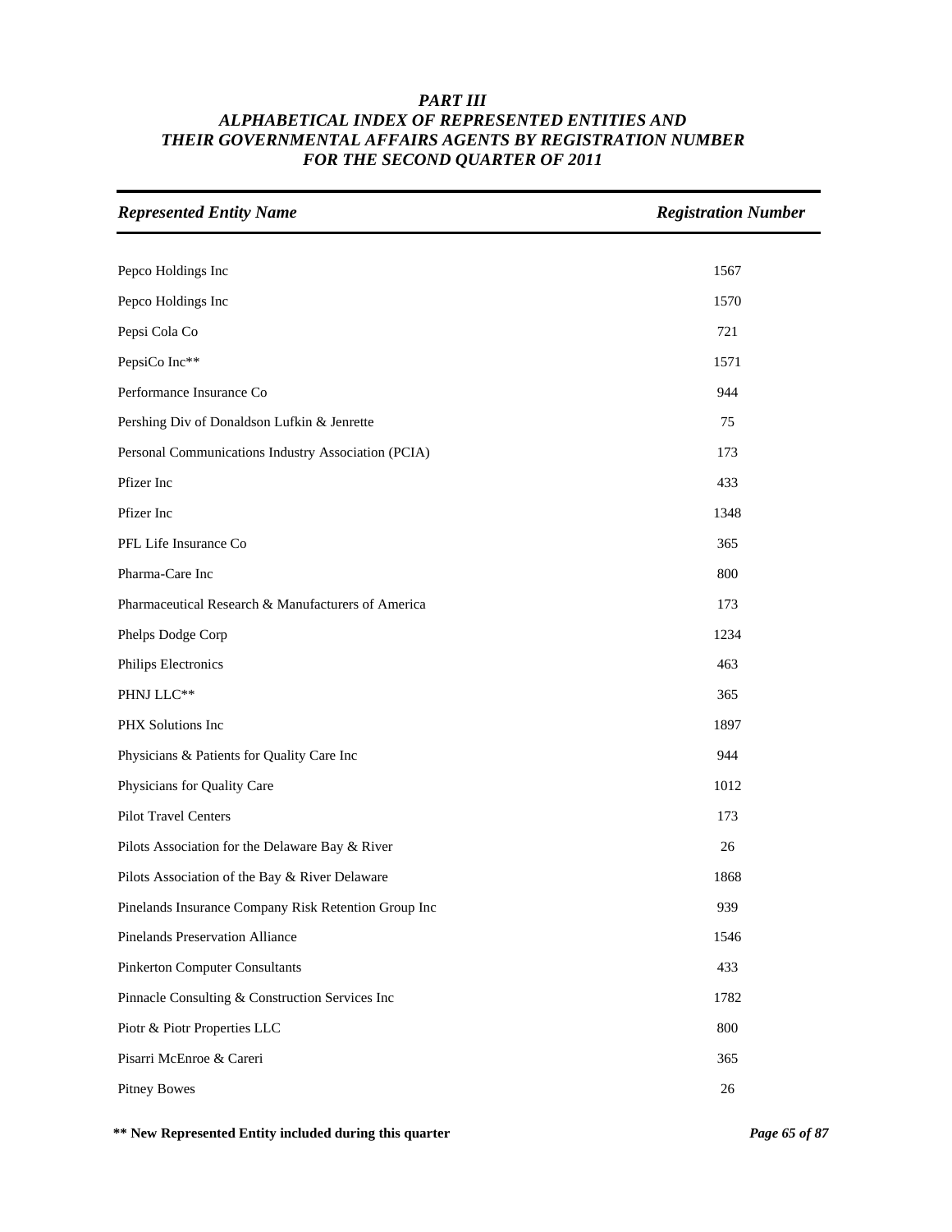# PART III
## ALPHABETICAL INDEX OF REPRESENTED ENTITIES AND THEIR GOVERNMENTAL AFFAIRS AGENTS BY REGISTRATION NUMBER FOR THE SECOND QUARTER OF 2011

| *Represented Entity Name* | *Registration Number* |
|---|---|
| Pepco Holdings Inc | 1567 |
| Pepco Holdings Inc | 1570 |
| Pepsi Cola Co | 721 |
| PepsiCo Inc** | 1571 |
| Performance Insurance Co | 944 |
| Pershing Div of Donaldson Lufkin & Jenrette | 75 |
| Personal Communications Industry Association (PCIA) | 173 |
| Pfizer Inc | 433 |
| Pfizer Inc | 1348 |
| PFL Life Insurance Co | 365 |
| Pharma-Care Inc | 800 |
| Pharmaceutical Research & Manufacturers of America | 173 |
| Phelps Dodge Corp | 1234 |
| Philips Electronics | 463 |
| PHNJ LLC** | 365 |
| PHX Solutions Inc | 1897 |
| Physicians & Patients for Quality Care Inc | 944 |
| Physicians for Quality Care | 1012 |
| Pilot Travel Centers | 173 |
| Pilots Association for the Delaware Bay & River | 26 |
| Pilots Association of the Bay & River Delaware | 1868 |
| Pinelands Insurance Company Risk Retention Group Inc | 939 |
| Pinelands Preservation Alliance | 1546 |
| Pinkerton Computer Consultants | 433 |
| Pinnacle Consulting & Construction Services Inc | 1782 |
| Piotr & Piotr Properties LLC | 800 |
| Pisarri McEnroe & Careri | 365 |
| Pitney Bowes | 26 |

**** New Represented Entity included during this quarter**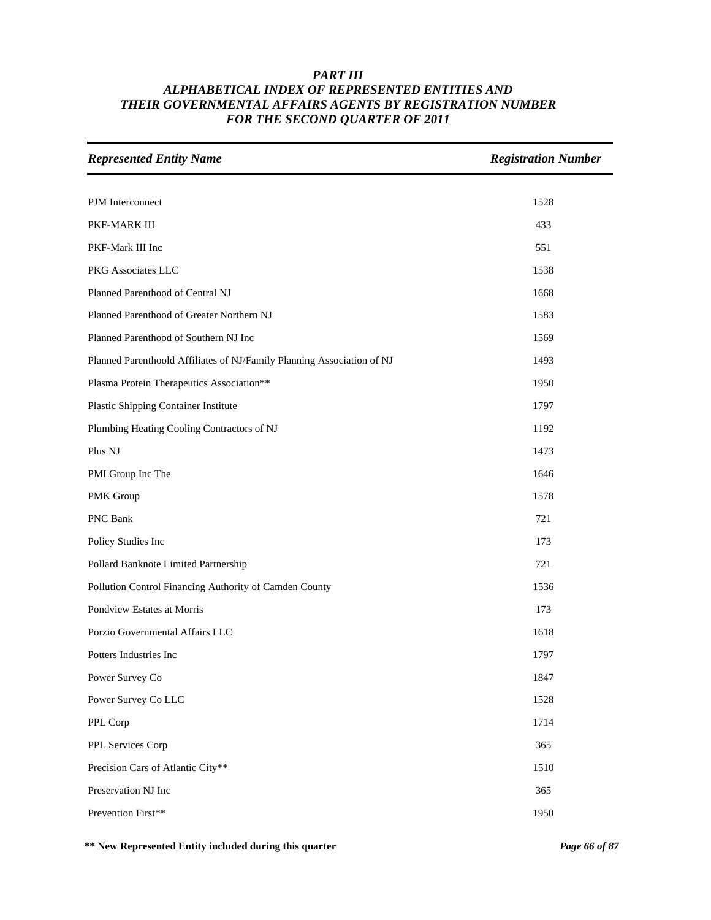# *PART III*
## *ALPHABETICAL INDEX OF REPRESENTED ENTITIES AND THEIR GOVERNMENTAL AFFAIRS AGENTS BY REGISTRATION NUMBER FOR THE SECOND QUARTER OF 2011*

| *Represented Entity Name* | *Registration Number* |
|---|---|
| PJM Interconnect | 1528 |
| PKF-MARK III | 433 |
| PKF-Mark III Inc | 551 |
| PKG Associates LLC | 1538 |
| Planned Parenthood of Central NJ | 1668 |
| Planned Parenthood of Greater Northern NJ | 1583 |
| Planned Parenthood of Southern NJ Inc | 1569 |
| Planned Parenthoold Affiliates of NJ/Family Planning Association of NJ | 1493 |
| Plasma Protein Therapeutics Association** | 1950 |
| Plastic Shipping Container Institute | 1797 |
| Plumbing Heating Cooling Contractors of NJ | 1192 |
| Plus NJ | 1473 |
| PMI Group Inc The | 1646 |
| PMK Group | 1578 |
| PNC Bank | 721 |
| Policy Studies Inc | 173 |
| Pollard Banknote Limited Partnership | 721 |
| Pollution Control Financing Authority of Camden County | 1536 |
| Pondview Estates at Morris | 173 |
| Porzio Governmental Affairs LLC | 1618 |
| Potters Industries Inc | 1797 |
| Power Survey Co | 1847 |
| Power Survey Co LLC | 1528 |
| PPL Corp | 1714 |
| PPL Services Corp | 365 |
| Precision Cars of Atlantic City** | 1510 |
| Preservation NJ Inc | 365 |
| Prevention First** | 1950 |

**\*\* New Represented Entity included during this quarter**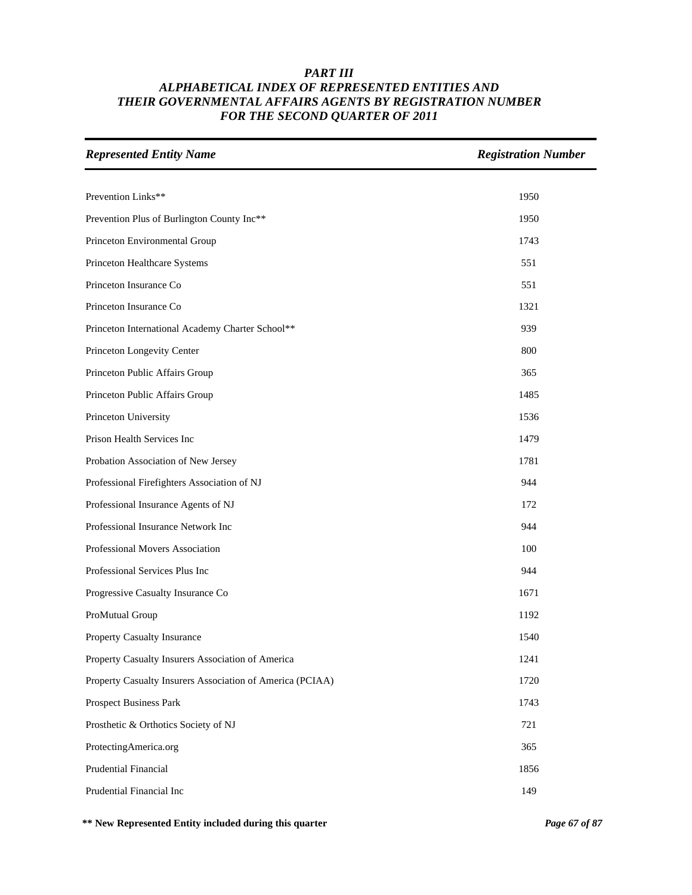# *PART III*
## *ALPHABETICAL INDEX OF REPRESENTED ENTITIES AND THEIR GOVERNMENTAL AFFAIRS AGENTS BY REGISTRATION NUMBER FOR THE SECOND QUARTER OF 2011*

| *Represented Entity Name* | *Registration Number* |
|---|---|
| Prevention Links** | 1950 |
| Prevention Plus of Burlington County Inc** | 1950 |
| Princeton Environmental Group | 1743 |
| Princeton Healthcare Systems | 551 |
| Princeton Insurance Co | 551 |
| Princeton Insurance Co | 1321 |
| Princeton International Academy Charter School** | 939 |
| Princeton Longevity Center | 800 |
| Princeton Public Affairs Group | 365 |
| Princeton Public Affairs Group | 1485 |
| Princeton University | 1536 |
| Prison Health Services Inc | 1479 |
| Probation Association of New Jersey | 1781 |
| Professional Firefighters Association of NJ | 944 |
| Professional Insurance Agents of NJ | 172 |
| Professional Insurance Network Inc | 944 |
| Professional Movers Association | 100 |
| Professional Services Plus Inc | 944 |
| Progressive Casualty Insurance Co | 1671 |
| ProMutual Group | 1192 |
| Property Casualty Insurance | 1540 |
| Property Casualty Insurers Association of America | 1241 |
| Property Casualty Insurers Association of America (PCIAA) | 1720 |
| Prospect Business Park | 1743 |
| Prosthetic & Orthotics Society of NJ | 721 |
| ProtectingAmerica.org | 365 |
| Prudential Financial | 1856 |
| Prudential Financial Inc | 149 |

**\*\* New Represented Entity included during this quarter**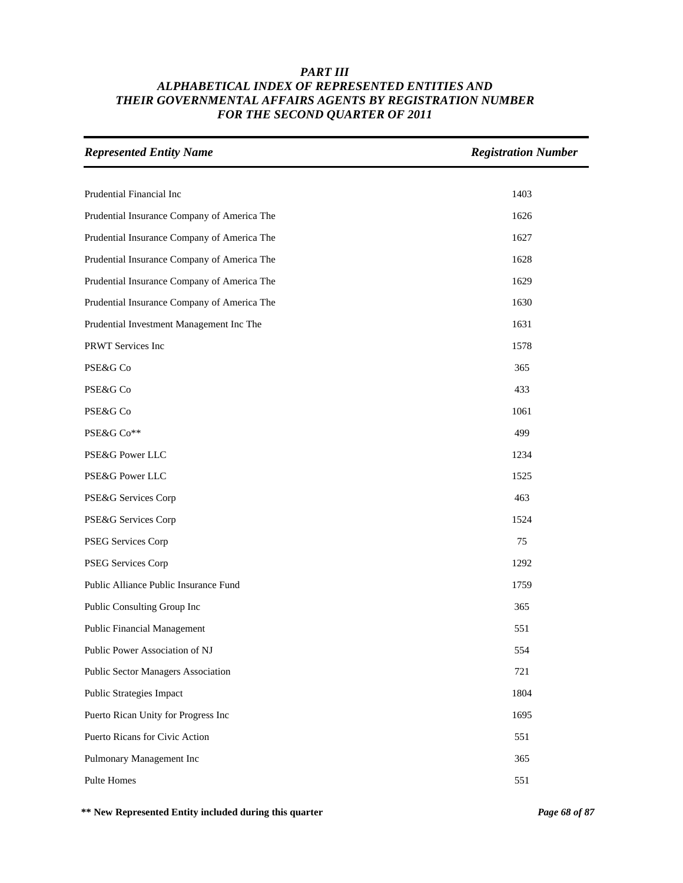***PART III***
***ALPHABETICAL INDEX OF REPRESENTED ENTITIES AND***
***THEIR GOVERNMENTAL AFFAIRS AGENTS BY REGISTRATION NUMBER***
***FOR THE SECOND QUARTER OF 2011***

| *Represented Entity Name* | *Registration Number* |
|---|---|
| Prudential Financial Inc | 1403 |
| Prudential Insurance Company of America The | 1626 |
| Prudential Insurance Company of America The | 1627 |
| Prudential Insurance Company of America The | 1628 |
| Prudential Insurance Company of America The | 1629 |
| Prudential Insurance Company of America The | 1630 |
| Prudential Investment Management Inc The | 1631 |
| PRWT Services Inc | 1578 |
| PSE&G Co | 365 |
| PSE&G Co | 433 |
| PSE&G Co | 1061 |
| PSE&G Co** | 499 |
| PSE&G Power LLC | 1234 |
| PSE&G Power LLC | 1525 |
| PSE&G Services Corp | 463 |
| PSE&G Services Corp | 1524 |
| PSEG Services Corp | 75 |
| PSEG Services Corp | 1292 |
| Public Alliance Public Insurance Fund | 1759 |
| Public Consulting Group Inc | 365 |
| Public Financial Management | 551 |
| Public Power Association of NJ | 554 |
| Public Sector Managers Association | 721 |
| Public Strategies Impact | 1804 |
| Puerto Rican Unity for Progress Inc | 1695 |
| Puerto Ricans for Civic Action | 551 |
| Pulmonary Management Inc | 365 |
| Pulte Homes | 551 |

**** New Represented Entity included during this quarter**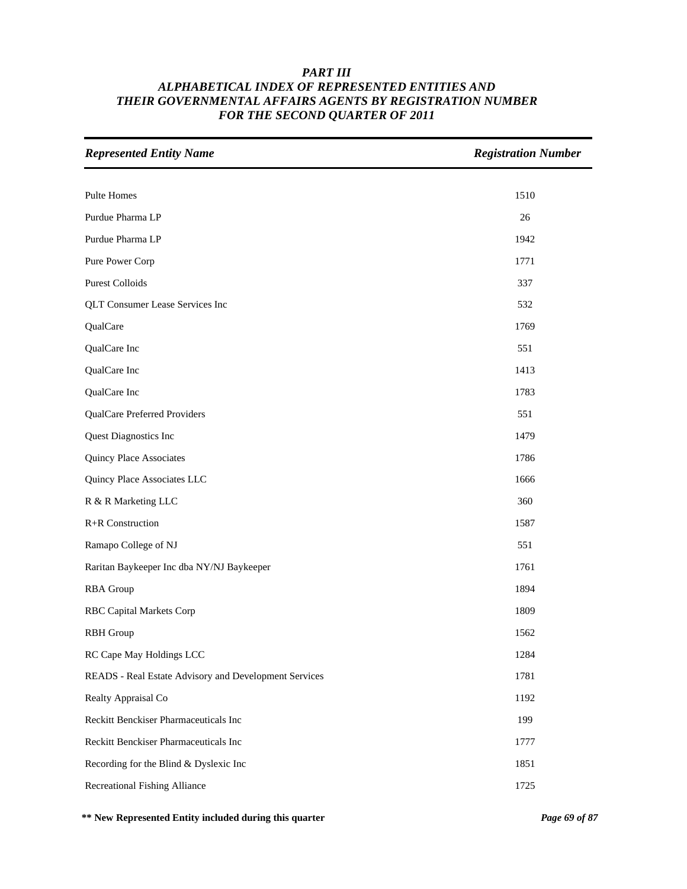# PART III
## ALPHABETICAL INDEX OF REPRESENTED ENTITIES AND THEIR GOVERNMENTAL AFFAIRS AGENTS BY REGISTRATION NUMBER FOR THE SECOND QUARTER OF 2011

| *Represented Entity Name* | *Registration Number* |
|---|---|
| Pulte Homes | 1510 |
| Purdue Pharma LP | 26 |
| Purdue Pharma LP | 1942 |
| Pure Power Corp | 1771 |
| Purest Colloids | 337 |
| QLT Consumer Lease Services Inc | 532 |
| QualCare | 1769 |
| QualCare Inc | 551 |
| QualCare Inc | 1413 |
| QualCare Inc | 1783 |
| QualCare Preferred Providers | 551 |
| Quest Diagnostics Inc | 1479 |
| Quincy Place Associates | 1786 |
| Quincy Place Associates LLC | 1666 |
| R & R Marketing LLC | 360 |
| R+R Construction | 1587 |
| Ramapo College of NJ | 551 |
| Raritan Baykeeper Inc dba NY/NJ Baykeeper | 1761 |
| RBA Group | 1894 |
| RBC Capital Markets Corp | 1809 |
| RBH Group | 1562 |
| RC Cape May Holdings LCC | 1284 |
| READS - Real Estate Advisory and Development Services | 1781 |
| Realty Appraisal Co | 1192 |
| Reckitt Benckiser Pharmaceuticals Inc | 199 |
| Reckitt Benckiser Pharmaceuticals Inc | 1777 |
| Recording for the Blind & Dyslexic Inc | 1851 |
| Recreational Fishing Alliance | 1725 |

**\*\* New Represented Entity included during this quarter**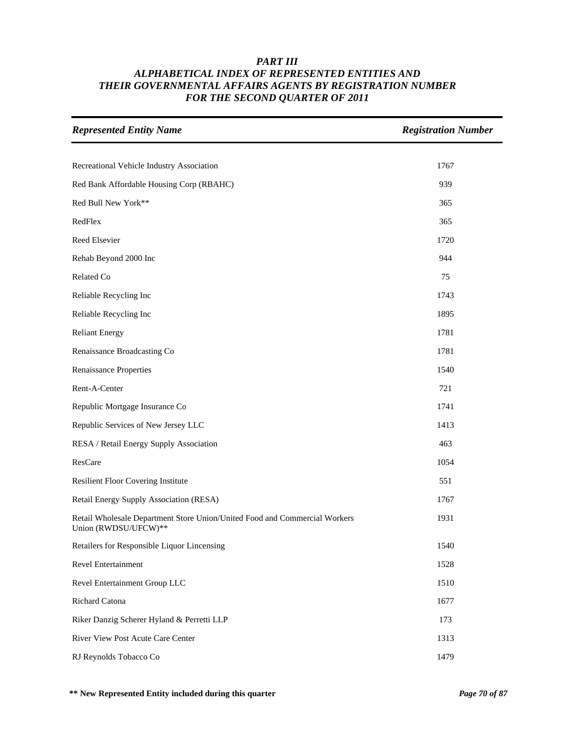# *PART III*
# *ALPHABETICAL INDEX OF REPRESENTED ENTITIES AND THEIR GOVERNMENTAL AFFAIRS AGENTS BY REGISTRATION NUMBER FOR THE SECOND QUARTER OF 2011*

| *Represented Entity Name* | *Registration Number* |
|---|---|
| Recreational Vehicle Industry Association | 1767 |
| Red Bank Affordable Housing Corp (RBAHC) | 939 |
| Red Bull New York** | 365 |
| RedFlex | 365 |
| Reed Elsevier | 1720 |
| Rehab Beyond 2000 Inc | 944 |
| Related Co | 75 |
| Reliable Recycling Inc | 1743 |
| Reliable Recycling Inc | 1895 |
| Reliant Energy | 1781 |
| Renaissance Broadcasting Co | 1781 |
| Renaissance Properties | 1540 |
| Rent-A-Center | 721 |
| Republic Mortgage Insurance Co | 1741 |
| Republic Services of New Jersey LLC | 1413 |
| RESA / Retail Energy Supply Association | 463 |
| ResCare | 1054 |
| Resilient Floor Covering Institute | 551 |
| Retail Energy Supply Association (RESA) | 1767 |
| Retail Wholesale Department Store Union/United Food and Commercial Workers Union (RWDSU/UFCW)** | 1931 |
| Retailers for Responsible Liquor Lincensing | 1540 |
| Revel Entertainment | 1528 |
| Revel Entertainment Group LLC | 1510 |
| Richard Catona | 1677 |
| Riker Danzig Scherer Hyland & Perretti LLP | 173 |
| River View Post Acute Care Center | 1313 |
| RJ Reynolds Tobacco Co | 1479 |

**** New Represented Entity included during this quarter**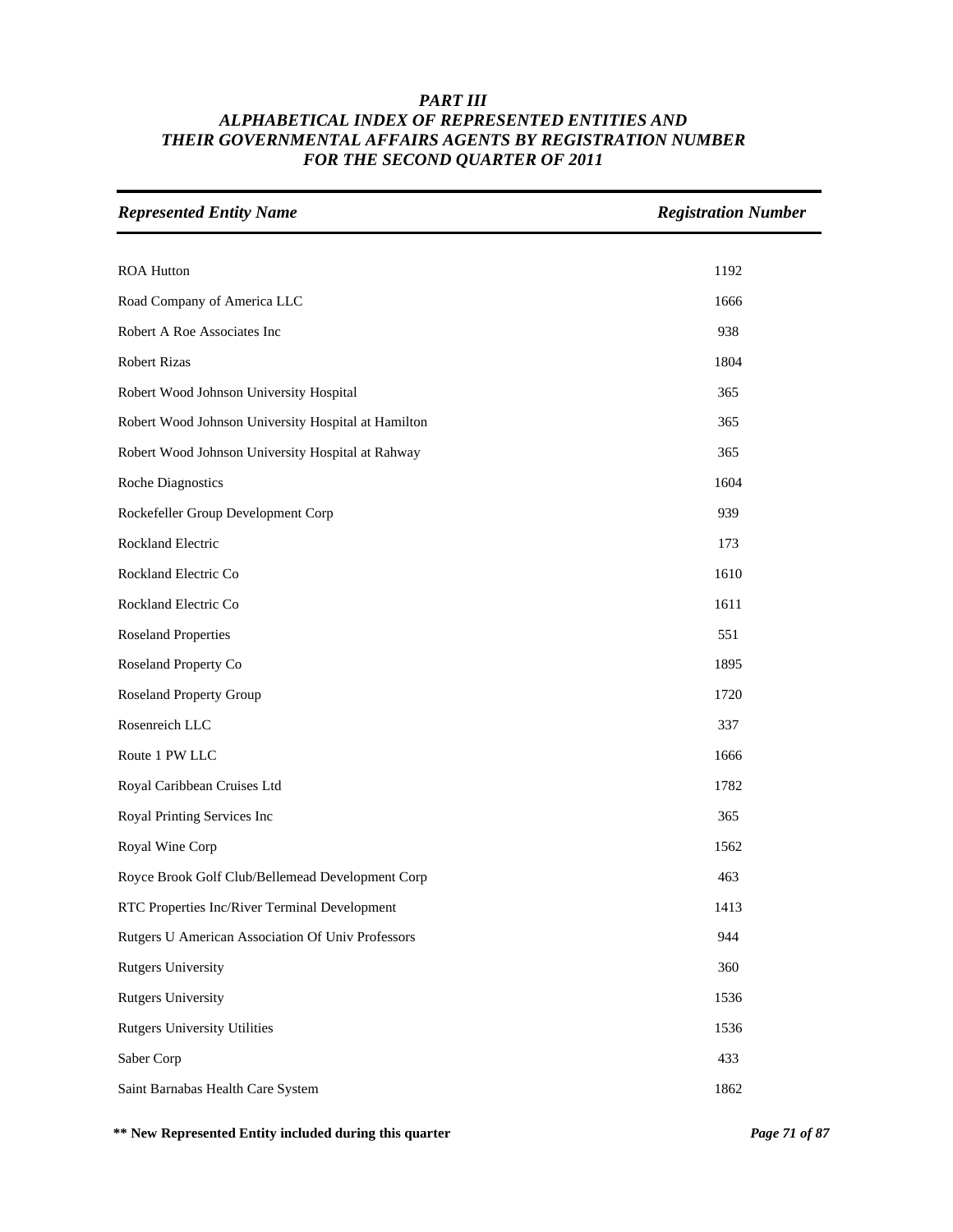***PART III***
***ALPHABETICAL INDEX OF REPRESENTED ENTITIES AND THEIR GOVERNMENTAL AFFAIRS AGENTS BY REGISTRATION NUMBER FOR THE SECOND QUARTER OF 2011***

| *Represented Entity Name* | *Registration Number* |
|---|---|
| ROA Hutton | 1192 |
| Road Company of America LLC | 1666 |
| Robert A Roe Associates Inc | 938 |
| Robert Rizas | 1804 |
| Robert Wood Johnson University Hospital | 365 |
| Robert Wood Johnson University Hospital at Hamilton | 365 |
| Robert Wood Johnson University Hospital at Rahway | 365 |
| Roche Diagnostics | 1604 |
| Rockefeller Group Development Corp | 939 |
| Rockland Electric | 173 |
| Rockland Electric Co | 1610 |
| Rockland Electric Co | 1611 |
| Roseland Properties | 551 |
| Roseland Property Co | 1895 |
| Roseland Property Group | 1720 |
| Rosenreich LLC | 337 |
| Route 1 PW LLC | 1666 |
| Royal Caribbean Cruises Ltd | 1782 |
| Royal Printing Services Inc | 365 |
| Royal Wine Corp | 1562 |
| Royce Brook Golf Club/Bellemead Development Corp | 463 |
| RTC Properties Inc/River Terminal Development | 1413 |
| Rutgers U American Association Of Univ Professors | 944 |
| Rutgers University | 360 |
| Rutgers University | 1536 |
| Rutgers University Utilities | 1536 |
| Saber Corp | 433 |
| Saint Barnabas Health Care System | 1862 |

**\*\* New Represented Entity included during this quarter**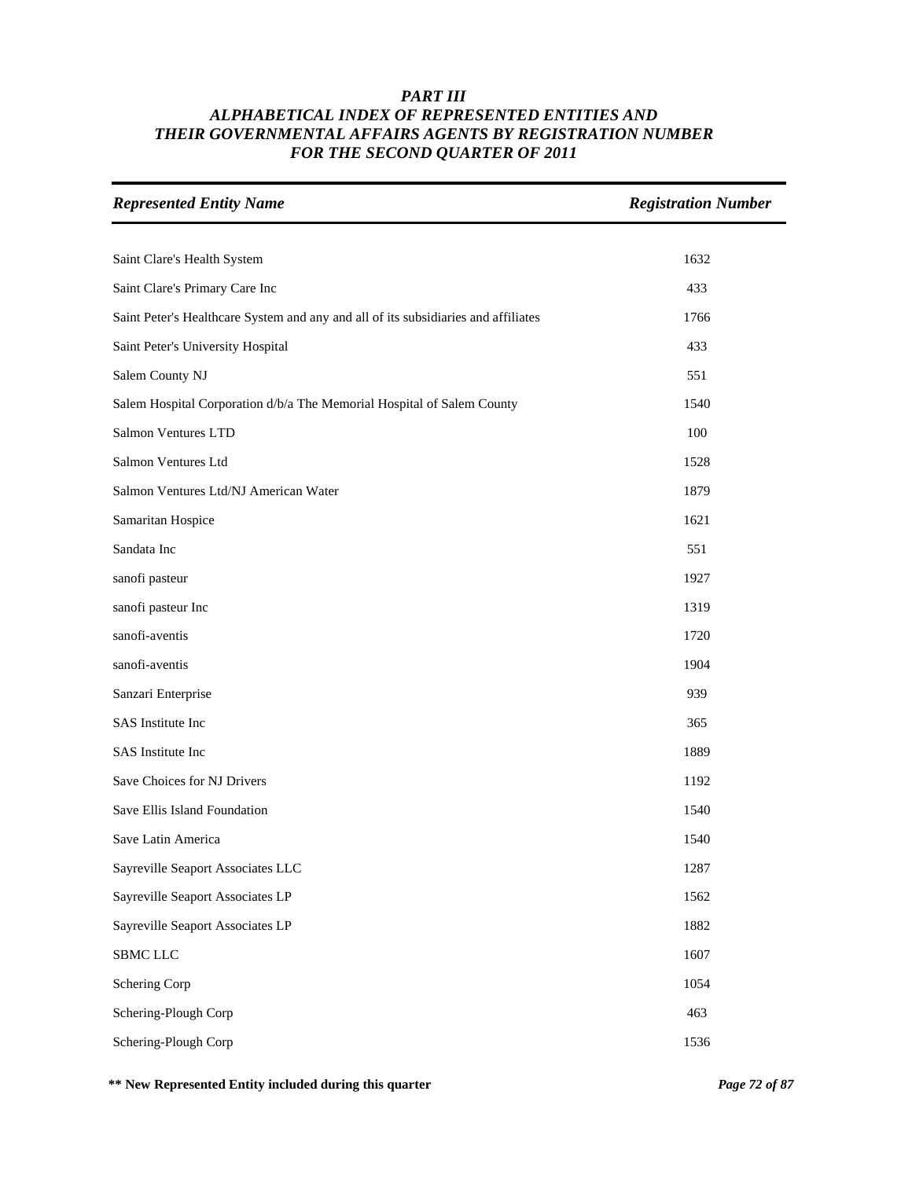# PART III
## ALPHABETICAL INDEX OF REPRESENTED ENTITIES AND THEIR GOVERNMENTAL AFFAIRS AGENTS BY REGISTRATION NUMBER FOR THE SECOND QUARTER OF 2011

| *Represented Entity Name* | *Registration Number* |
|---|---|
| Saint Clare's Health System | 1632 |
| Saint Clare's Primary Care Inc | 433 |
| Saint Peter's Healthcare System and any and all of its subsidiaries and affiliates | 1766 |
| Saint Peter's University Hospital | 433 |
| Salem County NJ | 551 |
| Salem Hospital Corporation d/b/a The Memorial Hospital of Salem County | 1540 |
| Salmon Ventures LTD | 100 |
| Salmon Ventures Ltd | 1528 |
| Salmon Ventures Ltd/NJ American Water | 1879 |
| Samaritan Hospice | 1621 |
| Sandata Inc | 551 |
| sanofi pasteur | 1927 |
| sanofi pasteur Inc | 1319 |
| sanofi-aventis | 1720 |
| sanofi-aventis | 1904 |
| Sanzari Enterprise | 939 |
| SAS Institute Inc | 365 |
| SAS Institute Inc | 1889 |
| Save Choices for NJ Drivers | 1192 |
| Save Ellis Island Foundation | 1540 |
| Save Latin America | 1540 |
| Sayreville Seaport Associates LLC | 1287 |
| Sayreville Seaport Associates LP | 1562 |
| Sayreville Seaport Associates LP | 1882 |
| SBMC LLC | 1607 |
| Schering Corp | 1054 |
| Schering-Plough Corp | 463 |
| Schering-Plough Corp | 1536 |

**\*\* New Represented Entity included during this quarter**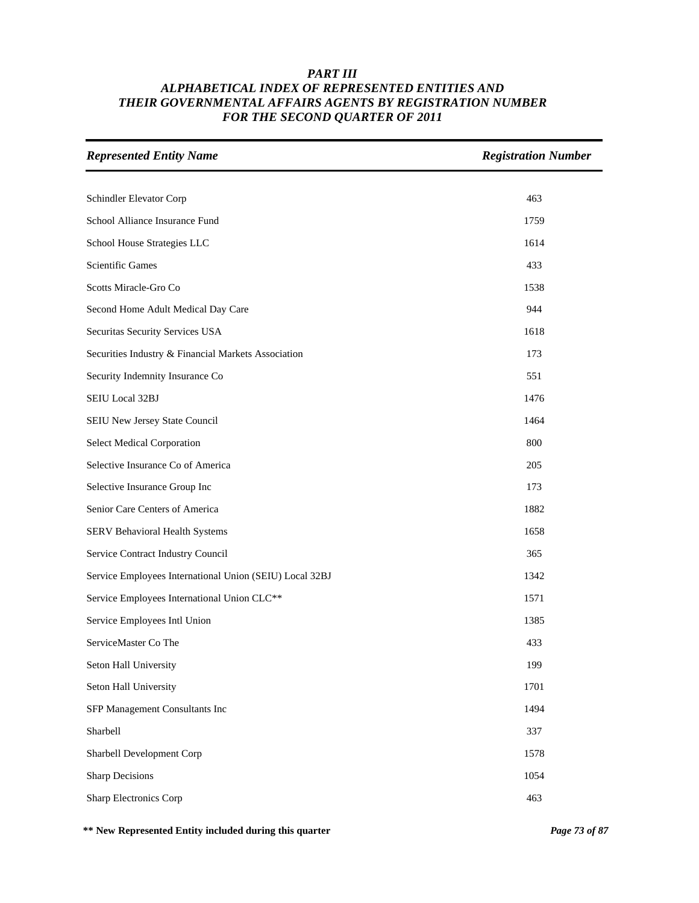# *PART III*
# *ALPHABETICAL INDEX OF REPRESENTED ENTITIES AND THEIR GOVERNMENTAL AFFAIRS AGENTS BY REGISTRATION NUMBER FOR THE SECOND QUARTER OF 2011*

| *Represented Entity Name* | *Registration Number* |
|---|---|
| Schindler Elevator Corp | 463 |
| School Alliance Insurance Fund | 1759 |
| School House Strategies LLC | 1614 |
| Scientific Games | 433 |
| Scotts Miracle-Gro Co | 1538 |
| Second Home Adult Medical Day Care | 944 |
| Securitas Security Services USA | 1618 |
| Securities Industry & Financial Markets Association | 173 |
| Security Indemnity Insurance Co | 551 |
| SEIU Local 32BJ | 1476 |
| SEIU New Jersey State Council | 1464 |
| Select Medical Corporation | 800 |
| Selective Insurance Co of America | 205 |
| Selective Insurance Group Inc | 173 |
| Senior Care Centers of America | 1882 |
| SERV Behavioral Health Systems | 1658 |
| Service Contract Industry Council | 365 |
| Service Employees International Union (SEIU) Local 32BJ | 1342 |
| Service Employees International Union CLC** | 1571 |
| Service Employees Intl Union | 1385 |
| ServiceMaster Co The | 433 |
| Seton Hall University | 199 |
| Seton Hall University | 1701 |
| SFP Management Consultants Inc | 1494 |
| Sharbell | 337 |
| Sharbell Development Corp | 1578 |
| Sharp Decisions | 1054 |
| Sharp Electronics Corp | 463 |

**\*\* New Represented Entity included during this quarter**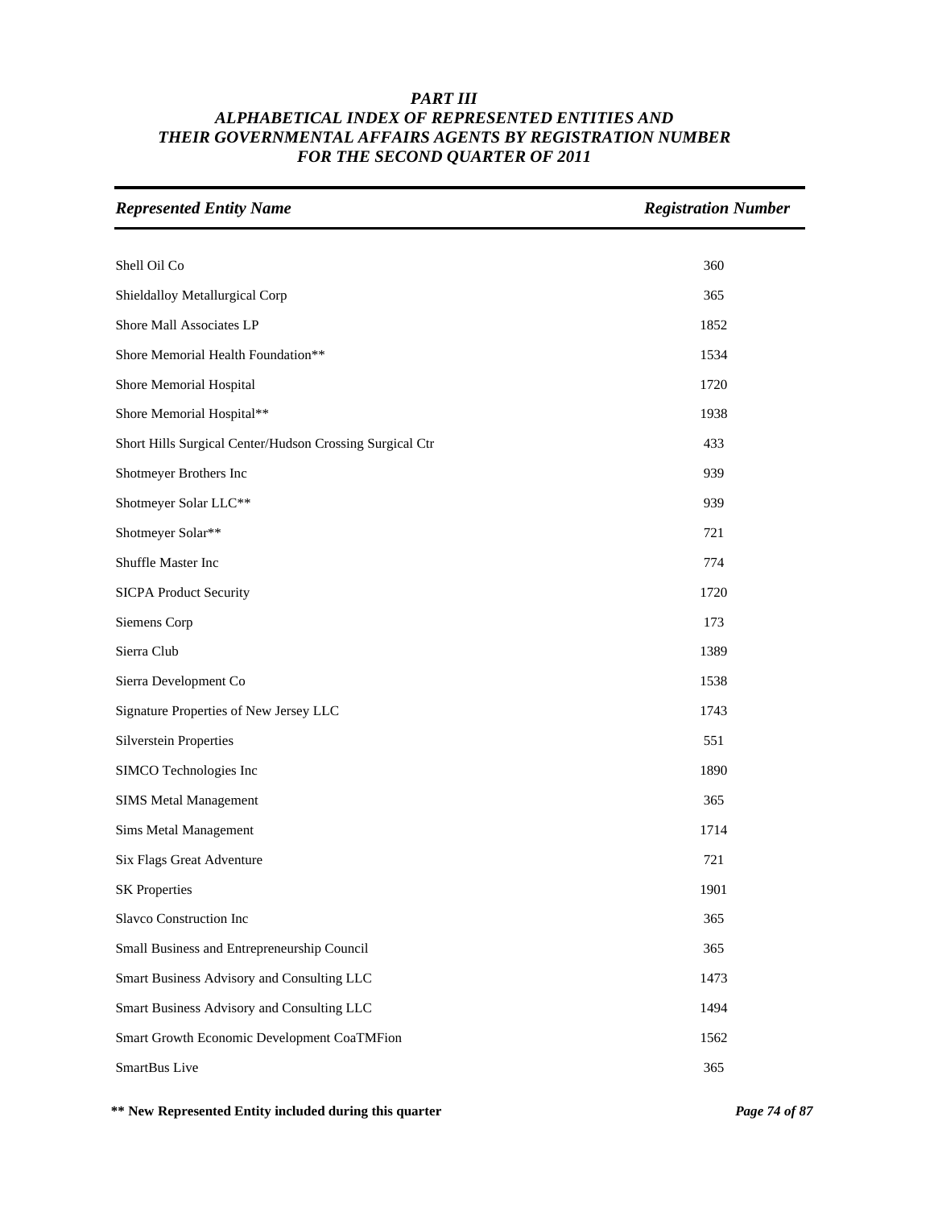# PART III
# ALPHABETICAL INDEX OF REPRESENTED ENTITIES AND THEIR GOVERNMENTAL AFFAIRS AGENTS BY REGISTRATION NUMBER FOR THE SECOND QUARTER OF 2011

| *Represented Entity Name* | *Registration Number* |
|---|---|
| Shell Oil Co | 360 |
| Shieldalloy Metallurgical Corp | 365 |
| Shore Mall Associates LP | 1852 |
| Shore Memorial Health Foundation** | 1534 |
| Shore Memorial Hospital | 1720 |
| Shore Memorial Hospital** | 1938 |
| Short Hills Surgical Center/Hudson Crossing Surgical Ctr | 433 |
| Shotmeyer Brothers Inc | 939 |
| Shotmeyer Solar LLC** | 939 |
| Shotmeyer Solar** | 721 |
| Shuffle Master Inc | 774 |
| SICPA Product Security | 1720 |
| Siemens Corp | 173 |
| Sierra Club | 1389 |
| Sierra Development Co | 1538 |
| Signature Properties of New Jersey LLC | 1743 |
| Silverstein Properties | 551 |
| SIMCO Technologies Inc | 1890 |
| SIMS Metal Management | 365 |
| Sims Metal Management | 1714 |
| Six Flags Great Adventure | 721 |
| SK Properties | 1901 |
| Slavco Construction Inc | 365 |
| Small Business and Entrepreneurship Council | 365 |
| Smart Business Advisory and Consulting LLC | 1473 |
| Smart Business Advisory and Consulting LLC | 1494 |
| Smart Growth Economic Development CoaTMFion | 1562 |
| SmartBus Live | 365 |

**** New Represented Entity included during this quarter**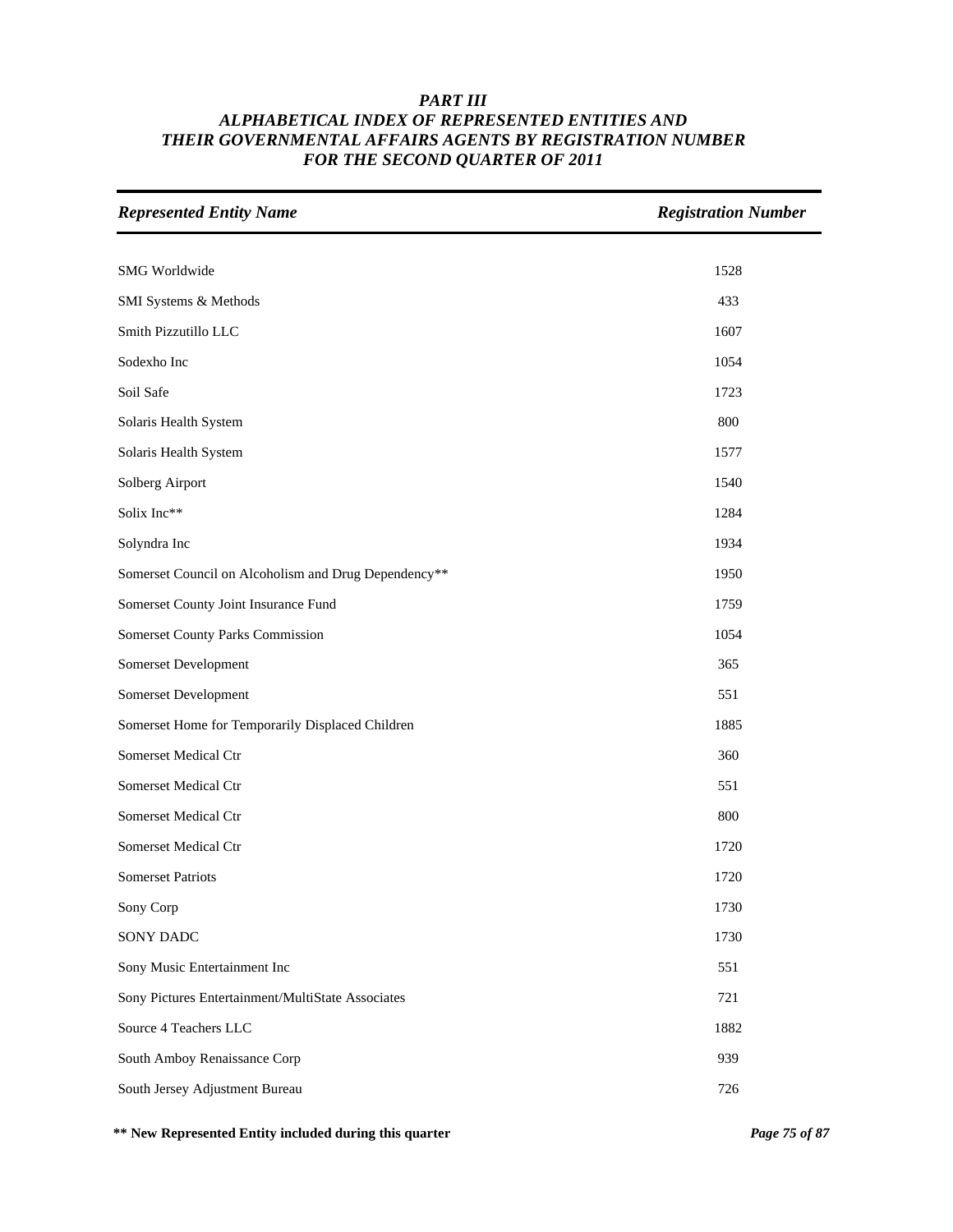# PART III
# ALPHABETICAL INDEX OF REPRESENTED ENTITIES AND THEIR GOVERNMENTAL AFFAIRS AGENTS BY REGISTRATION NUMBER FOR THE SECOND QUARTER OF 2011

| Represented Entity Name | Registration Number |
|---|---|
| SMG Worldwide | 1528 |
| SMI Systems & Methods | 433 |
| Smith Pizzutillo LLC | 1607 |
| Sodexho Inc | 1054 |
| Soil Safe | 1723 |
| Solaris Health System | 800 |
| Solaris Health System | 1577 |
| Solberg Airport | 1540 |
| Solix Inc** | 1284 |
| Solyndra Inc | 1934 |
| Somerset Council on Alcoholism and Drug Dependency** | 1950 |
| Somerset County Joint Insurance Fund | 1759 |
| Somerset County Parks Commission | 1054 |
| Somerset Development | 365 |
| Somerset Development | 551 |
| Somerset Home for Temporarily Displaced Children | 1885 |
| Somerset Medical Ctr | 360 |
| Somerset Medical Ctr | 551 |
| Somerset Medical Ctr | 800 |
| Somerset Medical Ctr | 1720 |
| Somerset Patriots | 1720 |
| Sony Corp | 1730 |
| SONY DADC | 1730 |
| Sony Music Entertainment Inc | 551 |
| Sony Pictures Entertainment/MultiState Associates | 721 |
| Source 4 Teachers LLC | 1882 |
| South Amboy Renaissance Corp | 939 |
| South Jersey Adjustment Bureau | 726 |

**** New Represented Entity included during this quarter**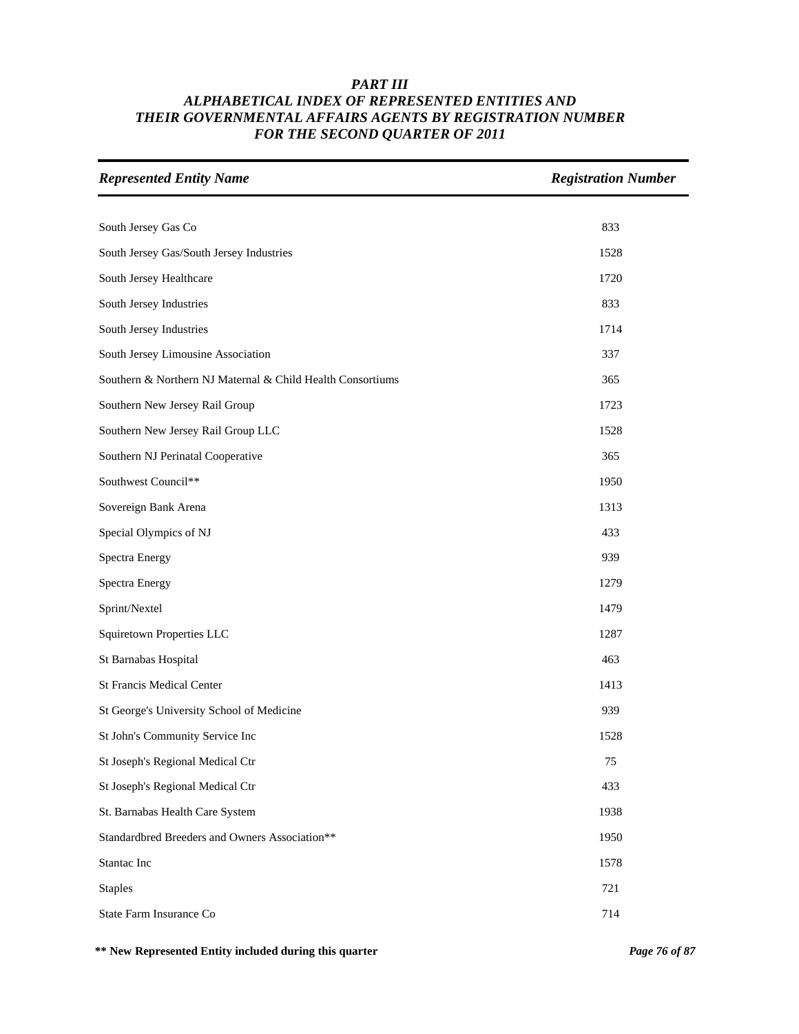# *PART III*
# *ALPHABETICAL INDEX OF REPRESENTED ENTITIES AND THEIR GOVERNMENTAL AFFAIRS AGENTS BY REGISTRATION NUMBER FOR THE SECOND QUARTER OF 2011*

| *Represented Entity Name* | *Registration Number* |
|---|---|
| South Jersey Gas Co | 833 |
| South Jersey Gas/South Jersey Industries | 1528 |
| South Jersey Healthcare | 1720 |
| South Jersey Industries | 833 |
| South Jersey Industries | 1714 |
| South Jersey Limousine Association | 337 |
| Southern & Northern NJ Maternal & Child Health Consortiums | 365 |
| Southern New Jersey Rail Group | 1723 |
| Southern New Jersey Rail Group LLC | 1528 |
| Southern NJ Perinatal Cooperative | 365 |
| Southwest Council** | 1950 |
| Sovereign Bank Arena | 1313 |
| Special Olympics of NJ | 433 |
| Spectra Energy | 939 |
| Spectra Energy | 1279 |
| Sprint/Nextel | 1479 |
| Squiretown Properties LLC | 1287 |
| St Barnabas Hospital | 463 |
| St Francis Medical Center | 1413 |
| St George's University School of Medicine | 939 |
| St John's Community Service Inc | 1528 |
| St Joseph's Regional Medical Ctr | 75 |
| St Joseph's Regional Medical Ctr | 433 |
| St. Barnabas Health Care System | 1938 |
| Standardbred Breeders and Owners Association** | 1950 |
| Stantac Inc | 1578 |
| Staples | 721 |
| State Farm Insurance Co | 714 |

**** New Represented Entity included during this quarter**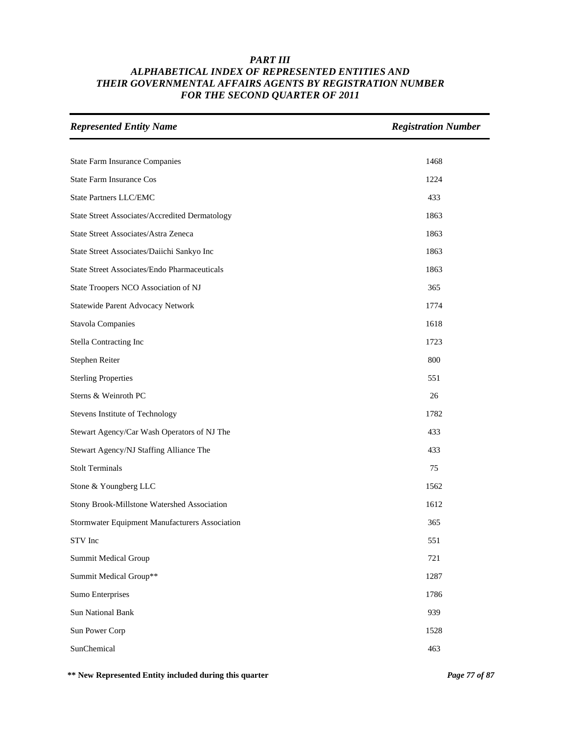# PART III
## ALPHABETICAL INDEX OF REPRESENTED ENTITIES AND THEIR GOVERNMENTAL AFFAIRS AGENTS BY REGISTRATION NUMBER FOR THE SECOND QUARTER OF 2011

| *Represented Entity Name* | *Registration Number* |
|---|---|
| State Farm Insurance Companies | 1468 |
| State Farm Insurance Cos | 1224 |
| State Partners LLC/EMC | 433 |
| State Street Associates/Accredited Dermatology | 1863 |
| State Street Associates/Astra Zeneca | 1863 |
| State Street Associates/Daiichi Sankyo Inc | 1863 |
| State Street Associates/Endo Pharmaceuticals | 1863 |
| State Troopers NCO Association of NJ | 365 |
| Statewide Parent Advocacy Network | 1774 |
| Stavola Companies | 1618 |
| Stella Contracting Inc | 1723 |
| Stephen Reiter | 800 |
| Sterling Properties | 551 |
| Sterns & Weinroth PC | 26 |
| Stevens Institute of Technology | 1782 |
| Stewart Agency/Car Wash Operators of NJ The | 433 |
| Stewart Agency/NJ Staffing Alliance The | 433 |
| Stolt Terminals | 75 |
| Stone & Youngberg LLC | 1562 |
| Stony Brook-Millstone Watershed Association | 1612 |
| Stormwater Equipment Manufacturers Association | 365 |
| STV Inc | 551 |
| Summit Medical Group | 721 |
| Summit Medical Group** | 1287 |
| Sumo Enterprises | 1786 |
| Sun National Bank | 939 |
| Sun Power Corp | 1528 |
| SunChemical | 463 |

**** New Represented Entity included during this quarter**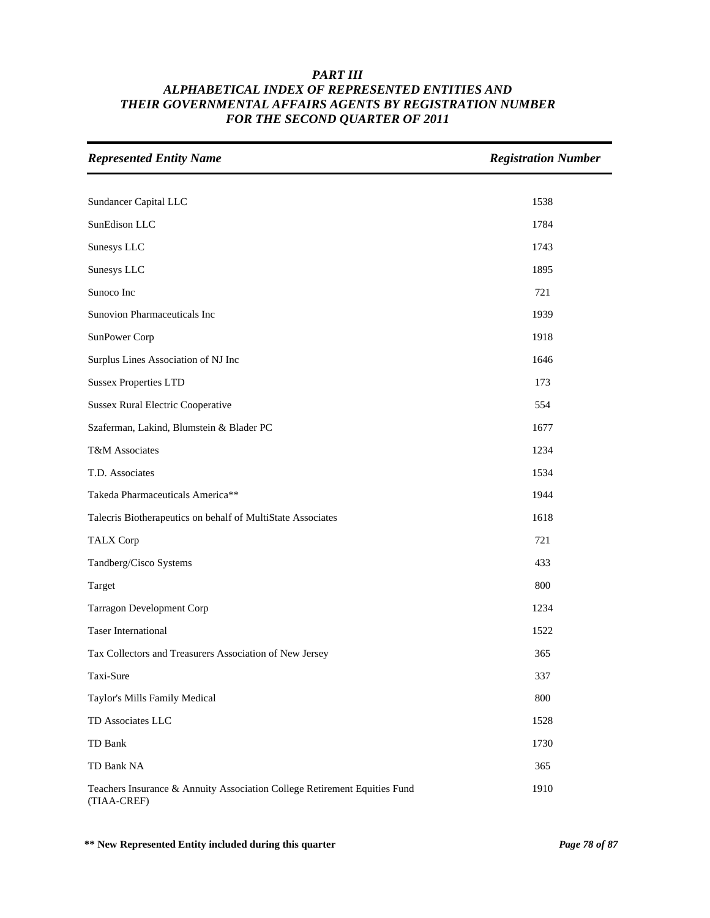# PART III
## ALPHABETICAL INDEX OF REPRESENTED ENTITIES AND THEIR GOVERNMENTAL AFFAIRS AGENTS BY REGISTRATION NUMBER FOR THE SECOND QUARTER OF 2011

| *Represented Entity Name* | *Registration Number* |
|---|---|
| Sundancer Capital LLC | 1538 |
| SunEdison LLC | 1784 |
| Sunesys LLC | 1743 |
| Sunesys LLC | 1895 |
| Sunoco Inc | 721 |
| Sunovion Pharmaceuticals Inc | 1939 |
| SunPower Corp | 1918 |
| Surplus Lines Association of NJ Inc | 1646 |
| Sussex Properties LTD | 173 |
| Sussex Rural Electric Cooperative | 554 |
| Szaferman, Lakind, Blumstein & Blader PC | 1677 |
| T&M Associates | 1234 |
| T.D. Associates | 1534 |
| Takeda Pharmaceuticals America** | 1944 |
| Talecris Biotherapeutics on behalf of MultiState Associates | 1618 |
| TALX Corp | 721 |
| Tandberg/Cisco Systems | 433 |
| Target | 800 |
| Tarragon Development Corp | 1234 |
| Taser International | 1522 |
| Tax Collectors and Treasurers Association of New Jersey | 365 |
| Taxi-Sure | 337 |
| Taylor's Mills Family Medical | 800 |
| TD Associates LLC | 1528 |
| TD Bank | 1730 |
| TD Bank NA | 365 |
| Teachers Insurance & Annuity Association College Retirement Equities Fund (TIAA-CREF) | 1910 |

**** New Represented Entity included during this quarter**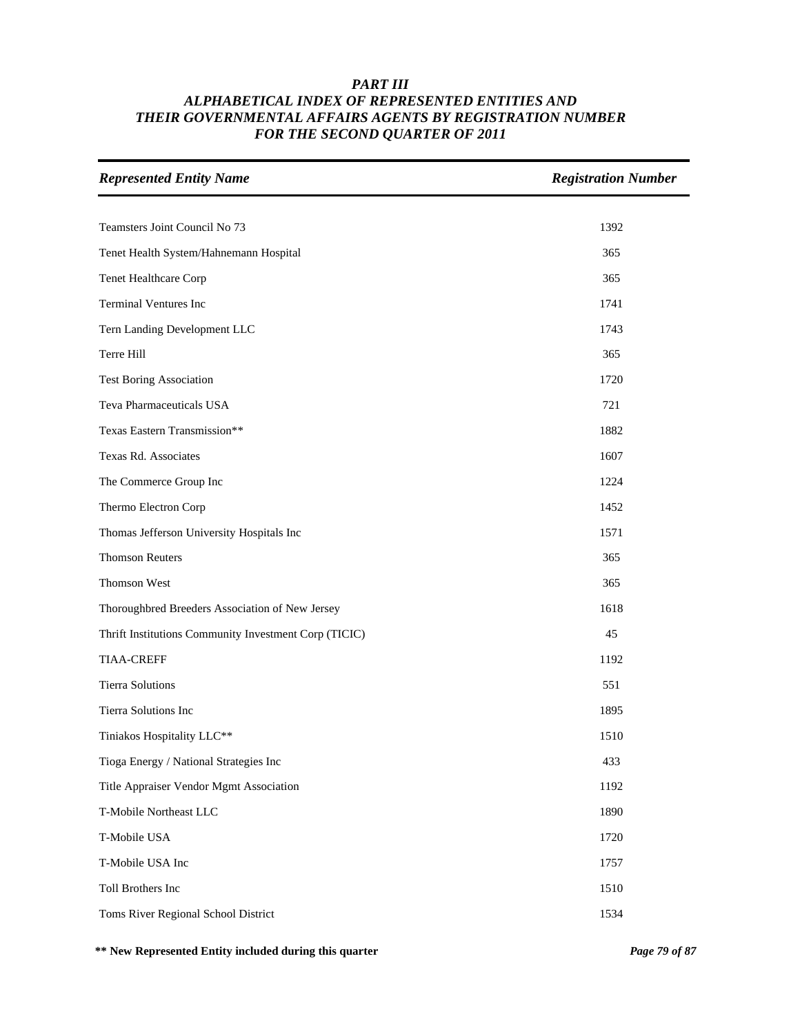# PART III
## ALPHABETICAL INDEX OF REPRESENTED ENTITIES AND THEIR GOVERNMENTAL AFFAIRS AGENTS BY REGISTRATION NUMBER FOR THE SECOND QUARTER OF 2011

| *Represented Entity Name* | *Registration Number* |
|---|---|
| Teamsters Joint Council No 73 | 1392 |
| Tenet Health System/Hahnemann Hospital | 365 |
| Tenet Healthcare Corp | 365 |
| Terminal Ventures Inc | 1741 |
| Tern Landing Development LLC | 1743 |
| Terre Hill | 365 |
| Test Boring Association | 1720 |
| Teva Pharmaceuticals USA | 721 |
| Texas Eastern Transmission** | 1882 |
| Texas Rd. Associates | 1607 |
| The Commerce Group Inc | 1224 |
| Thermo Electron Corp | 1452 |
| Thomas Jefferson University Hospitals Inc | 1571 |
| Thomson Reuters | 365 |
| Thomson West | 365 |
| Thoroughbred Breeders Association of New Jersey | 1618 |
| Thrift Institutions Community Investment Corp (TICIC) | 45 |
| TIAA-CREFF | 1192 |
| Tierra Solutions | 551 |
| Tierra Solutions Inc | 1895 |
| Tiniakos Hospitality LLC** | 1510 |
| Tioga Energy / National Strategies Inc | 433 |
| Title Appraiser Vendor Mgmt Association | 1192 |
| T-Mobile Northeast LLC | 1890 |
| T-Mobile USA | 1720 |
| T-Mobile USA Inc | 1757 |
| Toll Brothers Inc | 1510 |
| Toms River Regional School District | 1534 |

**** New Represented Entity included during this quarter**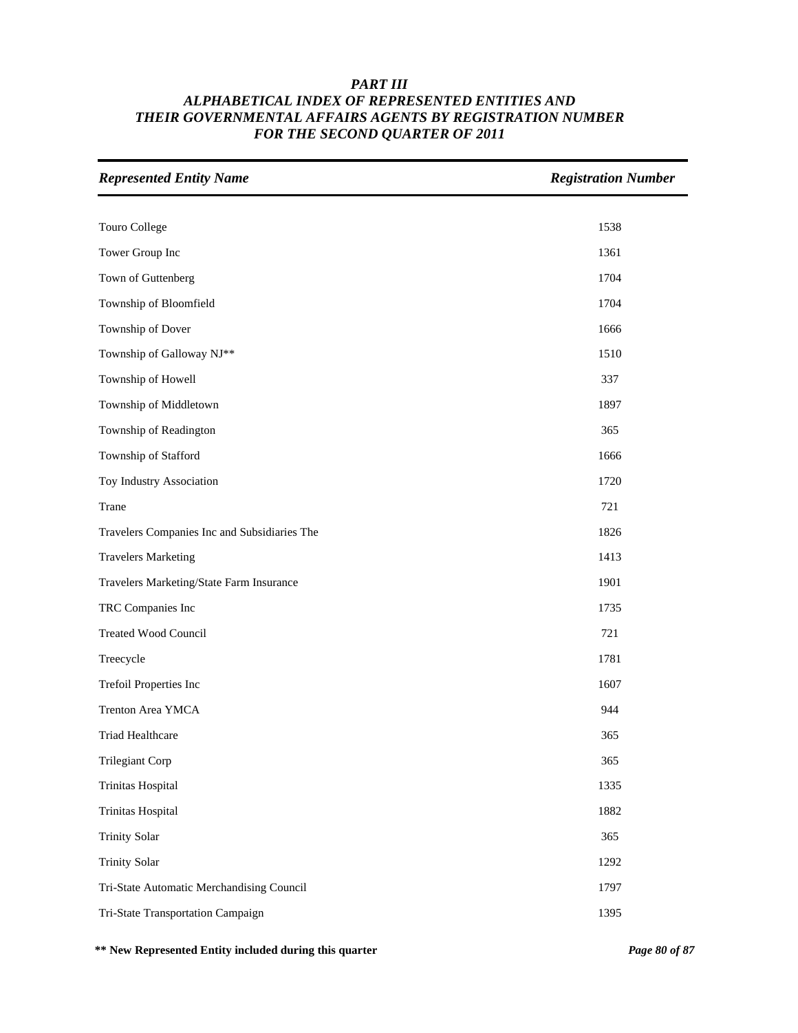# PART III
# ALPHABETICAL INDEX OF REPRESENTED ENTITIES AND THEIR GOVERNMENTAL AFFAIRS AGENTS BY REGISTRATION NUMBER FOR THE SECOND QUARTER OF 2011

| *Represented Entity Name* | *Registration Number* |
| --- | --- |
| Touro College | 1538 |
| Tower Group Inc | 1361 |
| Town of Guttenberg | 1704 |
| Township of Bloomfield | 1704 |
| Township of Dover | 1666 |
| Township of Galloway NJ** | 1510 |
| Township of Howell | 337 |
| Township of Middletown | 1897 |
| Township of Readington | 365 |
| Township of Stafford | 1666 |
| Toy Industry Association | 1720 |
| Trane | 721 |
| Travelers Companies Inc and Subsidiaries The | 1826 |
| Travelers Marketing | 1413 |
| Travelers Marketing/State Farm Insurance | 1901 |
| TRC Companies Inc | 1735 |
| Treated Wood Council | 721 |
| Treecycle | 1781 |
| Trefoil Properties Inc | 1607 |
| Trenton Area YMCA | 944 |
| Triad Healthcare | 365 |
| Trilegiant Corp | 365 |
| Trinitas Hospital | 1335 |
| Trinitas Hospital | 1882 |
| Trinity Solar | 365 |
| Trinity Solar | 1292 |
| Tri-State Automatic Merchandising Council | 1797 |
| Tri-State Transportation Campaign | 1395 |

**** New Represented Entity included during this quarter**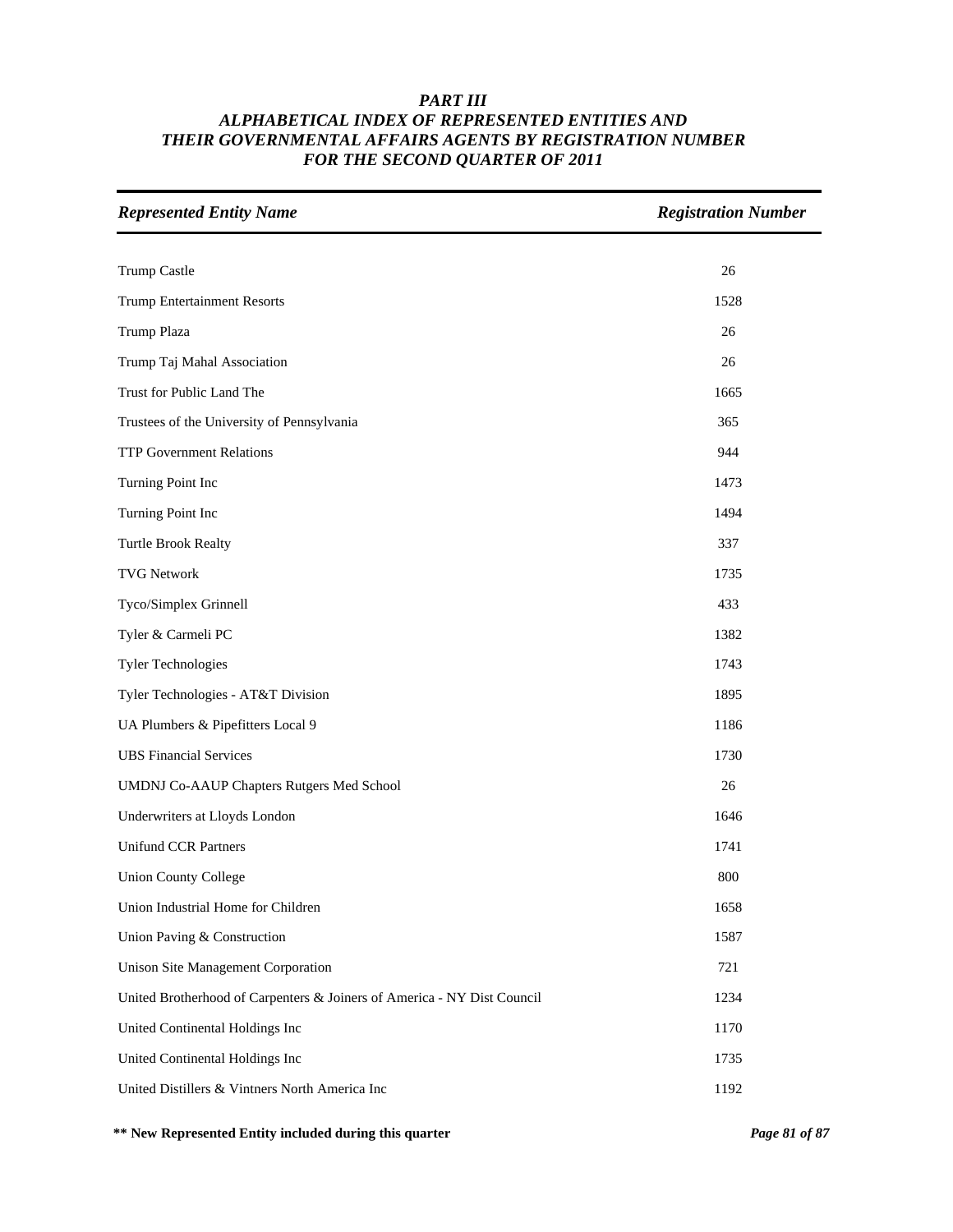# *PART III*
# *ALPHABETICAL INDEX OF REPRESENTED ENTITIES AND THEIR GOVERNMENTAL AFFAIRS AGENTS BY REGISTRATION NUMBER FOR THE SECOND QUARTER OF 2011*

| *Represented Entity Name* | *Registration Number* |
|---|---|
| Trump Castle | 26 |
| Trump Entertainment Resorts | 1528 |
| Trump Plaza | 26 |
| Trump Taj Mahal Association | 26 |
| Trust for Public Land The | 1665 |
| Trustees of the University of Pennsylvania | 365 |
| TTP Government Relations | 944 |
| Turning Point Inc | 1473 |
| Turning Point Inc | 1494 |
| Turtle Brook Realty | 337 |
| TVG Network | 1735 |
| Tyco/Simplex Grinnell | 433 |
| Tyler & Carmeli PC | 1382 |
| Tyler Technologies | 1743 |
| Tyler Technologies - AT&T Division | 1895 |
| UA Plumbers & Pipefitters Local 9 | 1186 |
| UBS Financial Services | 1730 |
| UMDNJ Co-AAUP Chapters Rutgers Med School | 26 |
| Underwriters at Lloyds London | 1646 |
| Unifund CCR Partners | 1741 |
| Union County College | 800 |
| Union Industrial Home for Children | 1658 |
| Union Paving & Construction | 1587 |
| Unison Site Management Corporation | 721 |
| United Brotherhood of Carpenters & Joiners of America - NY Dist Council | 1234 |
| United Continental Holdings Inc | 1170 |
| United Continental Holdings Inc | 1735 |
| United Distillers & Vintners North America Inc | 1192 |

**\*\* New Represented Entity included during this quarter**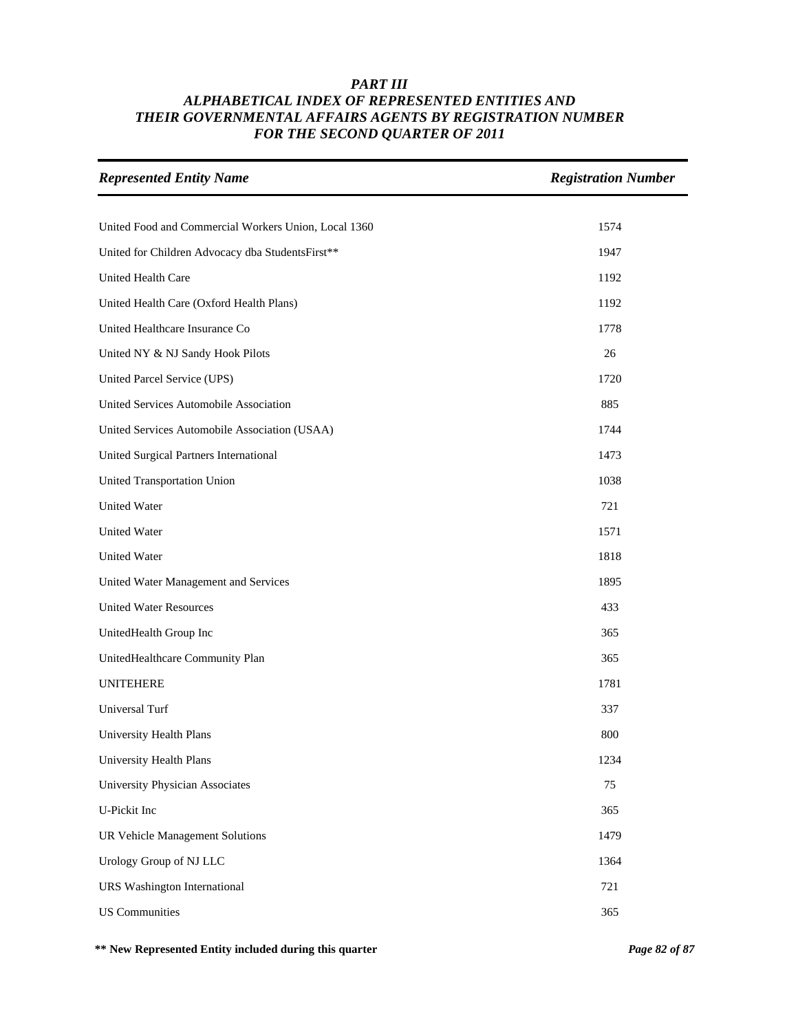# *PART III*
# *ALPHABETICAL INDEX OF REPRESENTED ENTITIES AND THEIR GOVERNMENTAL AFFAIRS AGENTS BY REGISTRATION NUMBER FOR THE SECOND QUARTER OF 2011*

| *Represented Entity Name* | *Registration Number* |
|---|---|
| United Food and Commercial Workers Union, Local 1360 | 1574 |
| United for Children Advocacy dba StudentsFirst** | 1947 |
| United Health Care | 1192 |
| United Health Care (Oxford Health Plans) | 1192 |
| United Healthcare Insurance Co | 1778 |
| United NY & NJ Sandy Hook Pilots | 26 |
| United Parcel Service (UPS) | 1720 |
| United Services Automobile Association | 885 |
| United Services Automobile Association (USAA) | 1744 |
| United Surgical Partners International | 1473 |
| United Transportation Union | 1038 |
| United Water | 721 |
| United Water | 1571 |
| United Water | 1818 |
| United Water Management and Services | 1895 |
| United Water Resources | 433 |
| UnitedHealth Group Inc | 365 |
| UnitedHealthcare Community Plan | 365 |
| UNITEHERE | 1781 |
| Universal Turf | 337 |
| University Health Plans | 800 |
| University Health Plans | 1234 |
| University Physician Associates | 75 |
| U-Pickit Inc | 365 |
| UR Vehicle Management Solutions | 1479 |
| Urology Group of NJ LLC | 1364 |
| URS Washington International | 721 |
| US Communities | 365 |

**** New Represented Entity included during this quarter**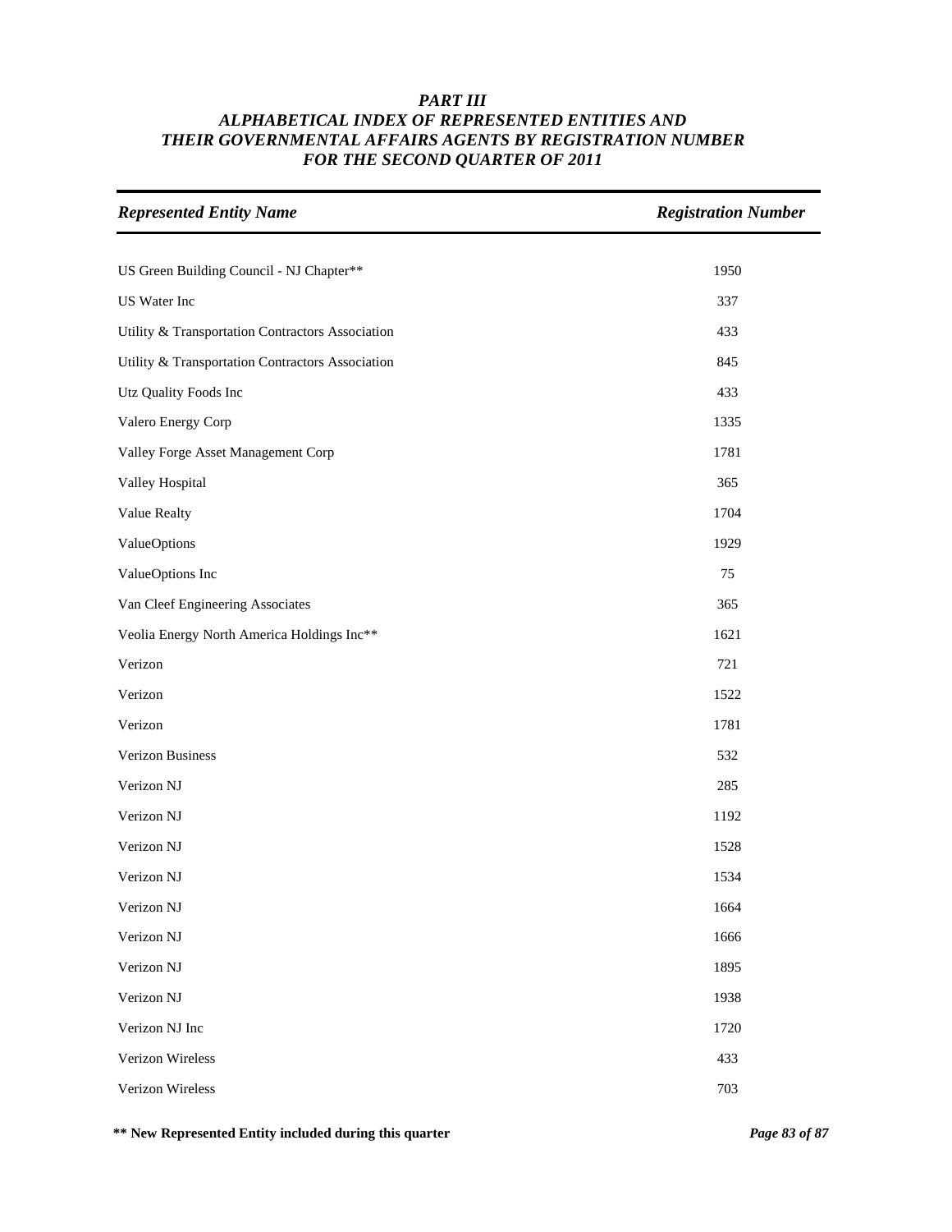# *PART III*
# *ALPHABETICAL INDEX OF REPRESENTED ENTITIES AND THEIR GOVERNMENTAL AFFAIRS AGENTS BY REGISTRATION NUMBER FOR THE SECOND QUARTER OF 2011*

| *Represented Entity Name* | *Registration Number* |
|---|---|
| US Green Building Council - NJ Chapter** | 1950 |
| US Water Inc | 337 |
| Utility & Transportation Contractors Association | 433 |
| Utility & Transportation Contractors Association | 845 |
| Utz Quality Foods Inc | 433 |
| Valero Energy Corp | 1335 |
| Valley Forge Asset Management Corp | 1781 |
| Valley Hospital | 365 |
| Value Realty | 1704 |
| ValueOptions | 1929 |
| ValueOptions Inc | 75 |
| Van Cleef Engineering Associates | 365 |
| Veolia Energy North America Holdings Inc** | 1621 |
| Verizon | 721 |
| Verizon | 1522 |
| Verizon | 1781 |
| Verizon Business | 532 |
| Verizon NJ | 285 |
| Verizon NJ | 1192 |
| Verizon NJ | 1528 |
| Verizon NJ | 1534 |
| Verizon NJ | 1664 |
| Verizon NJ | 1666 |
| Verizon NJ | 1895 |
| Verizon NJ | 1938 |
| Verizon NJ Inc | 1720 |
| Verizon Wireless | 433 |
| Verizon Wireless | 703 |

**** New Represented Entity included during this quarter**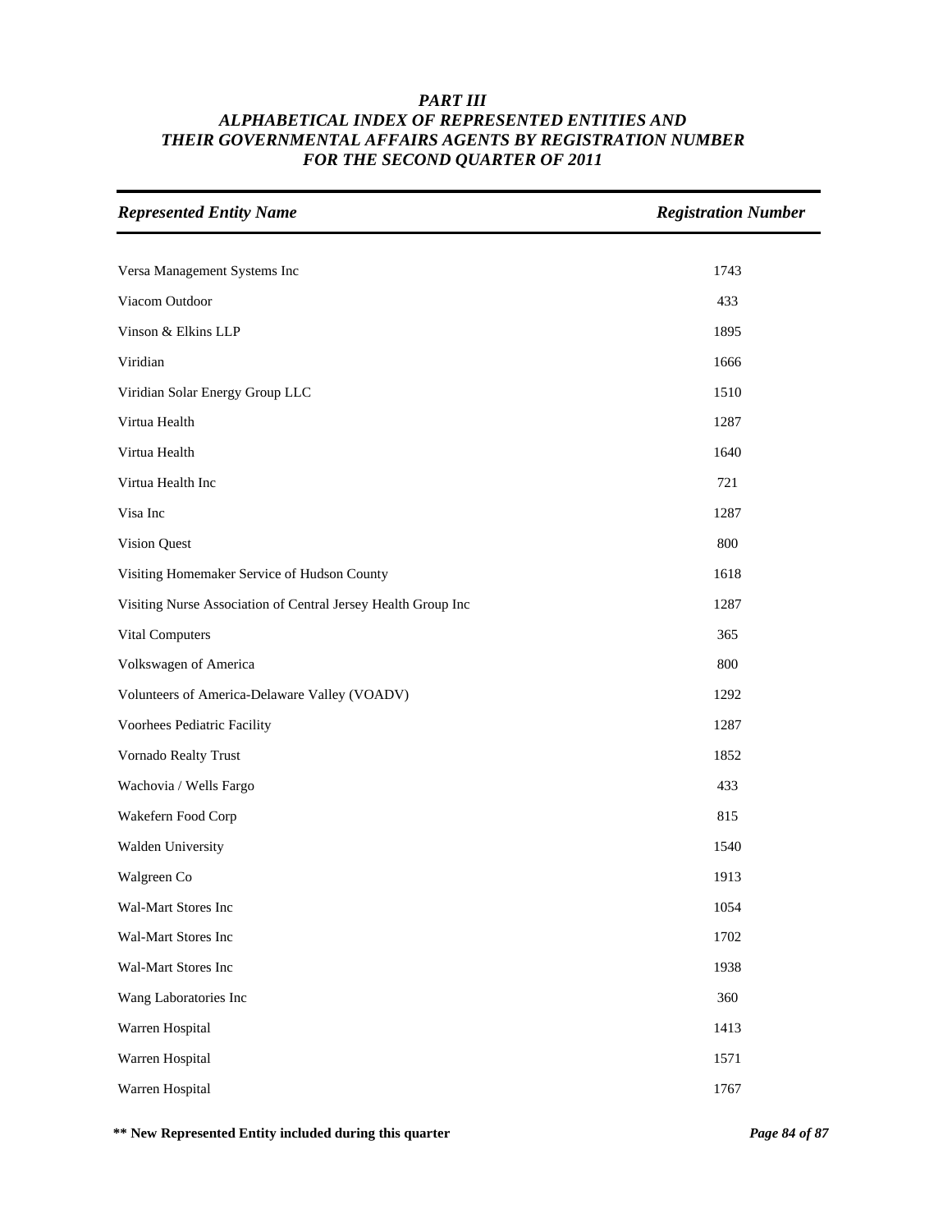# PART III
## ALPHABETICAL INDEX OF REPRESENTED ENTITIES AND THEIR GOVERNMENTAL AFFAIRS AGENTS BY REGISTRATION NUMBER FOR THE SECOND QUARTER OF 2011

| *Represented Entity Name* | *Registration Number* |
| --- | --- |
| Versa Management Systems Inc | 1743 |
| Viacom Outdoor | 433 |
| Vinson & Elkins LLP | 1895 |
| Viridian | 1666 |
| Viridian Solar Energy Group LLC | 1510 |
| Virtua Health | 1287 |
| Virtua Health | 1640 |
| Virtua Health Inc | 721 |
| Visa Inc | 1287 |
| Vision Quest | 800 |
| Visiting Homemaker Service of Hudson County | 1618 |
| Visiting Nurse Association of Central Jersey Health Group Inc | 1287 |
| Vital Computers | 365 |
| Volkswagen of America | 800 |
| Volunteers of America-Delaware Valley (VOADV) | 1292 |
| Voorhees Pediatric Facility | 1287 |
| Vornado Realty Trust | 1852 |
| Wachovia / Wells Fargo | 433 |
| Wakefern Food Corp | 815 |
| Walden University | 1540 |
| Walgreen Co | 1913 |
| Wal-Mart Stores Inc | 1054 |
| Wal-Mart Stores Inc | 1702 |
| Wal-Mart Stores Inc | 1938 |
| Wang Laboratories Inc | 360 |
| Warren Hospital | 1413 |
| Warren Hospital | 1571 |
| Warren Hospital | 1767 |

**\*\* New Represented Entity included during this quarter**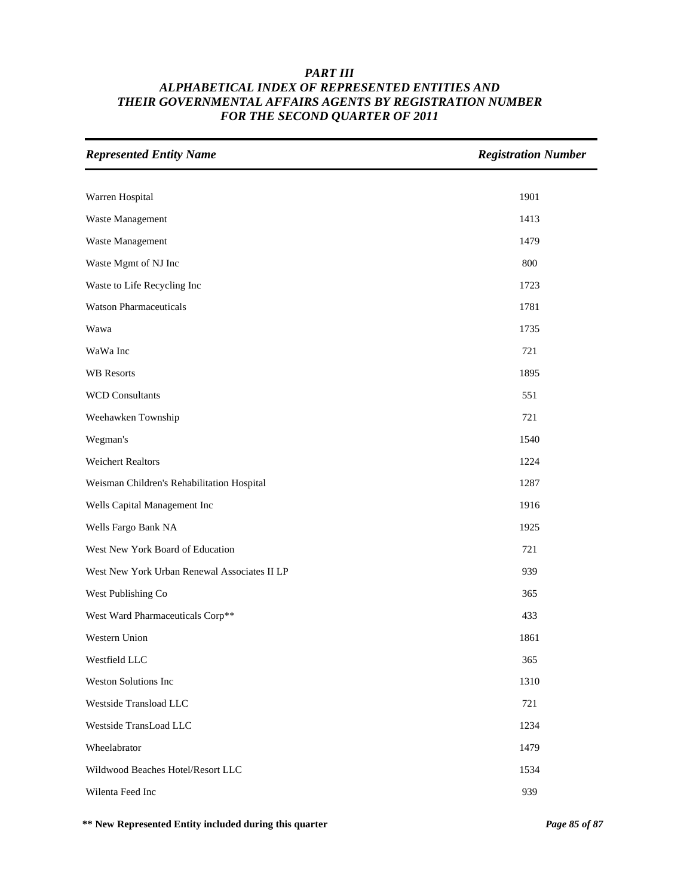# *PART III*
## *ALPHABETICAL INDEX OF REPRESENTED ENTITIES AND THEIR GOVERNMENTAL AFFAIRS AGENTS BY REGISTRATION NUMBER FOR THE SECOND QUARTER OF 2011*

| *Represented Entity Name* | *Registration Number* |
|---|---|
| Warren Hospital | 1901 |
| Waste Management | 1413 |
| Waste Management | 1479 |
| Waste Mgmt of NJ Inc | 800 |
| Waste to Life Recycling Inc | 1723 |
| Watson Pharmaceuticals | 1781 |
| Wawa | 1735 |
| WaWa Inc | 721 |
| WB Resorts | 1895 |
| WCD Consultants | 551 |
| Weehawken Township | 721 |
| Wegman's | 1540 |
| Weichert Realtors | 1224 |
| Weisman Children's Rehabilitation Hospital | 1287 |
| Wells Capital Management Inc | 1916 |
| Wells Fargo Bank NA | 1925 |
| West New York Board of Education | 721 |
| West New York Urban Renewal Associates II LP | 939 |
| West Publishing Co | 365 |
| West Ward Pharmaceuticals Corp** | 433 |
| Western Union | 1861 |
| Westfield LLC | 365 |
| Weston Solutions Inc | 1310 |
| Westside Transload LLC | 721 |
| Westside TransLoad LLC | 1234 |
| Wheelabrator | 1479 |
| Wildwood Beaches Hotel/Resort LLC | 1534 |
| Wilenta Feed Inc | 939 |

**** New Represented Entity included during this quarter**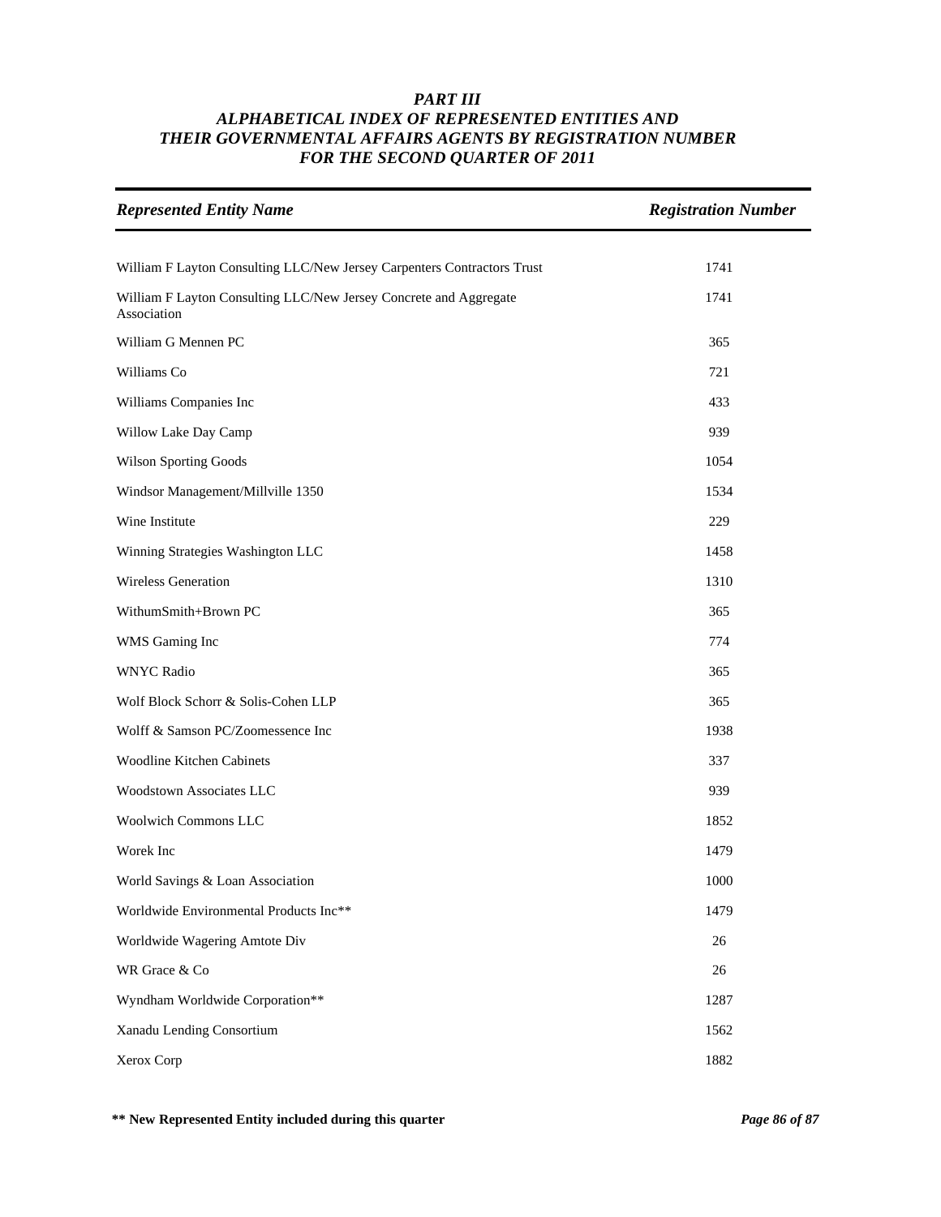***PART III***
***ALPHABETICAL INDEX OF REPRESENTED ENTITIES AND THEIR GOVERNMENTAL AFFAIRS AGENTS BY REGISTRATION NUMBER FOR THE SECOND QUARTER OF 2011***

| *Represented Entity Name* | *Registration Number* |
|---|---|
| William F Layton Consulting LLC/New Jersey Carpenters Contractors Trust | 1741 |
| William F Layton Consulting LLC/New Jersey Concrete and Aggregate Association | 1741 |
| William G Mennen PC | 365 |
| Williams Co | 721 |
| Williams Companies Inc | 433 |
| Willow Lake Day Camp | 939 |
| Wilson Sporting Goods | 1054 |
| Windsor Management/Millville 1350 | 1534 |
| Wine Institute | 229 |
| Winning Strategies Washington LLC | 1458 |
| Wireless Generation | 1310 |
| WithumSmith+Brown PC | 365 |
| WMS Gaming Inc | 774 |
| WNYC Radio | 365 |
| Wolf Block Schorr & Solis-Cohen LLP | 365 |
| Wolff & Samson PC/Zoomessence Inc | 1938 |
| Woodline Kitchen Cabinets | 337 |
| Woodstown Associates LLC | 939 |
| Woolwich Commons LLC | 1852 |
| Worek Inc | 1479 |
| World Savings & Loan Association | 1000 |
| Worldwide Environmental Products Inc** | 1479 |
| Worldwide Wagering Amtote Div | 26 |
| WR Grace & Co | 26 |
| Wyndham Worldwide Corporation** | 1287 |
| Xanadu Lending Consortium | 1562 |
| Xerox Corp | 1882 |

**\*\* New Represented Entity included during this quarter**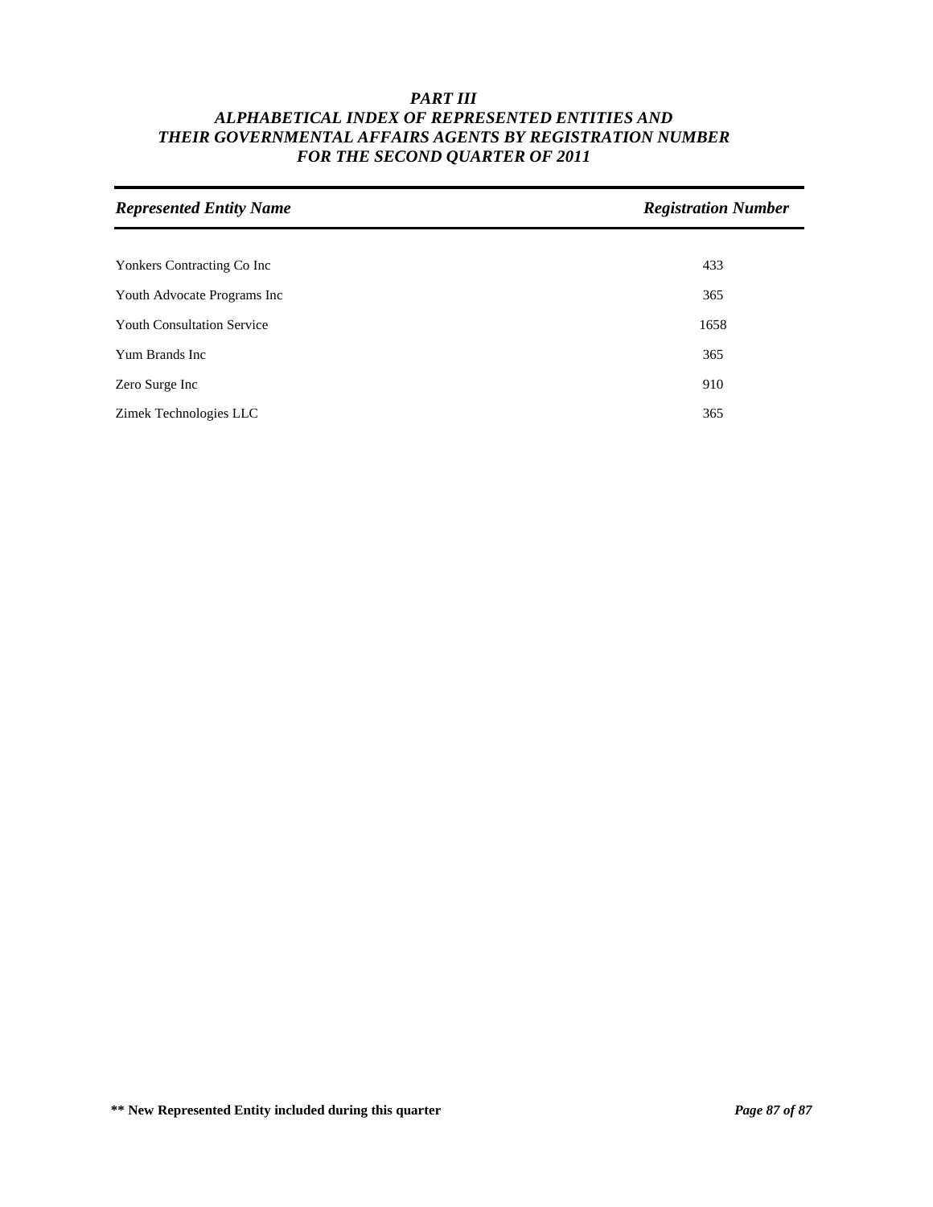# *PART III*
## *ALPHABETICAL INDEX OF REPRESENTED ENTITIES AND THEIR GOVERNMENTAL AFFAIRS AGENTS BY REGISTRATION NUMBER FOR THE SECOND QUARTER OF 2011*

| *Represented Entity Name* | *Registration Number* |
|---|---|
| Yonkers Contracting Co Inc | 433 |
| Youth Advocate Programs Inc | 365 |
| Youth Consultation Service | 1658 |
| Yum Brands Inc | 365 |
| Zero Surge Inc | 910 |
| Zimek Technologies LLC | 365 |

**** New Represented Entity included during this quarter**